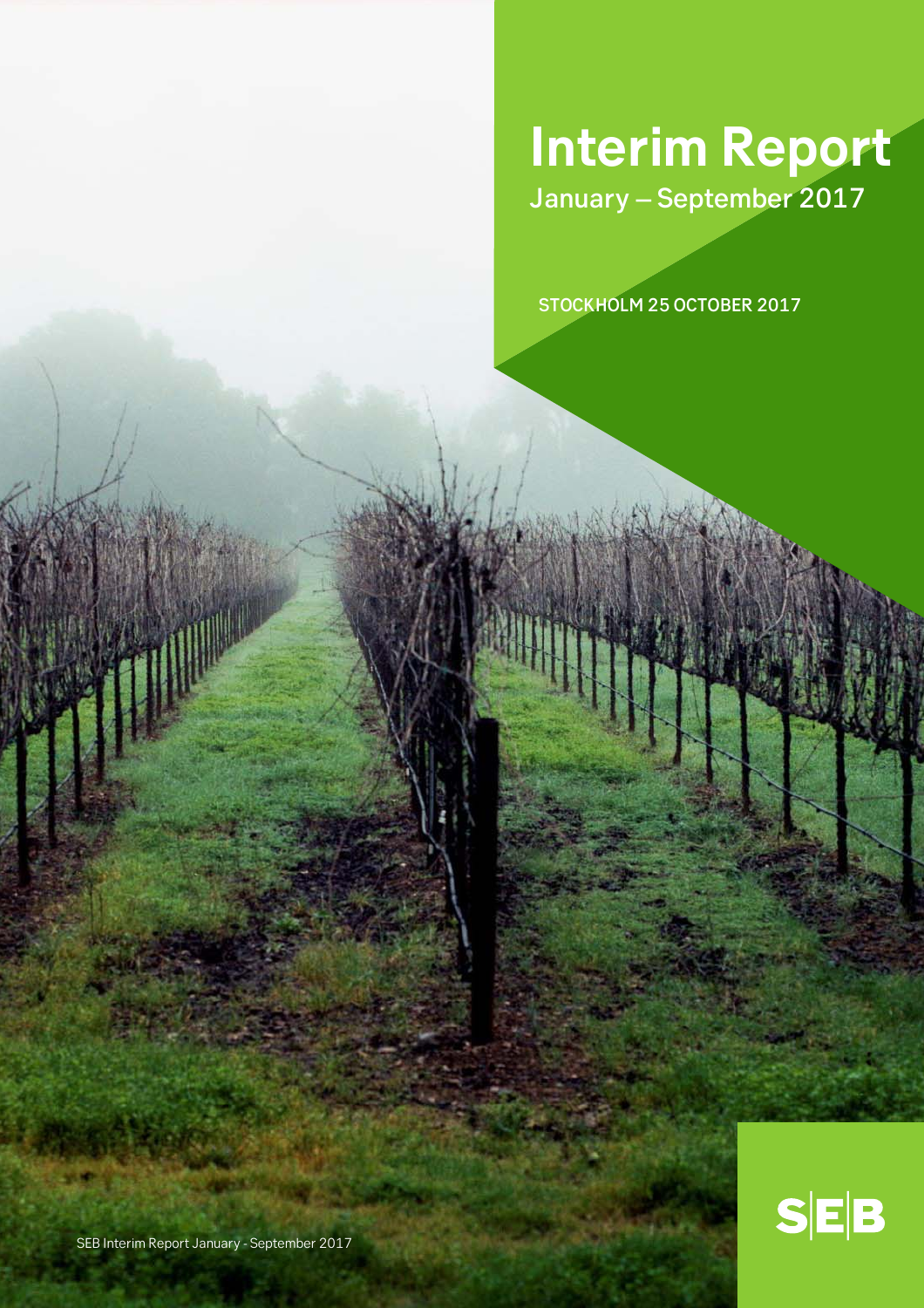# Interim Report

January – September 2017

STOCKHOLM 25 OCTOBER 2017

SEB

SEB Interim Report January - September 2017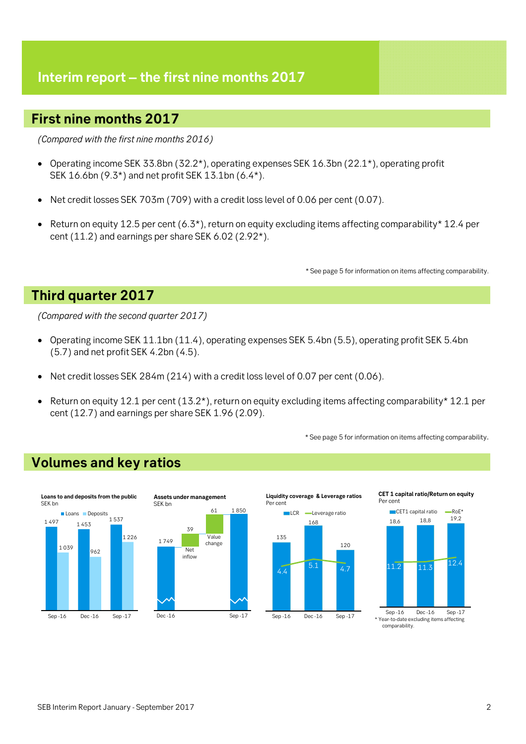# Interim report – the first nine months 2017

## First nine months 2017

*(Compared with the first nine months 2016)*

- Operating income SEK 33.8bn (32.2*), operating expenses SEK 16.3bn (22.1*), operating profit SEK 16.6bn (9.3*) and net profit SEK 13.1bn (6.4*).
- Net credit losses SEK 703m (709) with a credit loss level of 0.06 per cent (0.07).
- Return on equity 12.5 per cent (6.3*), return on equity excluding items affecting comparability* 12.4 per cent (11.2) and earnings per share SEK 6.02 (2.92*).

\* See page 5 for information on items affecting comparability.

## Third quarter 2017

*(Compared with the second quarter 2017)*

- Operating income SEK 11.1bn (11.4), operating expenses SEK 5.4bn (5.5), operating profit SEK 5.4bn (5.7) and net profit SEK 4.2bn (4.5).
- Net credit losses SEK 284m (214) with a credit loss level of 0.07 per cent (0.06).
- Return on equity 12.1 per cent (13.2*), return on equity excluding items affecting comparability* 12.1 per cent (12.7) and earnings per share SEK 1.96 (2.09).

\* See page 5 for information on items affecting comparability.

## Volumes and key ratios

**Loans to and deposits from the public**
SEK bn

| | Sep -16 | Dec -16 | Sep -17 |
|---|---|---|---|
| Loans | 1 497 | 1 453 | 1 537 |
| Deposits | 1 039 | 962 | 1 226 |

**Assets under management**
SEK bn

| Dec -16 | Net inflow | Value change | Sep -17 |
|---|---|---|---|
| 1 749 | 39 | 61 | 1 850 |

**Liquidity coverage & Leverage ratios**
Per cent

| | Sep -16 | Dec -16 | Sep -17 |
|---|---|---|---|
| LCR | 135 | 168 | 120 |
| Leverage ratio | 4.4 | 5.1 | 4.7 |

**CET 1 capital ratio/Return on equity**
Per cent

| | Sep -16 | Dec -16 | Sep -17 |
|---|---|---|---|
| CET1 capital ratio | 18,6 | 18,8 | 19.2 |
| RoE* | 11.2 | 11.3 | 12.4 |

\* Year-to-date excluding items affecting comparability.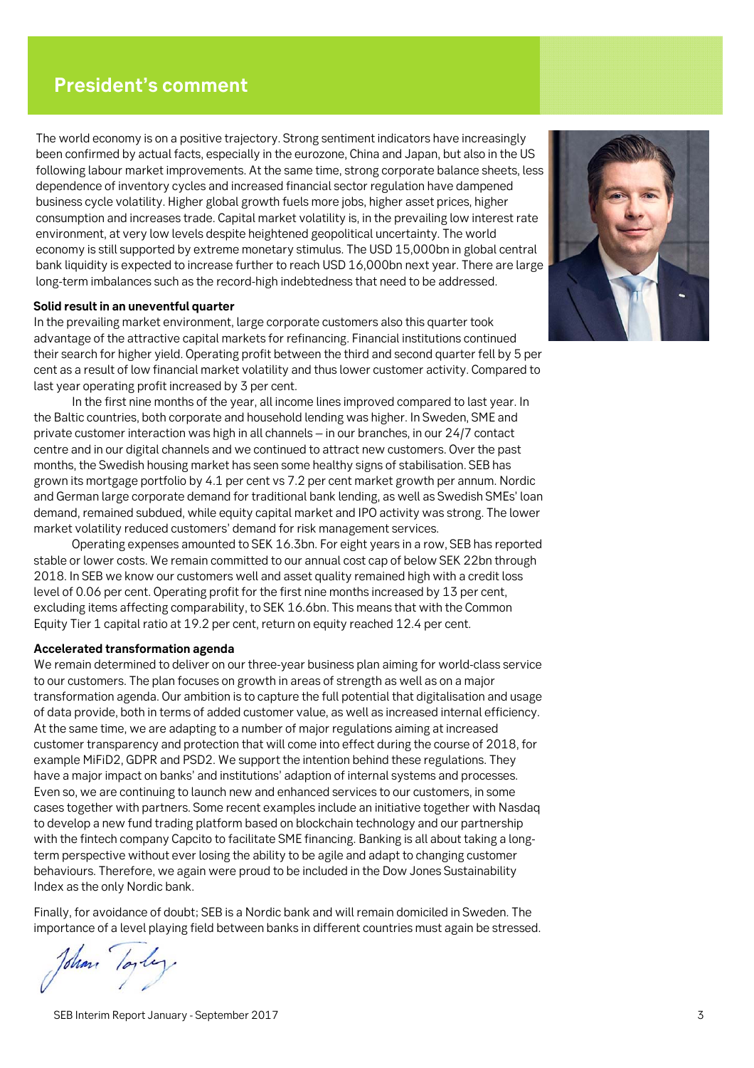# President's comment

The world economy is on a positive trajectory. Strong sentiment indicators have increasingly been confirmed by actual facts, especially in the eurozone, China and Japan, but also in the US following labour market improvements. At the same time, strong corporate balance sheets, less dependence of inventory cycles and increased financial sector regulation have dampened business cycle volatility. Higher global growth fuels more jobs, higher asset prices, higher consumption and increases trade. Capital market volatility is, in the prevailing low interest rate environment, at very low levels despite heightened geopolitical uncertainty. The world economy is still supported by extreme monetary stimulus. The USD 15,000bn in global central bank liquidity is expected to increase further to reach USD 16,000bn next year. There are large long-term imbalances such as the record-high indebtedness that need to be addressed.

**Solid result in an uneventful quarter**

In the prevailing market environment, large corporate customers also this quarter took advantage of the attractive capital markets for refinancing. Financial institutions continued their search for higher yield. Operating profit between the third and second quarter fell by 5 per cent as a result of low financial market volatility and thus lower customer activity. Compared to last year operating profit increased by 3 per cent.

In the first nine months of the year, all income lines improved compared to last year. In the Baltic countries, both corporate and household lending was higher. In Sweden, SME and private customer interaction was high in all channels – in our branches, in our 24/7 contact centre and in our digital channels and we continued to attract new customers. Over the past months, the Swedish housing market has seen some healthy signs of stabilisation. SEB has grown its mortgage portfolio by 4.1 per cent vs 7.2 per cent market growth per annum. Nordic and German large corporate demand for traditional bank lending, as well as Swedish SMEs' loan demand, remained subdued, while equity capital market and IPO activity was strong. The lower market volatility reduced customers' demand for risk management services.

Operating expenses amounted to SEK 16.3bn. For eight years in a row, SEB has reported stable or lower costs. We remain committed to our annual cost cap of below SEK 22bn through 2018. In SEB we know our customers well and asset quality remained high with a credit loss level of 0.06 per cent. Operating profit for the first nine months increased by 13 per cent, excluding items affecting comparability, to SEK 16.6bn. This means that with the Common Equity Tier 1 capital ratio at 19.2 per cent, return on equity reached 12.4 per cent.

**Accelerated transformation agenda**

We remain determined to deliver on our three-year business plan aiming for world-class service to our customers. The plan focuses on growth in areas of strength as well as on a major transformation agenda. Our ambition is to capture the full potential that digitalisation and usage of data provide, both in terms of added customer value, as well as increased internal efficiency. At the same time, we are adapting to a number of major regulations aiming at increased customer transparency and protection that will come into effect during the course of 2018, for example MiFiD2, GDPR and PSD2. We support the intention behind these regulations. They have a major impact on banks' and institutions' adaption of internal systems and processes. Even so, we are continuing to launch new and enhanced services to our customers, in some cases together with partners. Some recent examples include an initiative together with Nasdaq to develop a new fund trading platform based on blockchain technology and our partnership with the fintech company Capcito to facilitate SME financing. Banking is all about taking a long-term perspective without ever losing the ability to be agile and adapt to changing customer behaviours. Therefore, we again were proud to be included in the Dow Jones Sustainability Index as the only Nordic bank.

Finally, for avoidance of doubt; SEB is a Nordic bank and will remain domiciled in Sweden. The importance of a level playing field between banks in different countries must again be stressed.

Johan Torgeby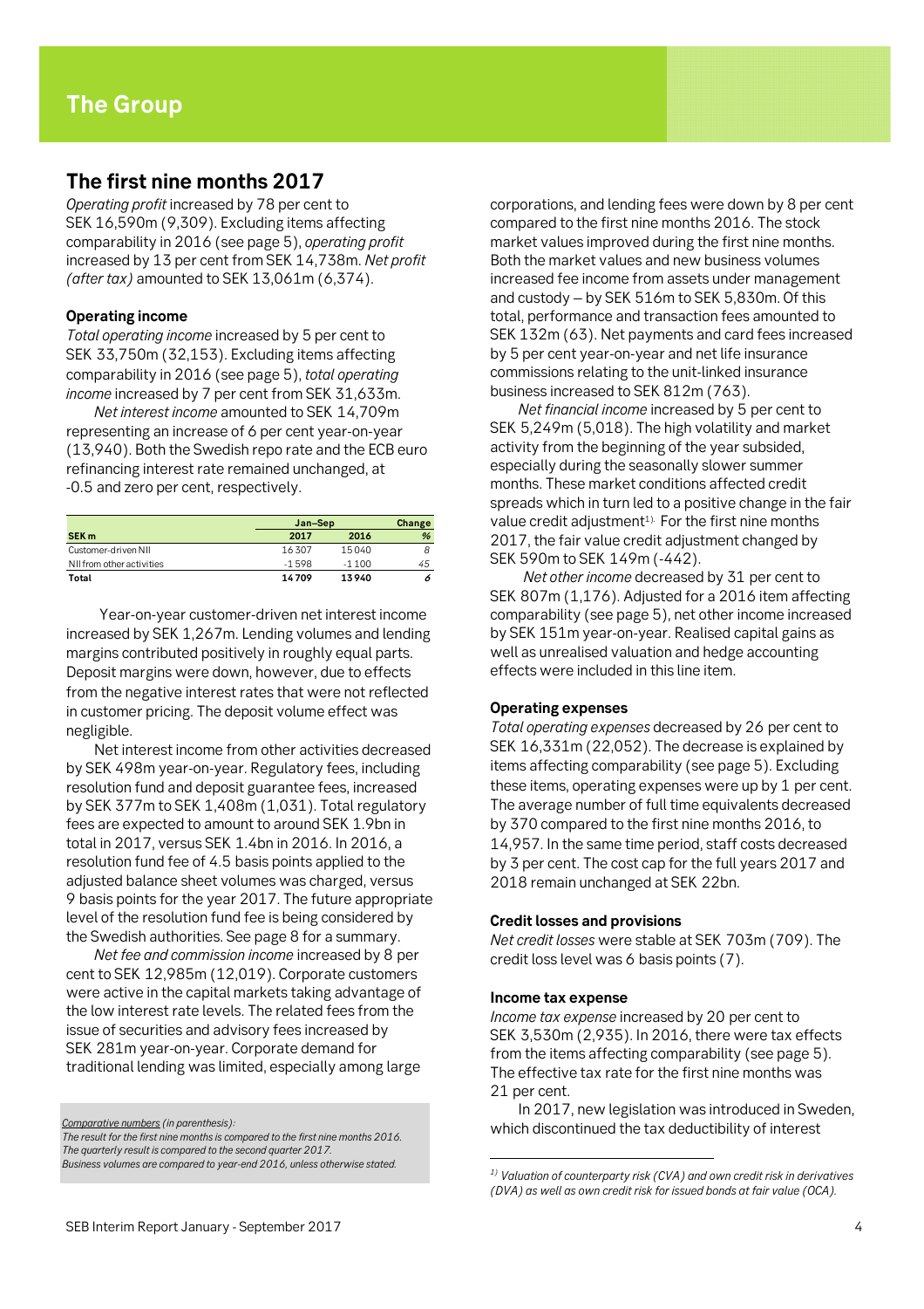# The Group

## The first nine months 2017

*Operating profit* increased by 78 per cent to SEK 16,590m (9,309). Excluding items affecting comparability in 2016 (see page 5), *operating profit* increased by 13 per cent from SEK 14,738m. *Net profit (after tax)* amounted to SEK 13,061m (6,374).

### Operating income

*Total operating income* increased by 5 per cent to SEK 33,750m (32,153). Excluding items affecting comparability in 2016 (see page 5), *total operating income* increased by 7 per cent from SEK 31,633m.

*Net interest income* amounted to SEK 14,709m representing an increase of 6 per cent year-on-year (13,940). Both the Swedish repo rate and the ECB euro refinancing interest rate remained unchanged, at -0.5 and zero per cent, respectively.

| | Jan–Sep | | Change |
|---|---|---|---|
| SEK m | 2017 | 2016 | % |
| Customer-driven NII | 16 307 | 15 040 | 8 |
| NII from other activities | -1 598 | -1 100 | 45 |
| **Total** | **14 709** | **13 940** | **6** |

Year-on-year customer-driven net interest income increased by SEK 1,267m. Lending volumes and lending margins contributed positively in roughly equal parts. Deposit margins were down, however, due to effects from the negative interest rates that were not reflected in customer pricing. The deposit volume effect was negligible.

Net interest income from other activities decreased by SEK 498m year-on-year. Regulatory fees, including resolution fund and deposit guarantee fees, increased by SEK 377m to SEK 1,408m (1,031). Total regulatory fees are expected to amount to around SEK 1.9bn in total in 2017, versus SEK 1.4bn in 2016. In 2016, a resolution fund fee of 4.5 basis points applied to the adjusted balance sheet volumes was charged, versus 9 basis points for the year 2017. The future appropriate level of the resolution fund fee is being considered by the Swedish authorities. See page 8 for a summary.

*Net fee and commission income* increased by 8 per cent to SEK 12,985m (12,019). Corporate customers were active in the capital markets taking advantage of the low interest rate levels. The related fees from the issue of securities and advisory fees increased by SEK 281m year-on-year. Corporate demand for traditional lending was limited, especially among large corporations, and lending fees were down by 8 per cent compared to the first nine months 2016. The stock market values improved during the first nine months. Both the market values and new business volumes increased fee income from assets under management and custody – by SEK 516m to SEK 5,830m. Of this total, performance and transaction fees amounted to SEK 132m (63). Net payments and card fees increased by 5 per cent year-on-year and net life insurance commissions relating to the unit-linked insurance business increased to SEK 812m (763).

*Net financial income* increased by 5 per cent to SEK 5,249m (5,018). The high volatility and market activity from the beginning of the year subsided, especially during the seasonally slower summer months. These market conditions affected credit spreads which in turn led to a positive change in the fair value credit adjustment[1]. For the first nine months 2017, the fair value credit adjustment changed by SEK 590m to SEK 149m (-442).

*Net other income* decreased by 31 per cent to SEK 807m (1,176). Adjusted for a 2016 item affecting comparability (see page 5), net other income increased by SEK 151m year-on-year. Realised capital gains as well as unrealised valuation and hedge accounting effects were included in this line item.

### Operating expenses

*Total operating expenses* decreased by 26 per cent to SEK 16,331m (22,052). The decrease is explained by items affecting comparability (see page 5). Excluding these items, operating expenses were up by 1 per cent. The average number of full time equivalents decreased by 370 compared to the first nine months 2016, to 14,957. In the same time period, staff costs decreased by 3 per cent. The cost cap for the full years 2017 and 2018 remain unchanged at SEK 22bn.

### Credit losses and provisions

*Net credit losses* were stable at SEK 703m (709). The credit loss level was 6 basis points (7).

### Income tax expense

*Income tax expense* increased by 20 per cent to SEK 3,530m (2,935). In 2016, there were tax effects from the items affecting comparability (see page 5). The effective tax rate for the first nine months was 21 per cent.

In 2017, new legislation was introduced in Sweden, which discontinued the tax deductibility of interest

*Comparative numbers (in parenthesis):*
*The result for the first nine months is compared to the first nine months 2016.*
*The quarterly result is compared to the second quarter 2017.*
*Business volumes are compared to year-end 2016, unless otherwise stated.*

[1] *Valuation of counterparty risk (CVA) and own credit risk in derivatives (DVA) as well as own credit risk for issued bonds at fair value (OCA).*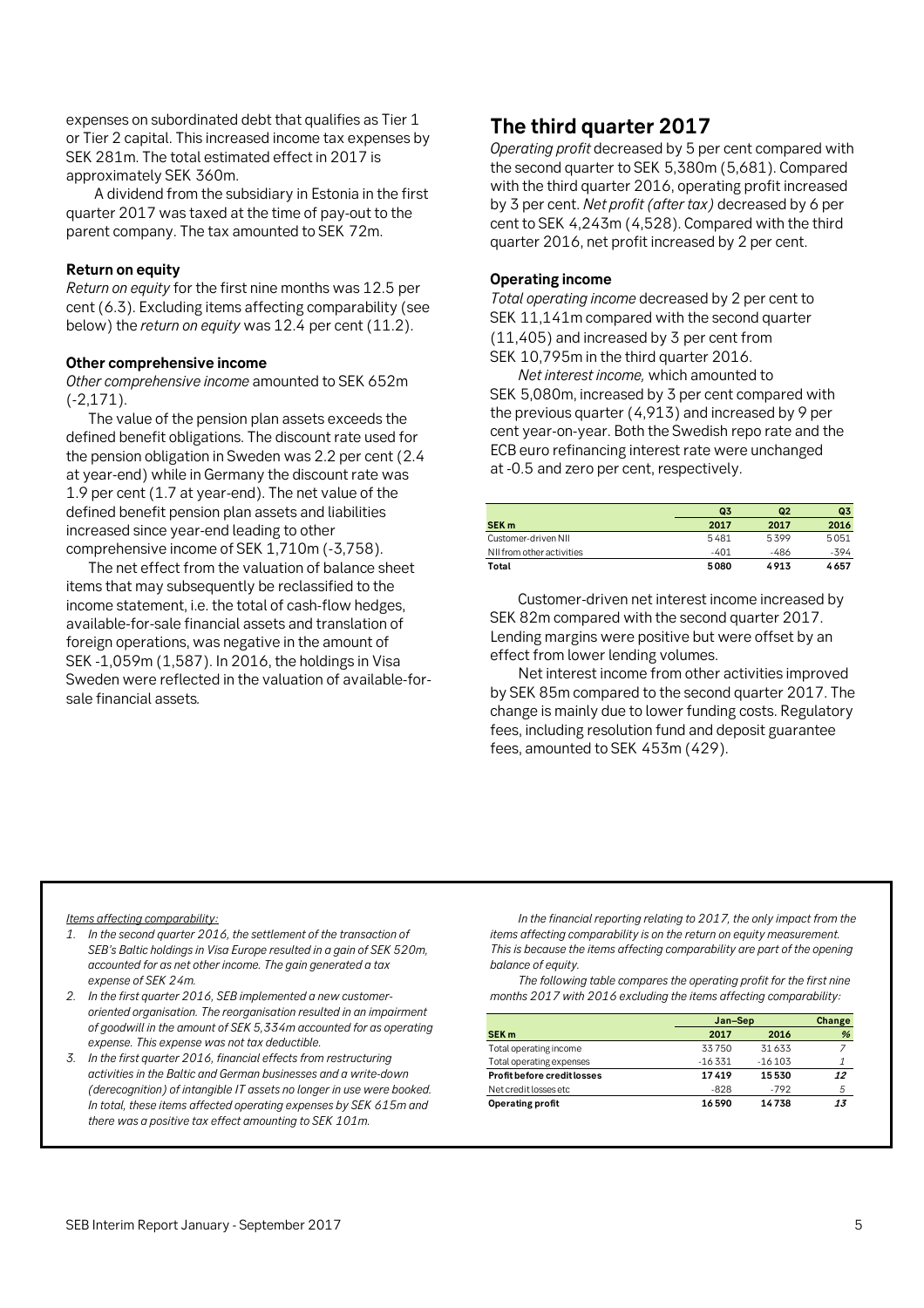expenses on subordinated debt that qualifies as Tier 1 or Tier 2 capital. This increased income tax expenses by SEK 281m. The total estimated effect in 2017 is approximately SEK 360m.

A dividend from the subsidiary in Estonia in the first quarter 2017 was taxed at the time of pay-out to the parent company. The tax amounted to SEK 72m.

**Return on equity**

*Return on equity* for the first nine months was 12.5 per cent (6.3). Excluding items affecting comparability (see below) the *return on equity* was 12.4 per cent (11.2).

**Other comprehensive income**

*Other comprehensive income* amounted to SEK 652m (-2,171).

The value of the pension plan assets exceeds the defined benefit obligations. The discount rate used for the pension obligation in Sweden was 2.2 per cent (2.4 at year-end) while in Germany the discount rate was 1.9 per cent (1.7 at year-end). The net value of the defined benefit pension plan assets and liabilities increased since year-end leading to other comprehensive income of SEK 1,710m (-3,758).

The net effect from the valuation of balance sheet items that may subsequently be reclassified to the income statement, i.e. the total of cash-flow hedges, available-for-sale financial assets and translation of foreign operations, was negative in the amount of SEK -1,059m (1,587). In 2016, the holdings in Visa Sweden were reflected in the valuation of available-for-sale financial assets.

## The third quarter 2017

*Operating profit* decreased by 5 per cent compared with the second quarter to SEK 5,380m (5,681). Compared with the third quarter 2016, operating profit increased by 3 per cent. *Net profit (after tax)* decreased by 6 per cent to SEK 4,243m (4,528). Compared with the third quarter 2016, net profit increased by 2 per cent.

**Operating income**

*Total operating income* decreased by 2 per cent to SEK 11,141m compared with the second quarter (11,405) and increased by 3 per cent from SEK 10,795m in the third quarter 2016.

*Net interest income,* which amounted to SEK 5,080m, increased by 3 per cent compared with the previous quarter (4,913) and increased by 9 per cent year-on-year. Both the Swedish repo rate and the ECB euro refinancing interest rate were unchanged at -0.5 and zero per cent, respectively.

| SEK m | Q3 2017 | Q2 2017 | Q3 2016 |
|---|---|---|---|
| Customer-driven NII | 5481 | 5399 | 5051 |
| NII from other activities | -401 | -486 | -394 |
| **Total** | **5080** | **4913** | **4657** |

Customer-driven net interest income increased by SEK 82m compared with the second quarter 2017. Lending margins were positive but were offset by an effect from lower lending volumes.

Net interest income from other activities improved by SEK 85m compared to the second quarter 2017. The change is mainly due to lower funding costs. Regulatory fees, including resolution fund and deposit guarantee fees, amounted to SEK 453m (429).

*Items affecting comparability:*

1. *In the second quarter 2016, the settlement of the transaction of SEB's Baltic holdings in Visa Europe resulted in a gain of SEK 520m, accounted for as net other income. The gain generated a tax expense of SEK 24m.*
2. *In the first quarter 2016, SEB implemented a new customer-oriented organisation. The reorganisation resulted in an impairment of goodwill in the amount of SEK 5,334m accounted for as operating expense. This expense was not tax deductible.*
3. *In the first quarter 2016, financial effects from restructuring activities in the Baltic and German businesses and a write-down (derecognition) of intangible IT assets no longer in use were booked. In total, these items affected operating expenses by SEK 615m and there was a positive tax effect amounting to SEK 101m.*

*In the financial reporting relating to 2017, the only impact from the items affecting comparability is on the return on equity measurement. This is because the items affecting comparability are part of the opening balance of equity.*

*The following table compares the operating profit for the first nine months 2017 with 2016 excluding the items affecting comparability:*

| SEK m | Jan–Sep 2017 | Jan–Sep 2016 | Change % |
|---|---|---|---|
| Total operating income | 33750 | 31633 | 7 |
| Total operating expenses | -16331 | -16103 | 1 |
| **Profit before credit losses** | **17419** | **15530** | **12** |
| Net credit losses etc | -828 | -792 | 5 |
| **Operating profit** | **16590** | **14738** | **13** |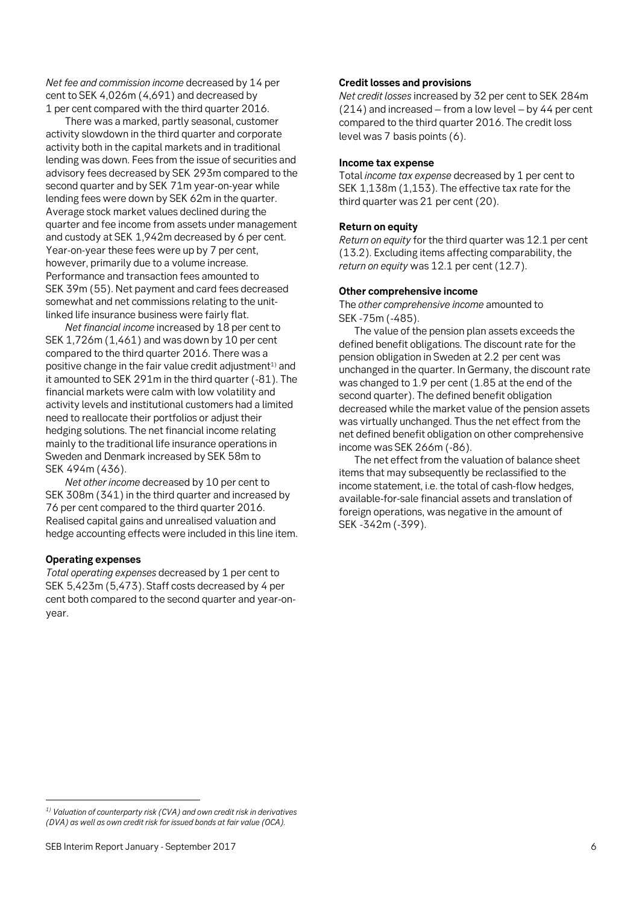*Net fee and commission income* decreased by 14 per cent to SEK 4,026m (4,691) and decreased by 1 per cent compared with the third quarter 2016.

There was a marked, partly seasonal, customer activity slowdown in the third quarter and corporate activity both in the capital markets and in traditional lending was down. Fees from the issue of securities and advisory fees decreased by SEK 293m compared to the second quarter and by SEK 71m year-on-year while lending fees were down by SEK 62m in the quarter. Average stock market values declined during the quarter and fee income from assets under management and custody at SEK 1,942m decreased by 6 per cent. Year-on-year these fees were up by 7 per cent, however, primarily due to a volume increase. Performance and transaction fees amounted to SEK 39m (55). Net payment and card fees decreased somewhat and net commissions relating to the unit-linked life insurance business were fairly flat.

*Net financial income* increased by 18 per cent to SEK 1,726m (1,461) and was down by 10 per cent compared to the third quarter 2016. There was a positive change in the fair value credit adjustment[1)] and it amounted to SEK 291m in the third quarter (-81). The financial markets were calm with low volatility and activity levels and institutional customers had a limited need to reallocate their portfolios or adjust their hedging solutions. The net financial income relating mainly to the traditional life insurance operations in Sweden and Denmark increased by SEK 58m to SEK 494m (436).

*Net other income* decreased by 10 per cent to SEK 308m (341) in the third quarter and increased by 76 per cent compared to the third quarter 2016. Realised capital gains and unrealised valuation and hedge accounting effects were included in this line item.

**Operating expenses**

*Total operating expenses* decreased by 1 per cent to SEK 5,423m (5,473). Staff costs decreased by 4 per cent both compared to the second quarter and year-on-year.

**Credit losses and provisions**

*Net credit losses* increased by 32 per cent to SEK 284m (214) and increased – from a low level – by 44 per cent compared to the third quarter 2016. The credit loss level was 7 basis points (6).

**Income tax expense**

Total *income tax expense* decreased by 1 per cent to SEK 1,138m (1,153). The effective tax rate for the third quarter was 21 per cent (20).

**Return on equity**

*Return on equity* for the third quarter was 12.1 per cent (13.2). Excluding items affecting comparability, the *return on equity* was 12.1 per cent (12.7).

**Other comprehensive income**

The *other comprehensive income* amounted to SEK -75m (-485).

The value of the pension plan assets exceeds the defined benefit obligations. The discount rate for the pension obligation in Sweden at 2.2 per cent was unchanged in the quarter. In Germany, the discount rate was changed to 1.9 per cent (1.85 at the end of the second quarter). The defined benefit obligation decreased while the market value of the pension assets was virtually unchanged. Thus the net effect from the net defined benefit obligation on other comprehensive income was SEK 266m (-86).

The net effect from the valuation of balance sheet items that may subsequently be reclassified to the income statement, i.e. the total of cash-flow hedges, available-for-sale financial assets and translation of foreign operations, was negative in the amount of SEK -342m (-399).

---

*[1)] Valuation of counterparty risk (CVA) and own credit risk in derivatives (DVA) as well as own credit risk for issued bonds at fair value (OCA).*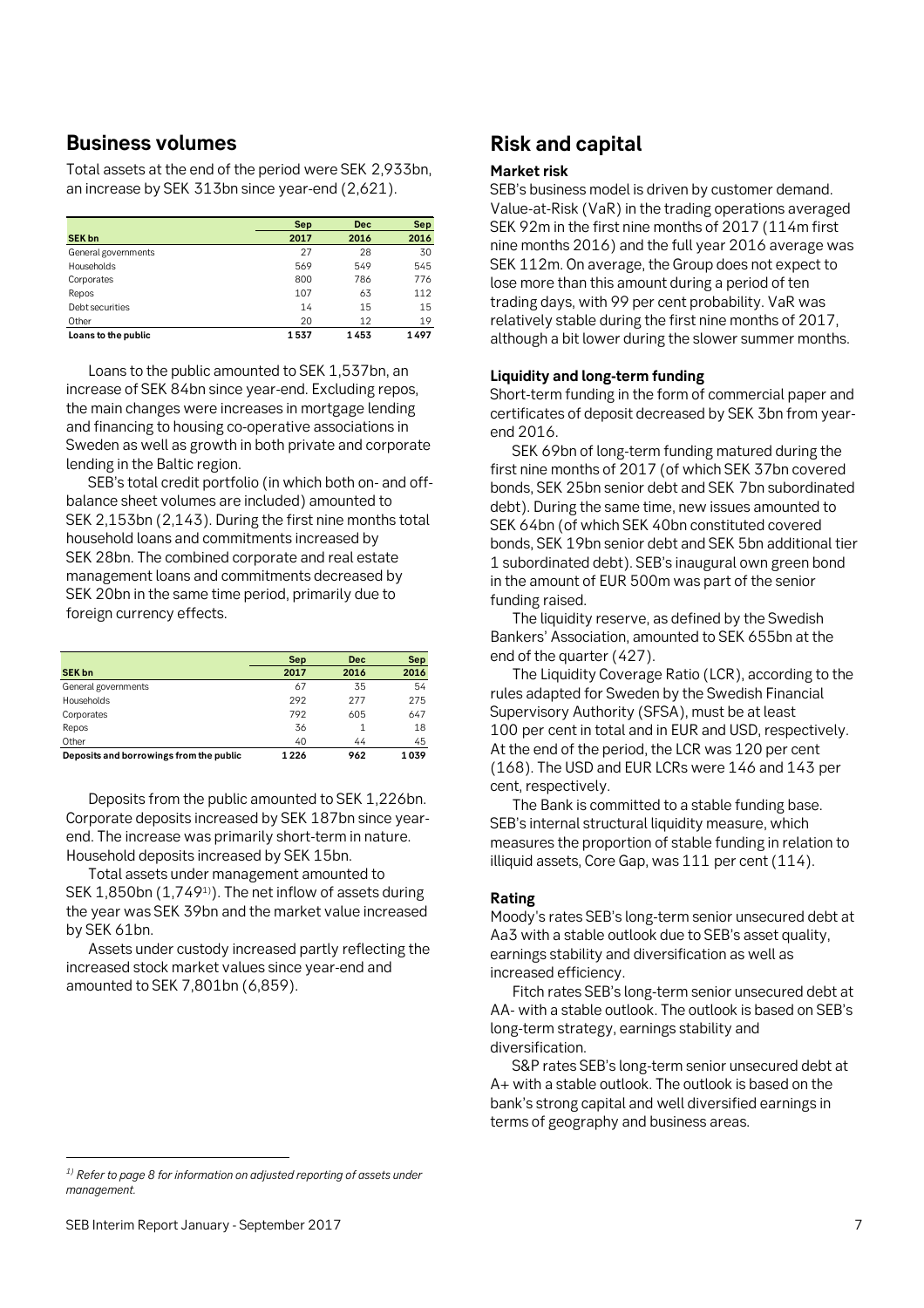## Business volumes

Total assets at the end of the period were SEK 2,933bn, an increase by SEK 313bn since year-end (2,621).

| SEK bn | Sep 2017 | Dec 2016 | Sep 2016 |
|---|---|---|---|
| General governments | 27 | 28 | 30 |
| Households | 569 | 549 | 545 |
| Corporates | 800 | 786 | 776 |
| Repos | 107 | 63 | 112 |
| Debt securities | 14 | 15 | 15 |
| Other | 20 | 12 | 19 |
| **Loans to the public** | **1 537** | **1 453** | **1 497** |

Loans to the public amounted to SEK 1,537bn, an increase of SEK 84bn since year-end. Excluding repos, the main changes were increases in mortgage lending and financing to housing co-operative associations in Sweden as well as growth in both private and corporate lending in the Baltic region.

SEB's total credit portfolio (in which both on- and off-balance sheet volumes are included) amounted to SEK 2,153bn (2,143). During the first nine months total household loans and commitments increased by SEK 28bn. The combined corporate and real estate management loans and commitments decreased by SEK 20bn in the same time period, primarily due to foreign currency effects.

| SEK bn | Sep 2017 | Dec 2016 | Sep 2016 |
|---|---|---|---|
| General governments | 67 | 35 | 54 |
| Households | 292 | 277 | 275 |
| Corporates | 792 | 605 | 647 |
| Repos | 36 | 1 | 18 |
| Other | 40 | 44 | 45 |
| **Deposits and borrowings from the public** | **1 226** | **962** | **1 039** |

Deposits from the public amounted to SEK 1,226bn. Corporate deposits increased by SEK 187bn since year-end. The increase was primarily short-term in nature. Household deposits increased by SEK 15bn.

Total assets under management amounted to SEK 1,850bn (1,749[1)]). The net inflow of assets during the year was SEK 39bn and the market value increased by SEK 61bn.

Assets under custody increased partly reflecting the increased stock market values since year-end and amounted to SEK 7,801bn (6,859).

## Risk and capital

### Market risk

SEB's business model is driven by customer demand. Value-at-Risk (VaR) in the trading operations averaged SEK 92m in the first nine months of 2017 (114m first nine months 2016) and the full year 2016 average was SEK 112m. On average, the Group does not expect to lose more than this amount during a period of ten trading days, with 99 per cent probability. VaR was relatively stable during the first nine months of 2017, although a bit lower during the slower summer months.

### Liquidity and long-term funding

Short-term funding in the form of commercial paper and certificates of deposit decreased by SEK 3bn from year-end 2016.

SEK 69bn of long-term funding matured during the first nine months of 2017 (of which SEK 37bn covered bonds, SEK 25bn senior debt and SEK 7bn subordinated debt). During the same time, new issues amounted to SEK 64bn (of which SEK 40bn constituted covered bonds, SEK 19bn senior debt and SEK 5bn additional tier 1 subordinated debt). SEB's inaugural own green bond in the amount of EUR 500m was part of the senior funding raised.

The liquidity reserve, as defined by the Swedish Bankers' Association, amounted to SEK 655bn at the end of the quarter (427).

The Liquidity Coverage Ratio (LCR), according to the rules adapted for Sweden by the Swedish Financial Supervisory Authority (SFSA), must be at least 100 per cent in total and in EUR and USD, respectively. At the end of the period, the LCR was 120 per cent (168). The USD and EUR LCRs were 146 and 143 per cent, respectively.

The Bank is committed to a stable funding base. SEB's internal structural liquidity measure, which measures the proportion of stable funding in relation to illiquid assets, Core Gap, was 111 per cent (114).

### Rating

Moody's rates SEB's long-term senior unsecured debt at Aa3 with a stable outlook due to SEB's asset quality, earnings stability and diversification as well as increased efficiency.

Fitch rates SEB's long-term senior unsecured debt at AA- with a stable outlook. The outlook is based on SEB's long-term strategy, earnings stability and diversification.

S&P rates SEB's long-term senior unsecured debt at A+ with a stable outlook. The outlook is based on the bank's strong capital and well diversified earnings in terms of geography and business areas.

---

*[1)] Refer to page 8 for information on adjusted reporting of assets under management.*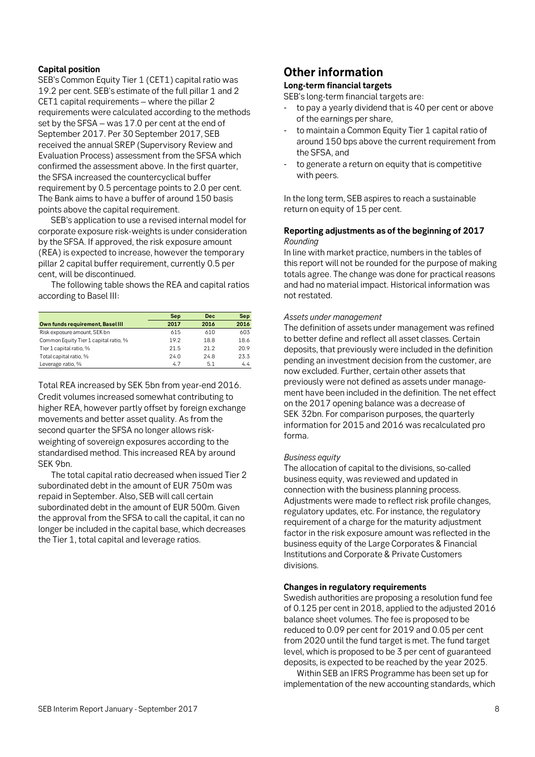### Capital position

SEB's Common Equity Tier 1 (CET1) capital ratio was 19.2 per cent. SEB's estimate of the full pillar 1 and 2 CET1 capital requirements – where the pillar 2 requirements were calculated according to the methods set by the SFSA – was 17.0 per cent at the end of September 2017. Per 30 September 2017, SEB received the annual SREP (Supervisory Review and Evaluation Process) assessment from the SFSA which confirmed the assessment above. In the first quarter, the SFSA increased the countercyclical buffer requirement by 0.5 percentage points to 2.0 per cent. The Bank aims to have a buffer of around 150 basis points above the capital requirement.

SEB's application to use a revised internal model for corporate exposure risk-weights is under consideration by the SFSA. If approved, the risk exposure amount (REA) is expected to increase, however the temporary pillar 2 capital buffer requirement, currently 0.5 per cent, will be discontinued.

The following table shows the REA and capital ratios according to Basel III:

| Own funds requirement, Basel III | Sep 2017 | Dec 2016 | Sep 2016 |
|---|---|---|---|
| Risk exposure amount, SEK bn | 615 | 610 | 603 |
| Common Equity Tier 1 capital ratio, % | 19.2 | 18.8 | 18.6 |
| Tier 1 capital ratio, % | 21.5 | 21.2 | 20.9 |
| Total capital ratio, % | 24.0 | 24.8 | 23.3 |
| Leverage ratio, % | 4.7 | 5.1 | 4.4 |

Total REA increased by SEK 5bn from year-end 2016. Credit volumes increased somewhat contributing to higher REA, however partly offset by foreign exchange movements and better asset quality. As from the second quarter the SFSA no longer allows risk-weighting of sovereign exposures according to the standardised method. This increased REA by around SEK 9bn.

The total capital ratio decreased when issued Tier 2 subordinated debt in the amount of EUR 750m was repaid in September. Also, SEB will call certain subordinated debt in the amount of EUR 500m. Given the approval from the SFSA to call the capital, it can no longer be included in the capital base, which decreases the Tier 1, total capital and leverage ratios.

## Other information

### Long-term financial targets

SEB's long-term financial targets are:

- to pay a yearly dividend that is 40 per cent or above of the earnings per share,
- to maintain a Common Equity Tier 1 capital ratio of around 150 bps above the current requirement from the SFSA, and
- to generate a return on equity that is competitive with peers.

In the long term, SEB aspires to reach a sustainable return on equity of 15 per cent.

### Reporting adjustments as of the beginning of 2017

*Rounding*

In line with market practice, numbers in the tables of this report will not be rounded for the purpose of making totals agree. The change was done for practical reasons and had no material impact. Historical information was not restated.

*Assets under management*

The definition of assets under management was refined to better define and reflect all asset classes. Certain deposits, that previously were included in the definition pending an investment decision from the customer, are now excluded. Further, certain other assets that previously were not defined as assets under management have been included in the definition. The net effect on the 2017 opening balance was a decrease of SEK 32bn. For comparison purposes, the quarterly information for 2015 and 2016 was recalculated pro forma.

*Business equity*

The allocation of capital to the divisions, so-called business equity, was reviewed and updated in connection with the business planning process. Adjustments were made to reflect risk profile changes, regulatory updates, etc. For instance, the regulatory requirement of a charge for the maturity adjustment factor in the risk exposure amount was reflected in the business equity of the Large Corporates & Financial Institutions and Corporate & Private Customers divisions.

### Changes in regulatory requirements

Swedish authorities are proposing a resolution fund fee of 0.125 per cent in 2018, applied to the adjusted 2016 balance sheet volumes. The fee is proposed to be reduced to 0.09 per cent for 2019 and 0.05 per cent from 2020 until the fund target is met. The fund target level, which is proposed to be 3 per cent of guaranteed deposits, is expected to be reached by the year 2025.

Within SEB an IFRS Programme has been set up for implementation of the new accounting standards, which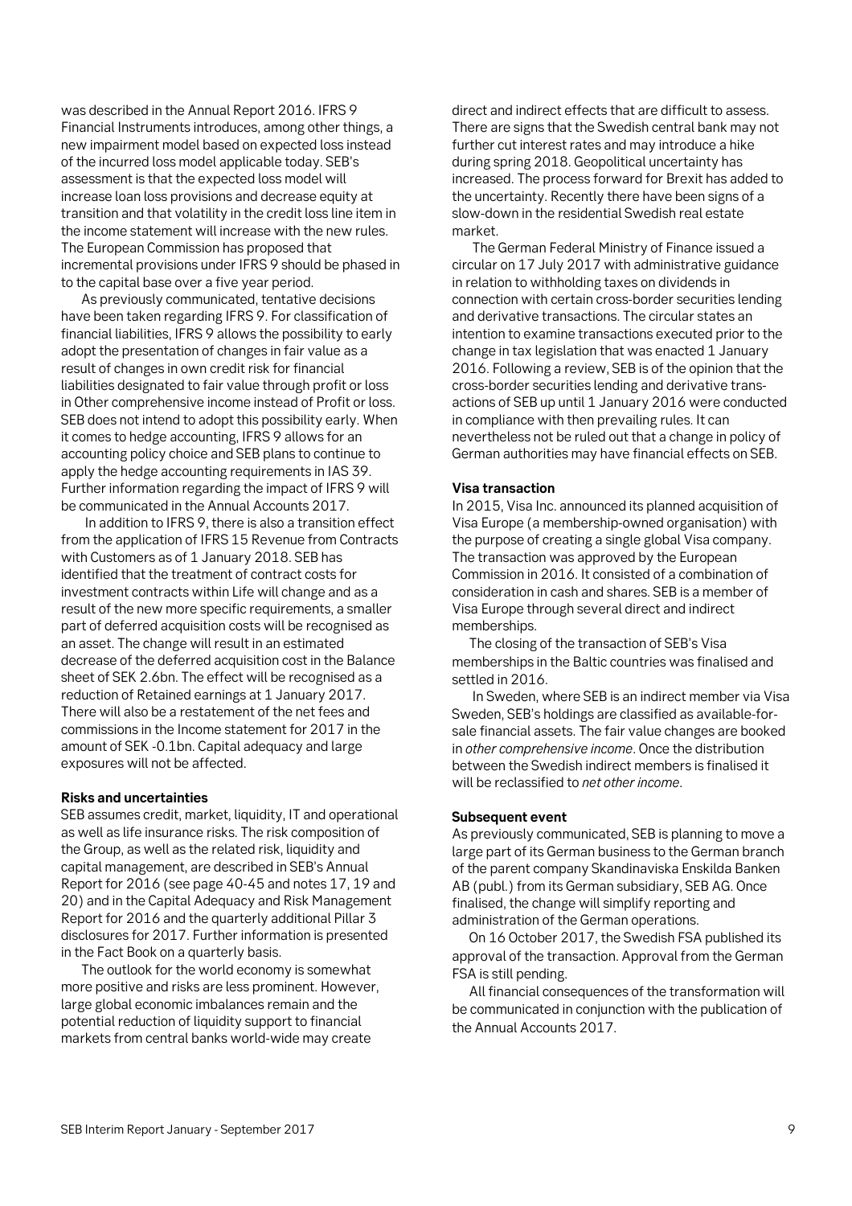was described in the Annual Report 2016. IFRS 9 Financial Instruments introduces, among other things, a new impairment model based on expected loss instead of the incurred loss model applicable today. SEB's assessment is that the expected loss model will increase loan loss provisions and decrease equity at transition and that volatility in the credit loss line item in the income statement will increase with the new rules. The European Commission has proposed that incremental provisions under IFRS 9 should be phased in to the capital base over a five year period.

As previously communicated, tentative decisions have been taken regarding IFRS 9. For classification of financial liabilities, IFRS 9 allows the possibility to early adopt the presentation of changes in fair value as a result of changes in own credit risk for financial liabilities designated to fair value through profit or loss in Other comprehensive income instead of Profit or loss. SEB does not intend to adopt this possibility early. When it comes to hedge accounting, IFRS 9 allows for an accounting policy choice and SEB plans to continue to apply the hedge accounting requirements in IAS 39. Further information regarding the impact of IFRS 9 will be communicated in the Annual Accounts 2017.

In addition to IFRS 9, there is also a transition effect from the application of IFRS 15 Revenue from Contracts with Customers as of 1 January 2018. SEB has identified that the treatment of contract costs for investment contracts within Life will change and as a result of the new more specific requirements, a smaller part of deferred acquisition costs will be recognised as an asset. The change will result in an estimated decrease of the deferred acquisition cost in the Balance sheet of SEK 2.6bn. The effect will be recognised as a reduction of Retained earnings at 1 January 2017. There will also be a restatement of the net fees and commissions in the Income statement for 2017 in the amount of SEK -0.1bn. Capital adequacy and large exposures will not be affected.

**Risks and uncertainties**

SEB assumes credit, market, liquidity, IT and operational as well as life insurance risks. The risk composition of the Group, as well as the related risk, liquidity and capital management, are described in SEB's Annual Report for 2016 (see page 40-45 and notes 17, 19 and 20) and in the Capital Adequacy and Risk Management Report for 2016 and the quarterly additional Pillar 3 disclosures for 2017. Further information is presented in the Fact Book on a quarterly basis.

The outlook for the world economy is somewhat more positive and risks are less prominent. However, large global economic imbalances remain and the potential reduction of liquidity support to financial markets from central banks world-wide may create direct and indirect effects that are difficult to assess. There are signs that the Swedish central bank may not further cut interest rates and may introduce a hike during spring 2018. Geopolitical uncertainty has increased. The process forward for Brexit has added to the uncertainty. Recently there have been signs of a slow-down in the residential Swedish real estate market.

The German Federal Ministry of Finance issued a circular on 17 July 2017 with administrative guidance in relation to withholding taxes on dividends in connection with certain cross-border securities lending and derivative transactions. The circular states an intention to examine transactions executed prior to the change in tax legislation that was enacted 1 January 2016. Following a review, SEB is of the opinion that the cross-border securities lending and derivative transactions of SEB up until 1 January 2016 were conducted in compliance with then prevailing rules. It can nevertheless not be ruled out that a change in policy of German authorities may have financial effects on SEB.

**Visa transaction**

In 2015, Visa Inc. announced its planned acquisition of Visa Europe (a membership-owned organisation) with the purpose of creating a single global Visa company. The transaction was approved by the European Commission in 2016. It consisted of a combination of consideration in cash and shares. SEB is a member of Visa Europe through several direct and indirect memberships.

The closing of the transaction of SEB's Visa memberships in the Baltic countries was finalised and settled in 2016.

In Sweden, where SEB is an indirect member via Visa Sweden, SEB's holdings are classified as available-for-sale financial assets. The fair value changes are booked in *other comprehensive income*. Once the distribution between the Swedish indirect members is finalised it will be reclassified to *net other income*.

**Subsequent event**

As previously communicated, SEB is planning to move a large part of its German business to the German branch of the parent company Skandinaviska Enskilda Banken AB (publ.) from its German subsidiary, SEB AG. Once finalised, the change will simplify reporting and administration of the German operations.

On 16 October 2017, the Swedish FSA published its approval of the transaction. Approval from the German FSA is still pending.

All financial consequences of the transformation will be communicated in conjunction with the publication of the Annual Accounts 2017.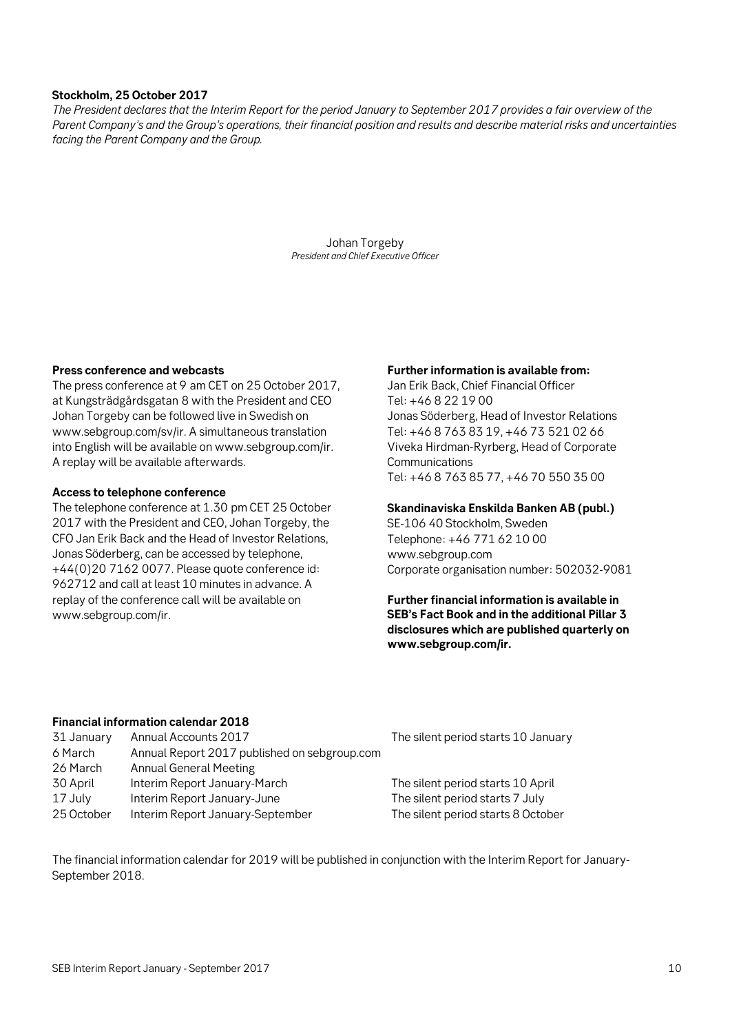**Stockholm, 25 October 2017**

*The President declares that the Interim Report for the period January to September 2017 provides a fair overview of the Parent Company's and the Group's operations, their financial position and results and describe material risks and uncertainties facing the Parent Company and the Group.*

Johan Torgeby
*President and Chief Executive Officer*

**Press conference and webcasts**

The press conference at 9 am CET on 25 October 2017, at Kungsträdgårdsgatan 8 with the President and CEO Johan Torgeby can be followed live in Swedish on www.sebgroup.com/sv/ir. A simultaneous translation into English will be available on www.sebgroup.com/ir. A replay will be available afterwards.

**Access to telephone conference**

The telephone conference at 1.30 pm CET 25 October 2017 with the President and CEO, Johan Torgeby, the CFO Jan Erik Back and the Head of Investor Relations, Jonas Söderberg, can be accessed by telephone, +44(0)20 7162 0077. Please quote conference id: 962712 and call at least 10 minutes in advance. A replay of the conference call will be available on www.sebgroup.com/ir.

**Further information is available from:**

Jan Erik Back, Chief Financial Officer
Tel: +46 8 22 19 00
Jonas Söderberg, Head of Investor Relations
Tel: +46 8 763 83 19, +46 73 521 02 66
Viveka Hirdman-Ryrberg, Head of Corporate Communications
Tel: +46 8 763 85 77, +46 70 550 35 00

**Skandinaviska Enskilda Banken AB (publ.)**

SE-106 40 Stockholm, Sweden
Telephone: +46 771 62 10 00
www.sebgroup.com
Corporate organisation number: 502032-9081

**Further financial information is available in SEB's Fact Book and in the additional Pillar 3 disclosures which are published quarterly on www.sebgroup.com/ir.**

**Financial information calendar 2018**

| | | |
|---|---|---|
| 31 January | Annual Accounts 2017 | The silent period starts 10 January |
| 6 March | Annual Report 2017 published on sebgroup.com | |
| 26 March | Annual General Meeting | |
| 30 April | Interim Report January-March | The silent period starts 10 April |
| 17 July | Interim Report January-June | The silent period starts 7 July |
| 25 October | Interim Report January-September | The silent period starts 8 October |

The financial information calendar for 2019 will be published in conjunction with the Interim Report for January-September 2018.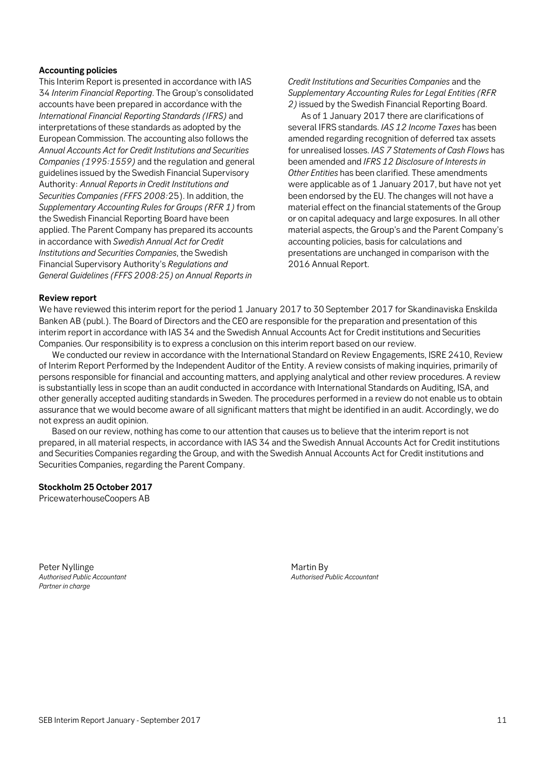**Accounting policies**

This Interim Report is presented in accordance with IAS 34 *Interim Financial Reporting*. The Group's consolidated accounts have been prepared in accordance with the *International Financial Reporting Standards (IFRS)* and interpretations of these standards as adopted by the European Commission. The accounting also follows the *Annual Accounts Act for Credit Institutions and Securities Companies (1995:1559)* and the regulation and general guidelines issued by the Swedish Financial Supervisory Authority: *Annual Reports in Credit Institutions and Securities Companies (FFFS 2008:*25). In addition, the *Supplementary Accounting Rules for Groups (RFR 1)* from the Swedish Financial Reporting Board have been applied. The Parent Company has prepared its accounts in accordance with *Swedish Annual Act for Credit Institutions and Securities Companies*, the Swedish Financial Supervisory Authority's *Regulations and General Guidelines (FFFS 2008:25) on Annual Reports in Credit Institutions and Securities Companies* and the *Supplementary Accounting Rules for Legal Entities (RFR 2)* issued by the Swedish Financial Reporting Board.

As of 1 January 2017 there are clarifications of several IFRS standards. *IAS 12 Income Taxes* has been amended regarding recognition of deferred tax assets for unrealised losses. *IAS 7 Statements of Cash Flows* has been amended and *IFRS 12 Disclosure of Interests in Other Entities* has been clarified. These amendments were applicable as of 1 January 2017, but have not yet been endorsed by the EU. The changes will not have a material effect on the financial statements of the Group or on capital adequacy and large exposures. In all other material aspects, the Group's and the Parent Company's accounting policies, basis for calculations and presentations are unchanged in comparison with the 2016 Annual Report.

**Review report**

We have reviewed this interim report for the period 1 January 2017 to 30 September 2017 for Skandinaviska Enskilda Banken AB (publ.). The Board of Directors and the CEO are responsible for the preparation and presentation of this interim report in accordance with IAS 34 and the Swedish Annual Accounts Act for Credit institutions and Securities Companies. Our responsibility is to express a conclusion on this interim report based on our review.

We conducted our review in accordance with the International Standard on Review Engagements, ISRE 2410, Review of Interim Report Performed by the Independent Auditor of the Entity. A review consists of making inquiries, primarily of persons responsible for financial and accounting matters, and applying analytical and other review procedures. A review is substantially less in scope than an audit conducted in accordance with International Standards on Auditing, ISA, and other generally accepted auditing standards in Sweden. The procedures performed in a review do not enable us to obtain assurance that we would become aware of all significant matters that might be identified in an audit. Accordingly, we do not express an audit opinion.

Based on our review, nothing has come to our attention that causes us to believe that the interim report is not prepared, in all material respects, in accordance with IAS 34 and the Swedish Annual Accounts Act for Credit institutions and Securities Companies regarding the Group, and with the Swedish Annual Accounts Act for Credit institutions and Securities Companies, regarding the Parent Company.

**Stockholm 25 October 2017**

PricewaterhouseCoopers AB

Peter Nyllinge
*Authorised Public Accountant*
*Partner in charge*

Martin By
*Authorised Public Accountant*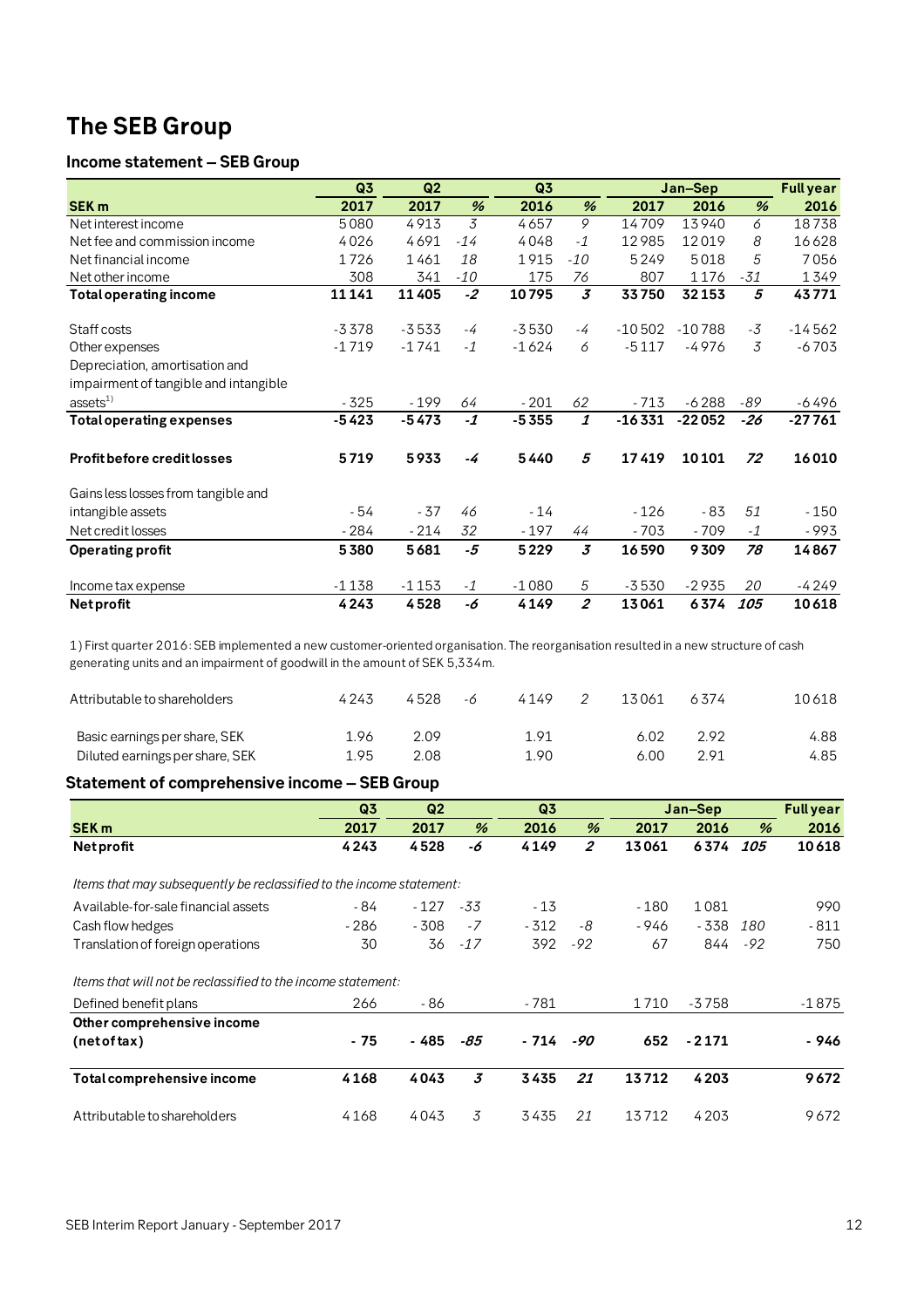# The SEB Group

## Income statement – SEB Group

| SEK m | Q3 2017 | Q2 2017 | % | Q3 2016 | % | Jan–Sep 2017 | Jan–Sep 2016 | % | Full year 2016 |
|---|---|---|---|---|---|---|---|---|---|
| Net interest income | 5080 | 4913 | 3 | 4657 | 9 | 14709 | 13940 | 6 | 18738 |
| Net fee and commission income | 4026 | 4691 | -14 | 4048 | -1 | 12985 | 12019 | 8 | 16628 |
| Net financial income | 1726 | 1461 | 18 | 1915 | -10 | 5249 | 5018 | 5 | 7056 |
| Net other income | 308 | 341 | -10 | 175 | 76 | 807 | 1176 | -31 | 1349 |
| **Total operating income** | **11141** | **11405** | **-2** | **10795** | **3** | **33750** | **32153** | **5** | **43771** |
| Staff costs | -3378 | -3533 | -4 | -3530 | -4 | -10502 | -10788 | -3 | -14562 |
| Other expenses | -1719 | -1741 | -1 | -1624 | 6 | -5117 | -4976 | 3 | -6703 |
| Depreciation, amortisation and impairment of tangible and intangible assets[1] | -325 | -199 | 64 | -201 | 62 | -713 | -6288 | -89 | -6496 |
| **Total operating expenses** | **-5423** | **-5473** | **-1** | **-5355** | **1** | **-16331** | **-22052** | **-26** | **-27761** |
| **Profit before credit losses** | **5719** | **5933** | **-4** | **5440** | **5** | **17419** | **10101** | **72** | **16010** |
| Gains less losses from tangible and intangible assets | -54 | -37 | 46 | -14 | | -126 | -83 | 51 | -150 |
| Net credit losses | -284 | -214 | 32 | -197 | 44 | -703 | -709 | -1 | -993 |
| **Operating profit** | **5380** | **5681** | **-5** | **5229** | **3** | **16590** | **9309** | **78** | **14867** |
| Income tax expense | -1138 | -1153 | -1 | -1080 | 5 | -3530 | -2935 | 20 | -4249 |
| **Net profit** | **4243** | **4528** | **-6** | **4149** | **2** | **13061** | **6374** | **105** | **10618** |

1) First quarter 2016: SEB implemented a new customer-oriented organisation. The reorganisation resulted in a new structure of cash generating units and an impairment of goodwill in the amount of SEK 5,334m.

| | Q3 2017 | Q2 2017 | % | Q3 2016 | % | Jan–Sep 2017 | Jan–Sep 2016 | % | Full year 2016 |
|---|---|---|---|---|---|---|---|---|---|
| Attributable to shareholders | 4243 | 4528 | -6 | 4149 | 2 | 13061 | 6374 | | 10618 |
| Basic earnings per share, SEK | 1.96 | 2.09 | | 1.91 | | 6.02 | 2.92 | | 4.88 |
| Diluted earnings per share, SEK | 1.95 | 2.08 | | 1.90 | | 6.00 | 2.91 | | 4.85 |

## Statement of comprehensive income – SEB Group

| SEK m | Q3 2017 | Q2 2017 | % | Q3 2016 | % | Jan–Sep 2017 | Jan–Sep 2016 | % | Full year 2016 |
|---|---|---|---|---|---|---|---|---|---|
| **Net profit** | **4243** | **4528** | **-6** | **4149** | **2** | **13061** | **6374** | **105** | **10618** |
| *Items that may subsequently be reclassified to the income statement:* | | | | | | | | | |
| Available-for-sale financial assets | -84 | -127 | -33 | -13 | | -180 | 1081 | | 990 |
| Cash flow hedges | -286 | -308 | -7 | -312 | -8 | -946 | -338 | 180 | -811 |
| Translation of foreign operations | 30 | 36 | -17 | 392 | -92 | 67 | 844 | -92 | 750 |
| *Items that will not be reclassified to the income statement:* | | | | | | | | | |
| Defined benefit plans | 266 | -86 | | -781 | | 1710 | -3758 | | -1875 |
| **Other comprehensive income (net of tax)** | **-75** | **-485** | **-85** | **-714** | **-90** | **652** | **-2171** | | **-946** |
| **Total comprehensive income** | **4168** | **4043** | **3** | **3435** | **21** | **13712** | **4203** | | **9672** |
| Attributable to shareholders | 4168 | 4043 | 3 | 3435 | 21 | 13712 | 4203 | | 9672 |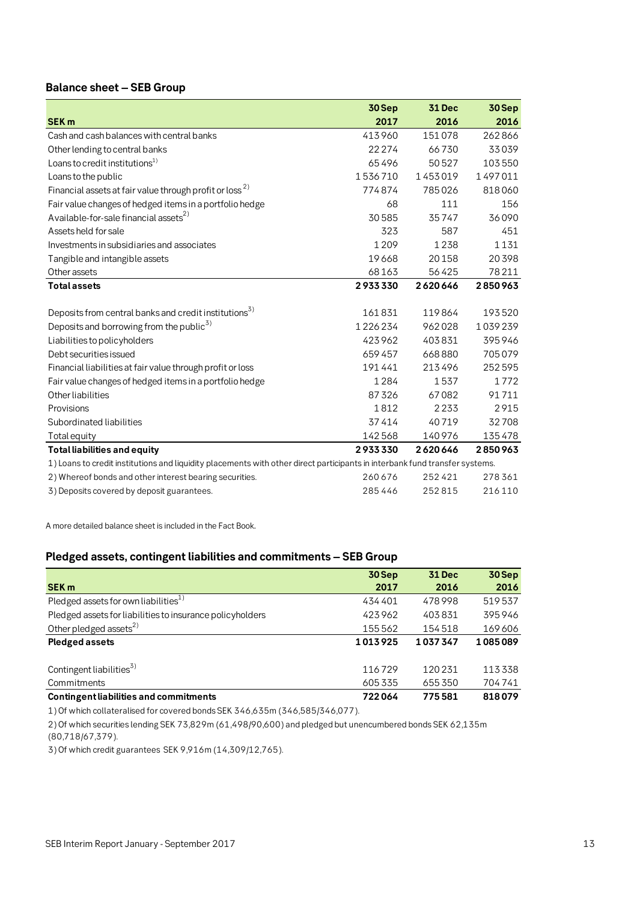## Balance sheet – SEB Group

| SEK m | 30 Sep 2017 | 31 Dec 2016 | 30 Sep 2016 |
|---|---|---|---|
| Cash and cash balances with central banks | 413 960 | 151 078 | 262 866 |
| Other lending to central banks | 22 274 | 66 730 | 33 039 |
| Loans to credit institutions[1)] | 65 496 | 50 527 | 103 550 |
| Loans to the public | 1 536 710 | 1 453 019 | 1 497 011 |
| Financial assets at fair value through profit or loss[2)] | 774 874 | 785 026 | 818 060 |
| Fair value changes of hedged items in a portfolio hedge | 68 | 111 | 156 |
| Available-for-sale financial assets[2)] | 30 585 | 35 747 | 36 090 |
| Assets held for sale | 323 | 587 | 451 |
| Investments in subsidiaries and associates | 1 209 | 1 238 | 1 131 |
| Tangible and intangible assets | 19 668 | 20 158 | 20 398 |
| Other assets | 68 163 | 56 425 | 78 211 |
| **Total assets** | **2 933 330** | **2 620 646** | **2 850 963** |
| | | | |
| Deposits from central banks and credit institutions[3)] | 161 831 | 119 864 | 193 520 |
| Deposits and borrowing from the public[3)] | 1 226 234 | 962 028 | 1 039 239 |
| Liabilities to policyholders | 423 962 | 403 831 | 395 946 |
| Debt securities issued | 659 457 | 668 880 | 705 079 |
| Financial liabilities at fair value through profit or loss | 191 441 | 213 496 | 252 595 |
| Fair value changes of hedged items in a portfolio hedge | 1 284 | 1 537 | 1 772 |
| Other liabilities | 87 326 | 67 082 | 91 711 |
| Provisions | 1 812 | 2 233 | 2 915 |
| Subordinated liabilities | 37 414 | 40 719 | 32 708 |
| Total equity | 142 568 | 140 976 | 135 478 |
| **Total liabilities and equity** | **2 933 330** | **2 620 646** | **2 850 963** |
| 1) Loans to credit institutions and liquidity placements with other direct participants in interbank fund transfer systems. | | | |
| 2) Whereof bonds and other interest bearing securities. | 260 676 | 252 421 | 278 361 |
| 3) Deposits covered by deposit guarantees. | 285 446 | 252 815 | 216 110 |

A more detailed balance sheet is included in the Fact Book.

## Pledged assets, contingent liabilities and commitments – SEB Group

| SEK m | 30 Sep 2017 | 31 Dec 2016 | 30 Sep 2016 |
|---|---|---|---|
| Pledged assets for own liabilities[1)] | 434 401 | 478 998 | 519 537 |
| Pledged assets for liabilities to insurance policyholders | 423 962 | 403 831 | 395 946 |
| Other pledged assets[2)] | 155 562 | 154 518 | 169 606 |
| **Pledged assets** | **1 013 925** | **1 037 347** | **1 085 089** |
| | | | |
| Contingent liabilities[3)] | 116 729 | 120 231 | 113 338 |
| Commitments | 605 335 | 655 350 | 704 741 |
| **Contingent liabilities and commitments** | **722 064** | **775 581** | **818 079** |

1) Of which collateralised for covered bonds SEK 346,635m (346,585/346,077).

2) Of which securities lending SEK 73,829m (61,498/90,600) and pledged but unencumbered bonds SEK 62,135m (80,718/67,379).

3) Of which credit guarantees SEK 9,916m (14,309/12,765).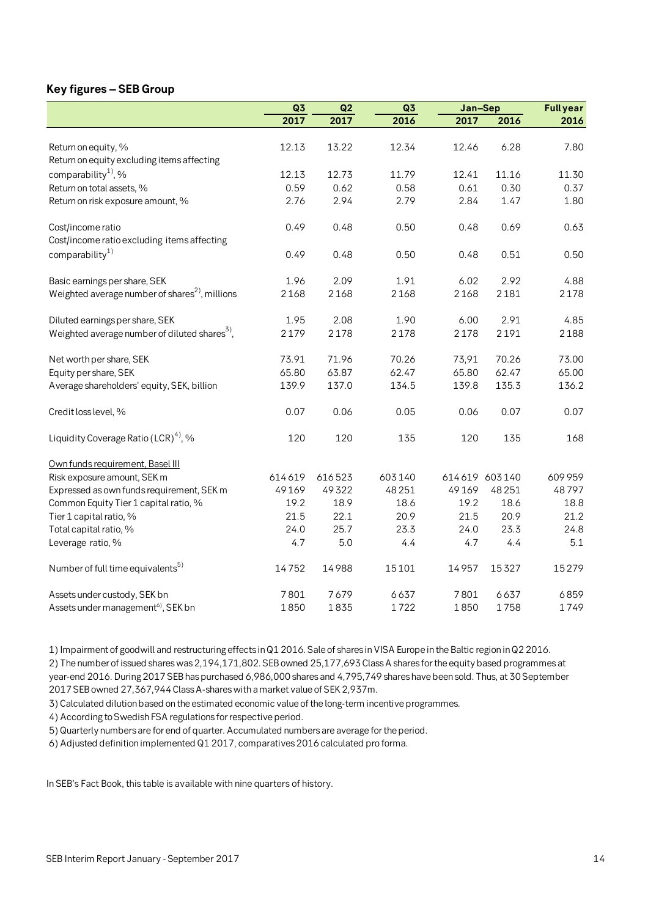## Key figures – SEB Group

| | Q3 2017 | Q2 2017 | Q3 2016 | Jan–Sep 2017 | Jan–Sep 2016 | Full year 2016 |
|---|---|---|---|---|---|---|
| Return on equity, % | 12.13 | 13.22 | 12.34 | 12.46 | 6.28 | 7.80 |
| Return on equity excluding items affecting comparability[1], % | 12.13 | 12.73 | 11.79 | 12.41 | 11.16 | 11.30 |
| Return on total assets, % | 0.59 | 0.62 | 0.58 | 0.61 | 0.30 | 0.37 |
| Return on risk exposure amount, % | 2.76 | 2.94 | 2.79 | 2.84 | 1.47 | 1.80 |
| | | | | | | |
| Cost/income ratio | 0.49 | 0.48 | 0.50 | 0.48 | 0.69 | 0.63 |
| Cost/income ratio excluding items affecting comparability[1] | 0.49 | 0.48 | 0.50 | 0.48 | 0.51 | 0.50 |
| | | | | | | |
| Basic earnings per share, SEK | 1.96 | 2.09 | 1.91 | 6.02 | 2.92 | 4.88 |
| Weighted average number of shares[2], millions | 2168 | 2168 | 2168 | 2168 | 2181 | 2178 |
| | | | | | | |
| Diluted earnings per share, SEK | 1.95 | 2.08 | 1.90 | 6.00 | 2.91 | 4.85 |
| Weighted average number of diluted shares[3], | 2179 | 2178 | 2178 | 2178 | 2191 | 2188 |
| | | | | | | |
| Net worth per share, SEK | 73.91 | 71.96 | 70.26 | 73,91 | 70.26 | 73.00 |
| Equity per share, SEK | 65.80 | 63.87 | 62.47 | 65.80 | 62.47 | 65.00 |
| Average shareholders' equity, SEK, billion | 139.9 | 137.0 | 134.5 | 139.8 | 135.3 | 136.2 |
| | | | | | | |
| Credit loss level, % | 0.07 | 0.06 | 0.05 | 0.06 | 0.07 | 0.07 |
| | | | | | | |
| Liquidity Coverage Ratio (LCR)[4], % | 120 | 120 | 135 | 120 | 135 | 168 |
| | | | | | | |
| Own funds requirement, Basel III | | | | | | |
| Risk exposure amount, SEK m | 614619 | 616523 | 603140 | 614619 | 603140 | 609959 |
| Expressed as own funds requirement, SEK m | 49169 | 49322 | 48251 | 49169 | 48251 | 48797 |
| Common Equity Tier 1 capital ratio, % | 19.2 | 18.9 | 18.6 | 19.2 | 18.6 | 18.8 |
| Tier 1 capital ratio, % | 21.5 | 22.1 | 20.9 | 21.5 | 20.9 | 21.2 |
| Total capital ratio, % | 24.0 | 25.7 | 23.3 | 24.0 | 23.3 | 24.8 |
| Leverage ratio, % | 4.7 | 5.0 | 4.4 | 4.7 | 4.4 | 5.1 |
| | | | | | | |
| Number of full time equivalents[5] | 14752 | 14988 | 15101 | 14957 | 15327 | 15279 |
| | | | | | | |
| Assets under custody, SEK bn | 7801 | 7679 | 6637 | 7801 | 6637 | 6859 |
| Assets under management[6], SEK bn | 1850 | 1835 | 1722 | 1850 | 1758 | 1749 |

1) Impairment of goodwill and restructuring effects in Q1 2016. Sale of shares in VISA Europe in the Baltic region in Q2 2016.

2) The number of issued shares was 2,194,171,802. SEB owned 25,177,693 Class A shares for the equity based programmes at year-end 2016. During 2017 SEB has purchased 6,986,000 shares and 4,795,749 shares have been sold. Thus, at 30 September 2017 SEB owned 27,367,944 Class A-shares with a market value of SEK 2,937m.

3) Calculated dilution based on the estimated economic value of the long-term incentive programmes.

4) According to Swedish FSA regulations for respective period.

5) Quarterly numbers are for end of quarter. Accumulated numbers are average for the period.

6) Adjusted definition implemented Q1 2017, comparatives 2016 calculated pro forma.

In SEB's Fact Book, this table is available with nine quarters of history.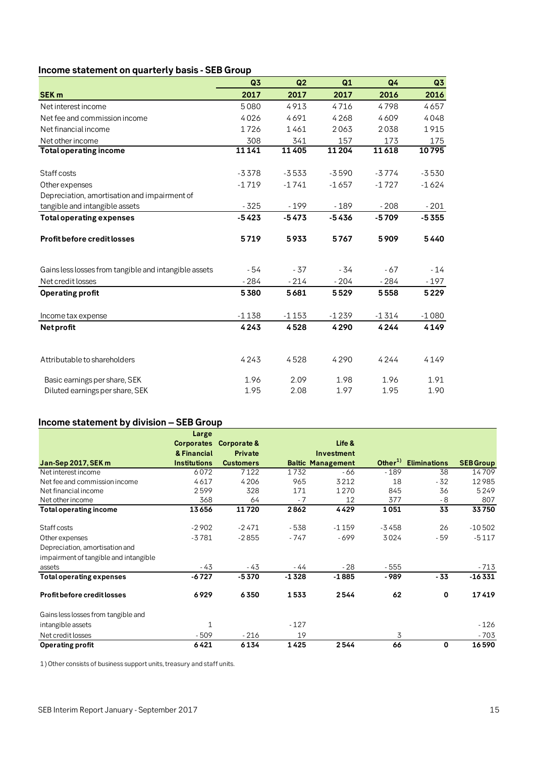## Income statement on quarterly basis - SEB Group

| SEK m | Q3 2017 | Q2 2017 | Q1 2017 | Q4 2016 | Q3 2016 |
|---|---|---|---|---|---|
| Net interest income | 5 080 | 4 913 | 4 716 | 4 798 | 4 657 |
| Net fee and commission income | 4 026 | 4 691 | 4 268 | 4 609 | 4 048 |
| Net financial income | 1 726 | 1 461 | 2 063 | 2 038 | 1 915 |
| Net other income | 308 | 341 | 157 | 173 | 175 |
| **Total operating income** | **11 141** | **11 405** | **11 204** | **11 618** | **10 795** |
| | | | | | |
| Staff costs | -3 378 | -3 533 | -3 590 | -3 774 | -3 530 |
| Other expenses | -1 719 | -1 741 | -1 657 | -1 727 | -1 624 |
| Depreciation, amortisation and impairment of tangible and intangible assets | - 325 | - 199 | - 189 | - 208 | - 201 |
| **Total operating expenses** | **-5 423** | **-5 473** | **-5 436** | **-5 709** | **-5 355** |
| | | | | | |
| **Profit before credit losses** | **5 719** | **5 933** | **5 767** | **5 909** | **5 440** |
| | | | | | |
| Gains less losses from tangible and intangible assets | - 54 | - 37 | - 34 | - 67 | - 14 |
| Net credit losses | - 284 | - 214 | - 204 | - 284 | - 197 |
| **Operating profit** | **5 380** | **5 681** | **5 529** | **5 558** | **5 229** |
| | | | | | |
| Income tax expense | -1 138 | -1 153 | -1 239 | -1 314 | -1 080 |
| **Net profit** | **4 243** | **4 528** | **4 290** | **4 244** | **4 149** |
| | | | | | |
| Attributable to shareholders | 4 243 | 4 528 | 4 290 | 4 244 | 4 149 |
| | | | | | |
| Basic earnings per share, SEK | 1.96 | 2.09 | 1.98 | 1.96 | 1.91 |
| Diluted earnings per share, SEK | 1.95 | 2.08 | 1.97 | 1.95 | 1.90 |

## Income statement by division – SEB Group

| Jan-Sep 2017, SEK m | Large Corporates & Financial Institutions | Corporate & Private Customers | Baltic | Life & Investment Management | Other[1] | Eliminations | SEB Group |
|---|---|---|---|---|---|---|---|
| Net interest income | 6 072 | 7 122 | 1 732 | - 66 | - 189 | 38 | 14 709 |
| Net fee and commission income | 4 617 | 4 206 | 965 | 3 212 | 18 | - 32 | 12 985 |
| Net financial income | 2 599 | 328 | 171 | 1 270 | 845 | 36 | 5 249 |
| Net other income | 368 | 64 | - 7 | 12 | 377 | - 8 | 807 |
| **Total operating income** | **13 656** | **11 720** | **2 862** | **4 429** | **1 051** | **33** | **33 750** |
| | | | | | | | |
| Staff costs | -2 902 | -2 471 | - 538 | -1 159 | -3 458 | 26 | -10 502 |
| Other expenses | -3 781 | -2 855 | - 747 | - 699 | 3 024 | - 59 | -5 117 |
| Depreciation, amortisation and impairment of tangible and intangible assets | - 43 | - 43 | - 44 | - 28 | - 555 | | - 713 |
| **Total operating expenses** | **-6 727** | **-5 370** | **-1 328** | **-1 885** | **- 989** | **- 33** | **-16 331** |
| | | | | | | | |
| **Profit before credit losses** | **6 929** | **6 350** | **1 533** | **2 544** | **62** | **0** | **17 419** |
| | | | | | | | |
| Gains less losses from tangible and intangible assets | 1 | | - 127 | | | | - 126 |
| Net credit losses | - 509 | - 216 | 19 | | 3 | | - 703 |
| **Operating profit** | **6 421** | **6 134** | **1 425** | **2 544** | **66** | **0** | **16 590** |

1) Other consists of business support units, treasury and staff units.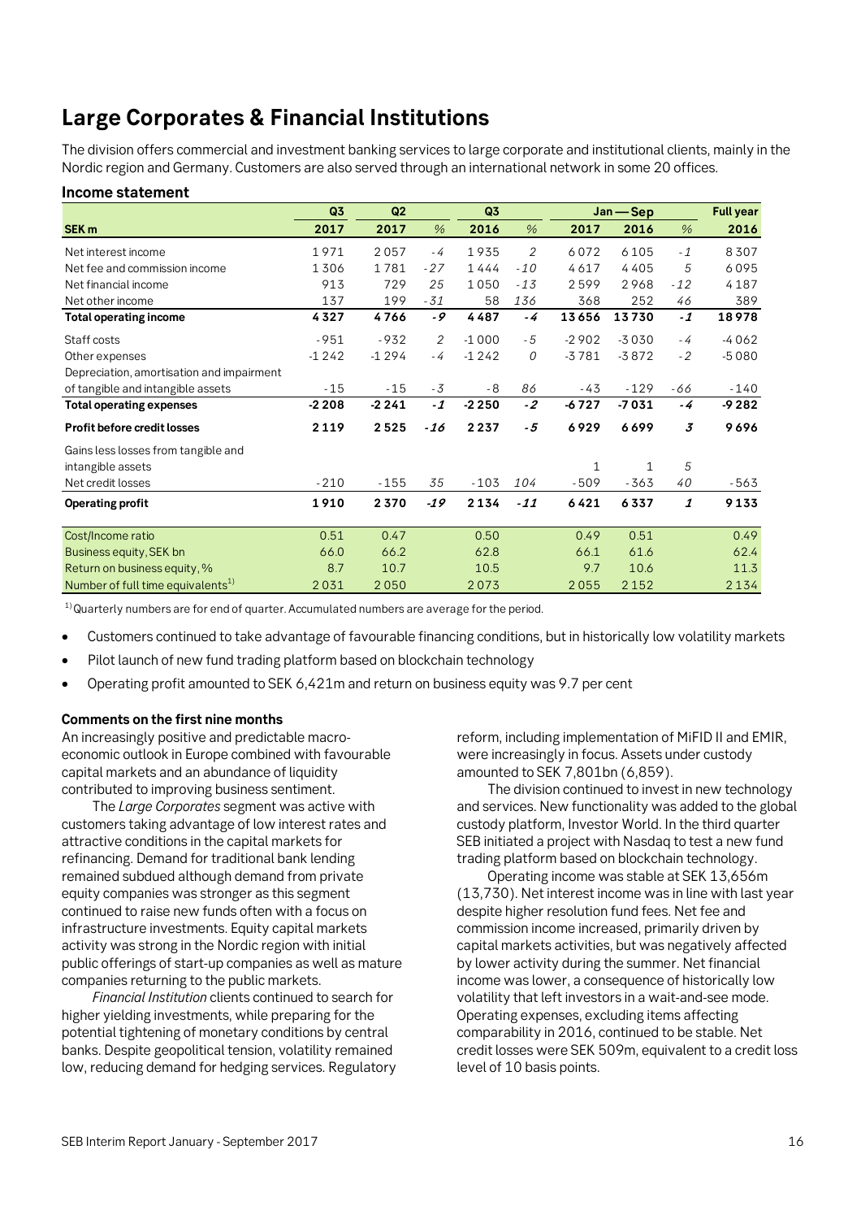# Large Corporates & Financial Institutions

The division offers commercial and investment banking services to large corporate and institutional clients, mainly in the Nordic region and Germany. Customers are also served through an international network in some 20 offices.

**Income statement**

| | Q3 | Q2 | | Q3 | | Jan — Sep | | | Full year |
|---|---|---|---|---|---|---|---|---|---|
| **SEK m** | **2017** | **2017** | *%* | **2016** | *%* | **2017** | **2016** | *%* | **2016** |
| Net interest income | 1 971 | 2 057 | *-4* | 1 935 | *2* | 6 072 | 6 105 | *-1* | 8 307 |
| Net fee and commission income | 1 306 | 1 781 | *-27* | 1 444 | *-10* | 4 617 | 4 405 | *5* | 6 095 |
| Net financial income | 913 | 729 | *25* | 1 050 | *-13* | 2 599 | 2 968 | *-12* | 4 187 |
| Net other income | 137 | 199 | *-31* | 58 | *136* | 368 | 252 | *46* | 389 |
| **Total operating income** | **4 327** | **4 766** | ***-9*** | **4 487** | ***-4*** | **13 656** | **13 730** | ***-1*** | **18 978** |
| Staff costs | -951 | -932 | *2* | -1 000 | *-5* | -2 902 | -3 030 | *-4* | -4 062 |
| Other expenses | -1 242 | -1 294 | *-4* | -1 242 | *0* | -3 781 | -3 872 | *-2* | -5 080 |
| Depreciation, amortisation and impairment of tangible and intangible assets | -15 | -15 | *-3* | -8 | *86* | -43 | -129 | *-66* | -140 |
| **Total operating expenses** | **-2 208** | **-2 241** | ***-1*** | **-2 250** | ***-2*** | **-6 727** | **-7 031** | ***-4*** | **-9 282** |
| **Profit before credit losses** | **2 119** | **2 525** | ***-16*** | **2 237** | ***-5*** | **6 929** | **6 699** | ***3*** | **9 696** |
| Gains less losses from tangible and intangible assets | | | | | | 1 | 1 | *5* | |
| Net credit losses | -210 | -155 | *35* | -103 | *104* | -509 | -363 | *40* | -563 |
| **Operating profit** | **1 910** | **2 370** | ***-19*** | **2 134** | ***-11*** | **6 421** | **6 337** | ***1*** | **9 133** |
| Cost/Income ratio | 0.51 | 0.47 | | 0.50 | | 0.49 | 0.51 | | 0.49 |
| Business equity, SEK bn | 66.0 | 66.2 | | 62.8 | | 66.1 | 61.6 | | 62.4 |
| Return on business equity, % | 8.7 | 10.7 | | 10.5 | | 9.7 | 10.6 | | 11.3 |
| Number of full time equivalents[1] | 2 031 | 2 050 | | 2 073 | | 2 055 | 2 152 | | 2 134 |

[1] Quarterly numbers are for end of quarter. Accumulated numbers are average for the period.

- Customers continued to take advantage of favourable financing conditions, but in historically low volatility markets
- Pilot launch of new fund trading platform based on blockchain technology
- Operating profit amounted to SEK 6,421m and return on business equity was 9.7 per cent

**Comments on the first nine months**

An increasingly positive and predictable macro-economic outlook in Europe combined with favourable capital markets and an abundance of liquidity contributed to improving business sentiment.

The *Large Corporates* segment was active with customers taking advantage of low interest rates and attractive conditions in the capital markets for refinancing. Demand for traditional bank lending remained subdued although demand from private equity companies was stronger as this segment continued to raise new funds often with a focus on infrastructure investments. Equity capital markets activity was strong in the Nordic region with initial public offerings of start-up companies as well as mature companies returning to the public markets.

*Financial Institution* clients continued to search for higher yielding investments, while preparing for the potential tightening of monetary conditions by central banks. Despite geopolitical tension, volatility remained low, reducing demand for hedging services. Regulatory reform, including implementation of MiFID II and EMIR, were increasingly in focus. Assets under custody amounted to SEK 7,801bn (6,859).

The division continued to invest in new technology and services. New functionality was added to the global custody platform, Investor World. In the third quarter SEB initiated a project with Nasdaq to test a new fund trading platform based on blockchain technology.

Operating income was stable at SEK 13,656m (13,730). Net interest income was in line with last year despite higher resolution fund fees. Net fee and commission income increased, primarily driven by capital markets activities, but was negatively affected by lower activity during the summer. Net financial income was lower, a consequence of historically low volatility that left investors in a wait-and-see mode. Operating expenses, excluding items affecting comparability in 2016, continued to be stable. Net credit losses were SEK 509m, equivalent to a credit loss level of 10 basis points.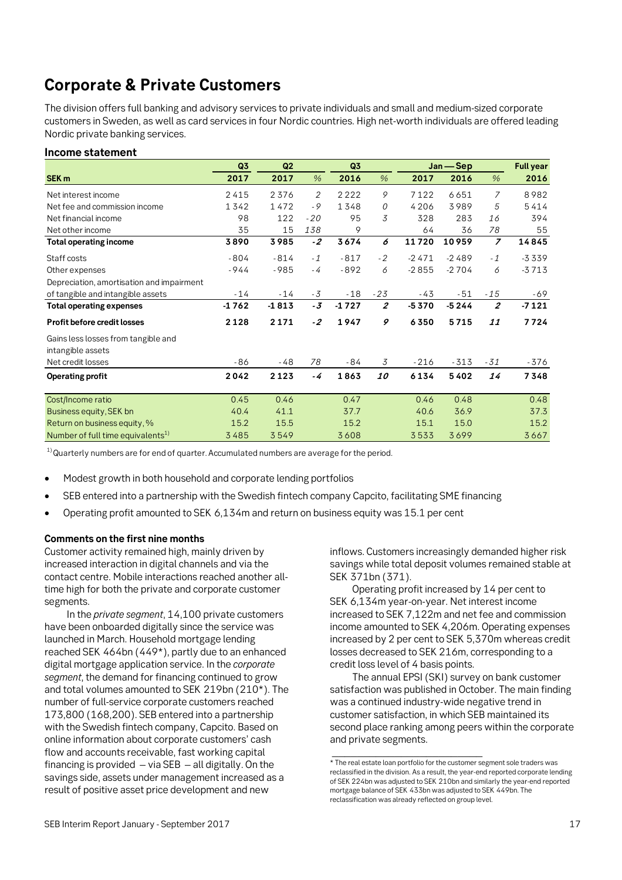# Corporate & Private Customers

The division offers full banking and advisory services to private individuals and small and medium-sized corporate customers in Sweden, as well as card services in four Nordic countries. High net-worth individuals are offered leading Nordic private banking services.

### Income statement

| | Q3 | Q2 | | Q3 | | Jan — Sep | | | Full year |
|---|---|---|---|---|---|---|---|---|---|
| **SEK m** | **2017** | **2017** | *%* | **2016** | *%* | **2017** | **2016** | *%* | **2016** |
| Net interest income | 2 415 | 2 376 | *2* | 2 222 | *9* | 7 122 | 6 651 | *7* | 8 982 |
| Net fee and commission income | 1 342 | 1 472 | *-9* | 1 348 | *0* | 4 206 | 3 989 | *5* | 5 414 |
| Net financial income | 98 | 122 | *-20* | 95 | *3* | 328 | 283 | *16* | 394 |
| Net other income | 35 | 15 | *138* | 9 | | 64 | 36 | *78* | 55 |
| **Total operating income** | **3 890** | **3 985** | ***-2*** | **3 674** | ***6*** | **11 720** | **10 959** | ***7*** | **14 845** |
| Staff costs | -804 | -814 | *-1* | -817 | *-2* | -2 471 | -2 489 | *-1* | -3 339 |
| Other expenses | -944 | -985 | *-4* | -892 | *6* | -2 855 | -2 704 | *6* | -3 713 |
| Depreciation, amortisation and impairment of tangible and intangible assets | -14 | -14 | *-3* | -18 | *-23* | -43 | -51 | *-15* | -69 |
| **Total operating expenses** | **-1 762** | **-1 813** | ***-3*** | **-1 727** | ***2*** | **-5 370** | **-5 244** | ***2*** | **-7 121** |
| **Profit before credit losses** | **2 128** | **2 171** | ***-2*** | **1 947** | ***9*** | **6 350** | **5 715** | ***11*** | **7 724** |
| Gains less losses from tangible and intangible assets | | | | | | | | | |
| Net credit losses | -86 | -48 | *78* | -84 | *3* | -216 | -313 | *-31* | -376 |
| **Operating profit** | **2 042** | **2 123** | ***-4*** | **1 863** | ***10*** | **6 134** | **5 402** | ***14*** | **7 348** |
| Cost/Income ratio | 0.45 | 0.46 | | 0.47 | | 0.46 | 0.48 | | 0.48 |
| Business equity, SEK bn | 40.4 | 41.1 | | 37.7 | | 40.6 | 36.9 | | 37.3 |
| Return on business equity, % | 15.2 | 15.5 | | 15.2 | | 15.1 | 15.0 | | 15.2 |
| Number of full time equivalents[1] | 3 485 | 3 549 | | 3 608 | | 3 533 | 3 699 | | 3 667 |

[1] Quarterly numbers are for end of quarter. Accumulated numbers are average for the period.

- Modest growth in both household and corporate lending portfolios
- SEB entered into a partnership with the Swedish fintech company Capcito, facilitating SME financing
- Operating profit amounted to SEK 6,134m and return on business equity was 15.1 per cent

#### Comments on the first nine months

Customer activity remained high, mainly driven by increased interaction in digital channels and via the contact centre. Mobile interactions reached another all-time high for both the private and corporate customer segments.

In the *private segment*, 14,100 private customers have been onboarded digitally since the service was launched in March. Household mortgage lending reached SEK 464bn (449*), partly due to an enhanced digital mortgage application service. In the *corporate segment*, the demand for financing continued to grow and total volumes amounted to SEK 219bn (210*). The number of full-service corporate customers reached 173,800 (168,200). SEB entered into a partnership with the Swedish fintech company, Capcito. Based on online information about corporate customers' cash flow and accounts receivable, fast working capital financing is provided – via SEB – all digitally. On the savings side, assets under management increased as a result of positive asset price development and new inflows. Customers increasingly demanded higher risk savings while total deposit volumes remained stable at SEK 371bn (371).

Operating profit increased by 14 per cent to SEK 6,134m year-on-year. Net interest income increased to SEK 7,122m and net fee and commission income amounted to SEK 4,206m. Operating expenses increased by 2 per cent to SEK 5,370m whereas credit losses decreased to SEK 216m, corresponding to a credit loss level of 4 basis points.

The annual EPSI (SKI) survey on bank customer satisfaction was published in October. The main finding was a continued industry-wide negative trend in customer satisfaction, in which SEB maintained its second place ranking among peers within the corporate and private segments.

\* The real estate loan portfolio for the customer segment sole traders was reclassified in the division. As a result, the year-end reported corporate lending of SEK 224bn was adjusted to SEK 210bn and similarly the year-end reported mortgage balance of SEK 433bn was adjusted to SEK 449bn. The reclassification was already reflected on group level.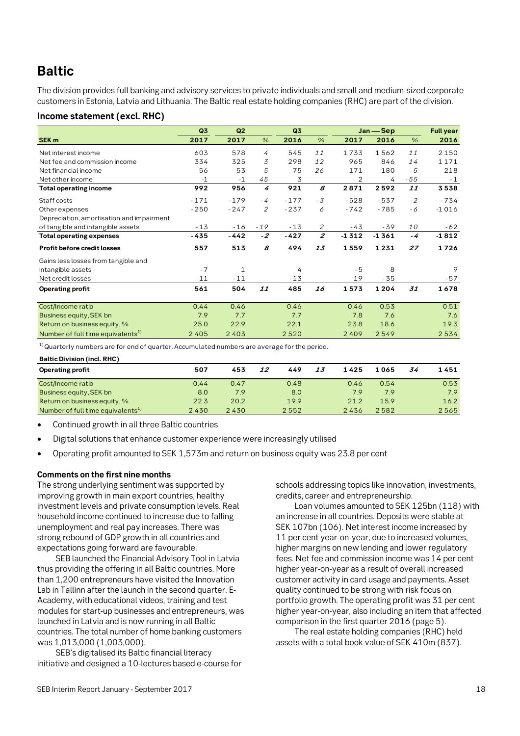# Baltic

The division provides full banking and advisory services to private individuals and small and medium-sized corporate customers in Estonia, Latvia and Lithuania. The Baltic real estate holding companies (RHC) are part of the division.

### Income statement (excl. RHC)

| SEK m | Q3 2017 | Q2 2017 | % | Q3 2016 | % | Jan — Sep 2017 | Jan — Sep 2016 | % | Full year 2016 |
|---|---|---|---|---|---|---|---|---|---|
| Net interest income | 603 | 578 | 4 | 545 | 11 | 1 733 | 1 562 | 11 | 2 150 |
| Net fee and commission income | 334 | 325 | 3 | 298 | 12 | 965 | 846 | 14 | 1 171 |
| Net financial income | 56 | 53 | 5 | 75 | -26 | 171 | 180 | -5 | 218 |
| Net other income | -1 | -1 | 45 | 3 | | 2 | 4 | -55 | -1 |
| **Total operating income** | **992** | **956** | **4** | **921** | **8** | **2 871** | **2 592** | **11** | **3 538** |
| Staff costs | -171 | -179 | -4 | -177 | -3 | -528 | -537 | -2 | -734 |
| Other expenses | -250 | -247 | 2 | -237 | 6 | -742 | -785 | -6 | -1 016 |
| Depreciation, amortisation and impairment of tangible and intangible assets | -13 | -16 | -19 | -13 | 2 | -43 | -39 | 10 | -62 |
| **Total operating expenses** | **-435** | **-442** | **-2** | **-427** | **2** | **-1 312** | **-1 361** | **-4** | **-1 812** |
| **Profit before credit losses** | **557** | **513** | **8** | **494** | **13** | **1 559** | **1 231** | **27** | **1 726** |
| Gains less losses from tangible and intangible assets | -7 | 1 | | 4 | | -5 | 8 | | 9 |
| Net credit losses | 11 | -11 | | -13 | | 19 | -35 | | -57 |
| **Operating profit** | **561** | **504** | **11** | **485** | **16** | **1 573** | **1 204** | **31** | **1 678** |
| Cost/Income ratio | 0.44 | 0.46 | | 0.46 | | 0.46 | 0.53 | | 0.51 |
| Business equity, SEK bn | 7.9 | 7.7 | | 7.7 | | 7.8 | 7.6 | | 7.6 |
| Return on business equity, % | 25.0 | 22.9 | | 22.1 | | 23.8 | 18.6 | | 19.3 |
| Number of full time equivalents[1] | 2 405 | 2 403 | | 2 520 | | 2 409 | 2 549 | | 2 534 |

[1] Quarterly numbers are for end of quarter. Accumulated numbers are average for the period.

**Baltic Division (incl. RHC)**

| | Q3 2017 | Q2 2017 | % | Q3 2016 | % | Jan — Sep 2017 | Jan — Sep 2016 | % | Full year 2016 |
|---|---|---|---|---|---|---|---|---|---|
| **Operating profit** | **507** | **453** | **12** | **449** | **13** | **1 425** | **1 065** | **34** | **1 451** |
| Cost/Income ratio | 0.44 | 0.47 | | 0.48 | | 0.46 | 0.54 | | 0.53 |
| Business equity, SEK bn | 8.0 | 7.9 | | 8.0 | | 7.9 | 7.9 | | 7.9 |
| Return on business equity, % | 22.3 | 20.2 | | 19.9 | | 21.2 | 15.9 | | 16.2 |
| Number of full time equivalents[1] | 2 430 | 2 430 | | 2 552 | | 2 436 | 2 582 | | 2 565 |

- Continued growth in all three Baltic countries
- Digital solutions that enhance customer experience were increasingly utilised
- Operating profit amounted to SEK 1,573m and return on business equity was 23.8 per cent

#### Comments on the first nine months

The strong underlying sentiment was supported by improving growth in main export countries, healthy investment levels and private consumption levels. Real household income continued to increase due to falling unemployment and real pay increases. There was strong rebound of GDP growth in all countries and expectations going forward are favourable.

SEB launched the Financial Advisory Tool in Latvia thus providing the offering in all Baltic countries. More than 1,200 entrepreneurs have visited the Innovation Lab in Tallinn after the launch in the second quarter. E-Academy, with educational videos, training and test modules for start-up businesses and entrepreneurs, was launched in Latvia and is now running in all Baltic countries. The total number of home banking customers was 1,013,000 (1,003,000).

SEB's digitalised its Baltic financial literacy initiative and designed a 10-lectures based e-course for schools addressing topics like innovation, investments, credits, career and entrepreneurship.

Loan volumes amounted to SEK 125bn (118) with an increase in all countries. Deposits were stable at SEK 107bn (106). Net interest income increased by 11 per cent year-on-year, due to increased volumes, higher margins on new lending and lower regulatory fees. Net fee and commission income was 14 per cent higher year-on-year as a result of overall increased customer activity in card usage and payments. Asset quality continued to be strong with risk focus on portfolio growth. The operating profit was 31 per cent higher year-on-year, also including an item that affected comparison in the first quarter 2016 (page 5).

The real estate holding companies (RHC) held assets with a total book value of SEK 410m (837).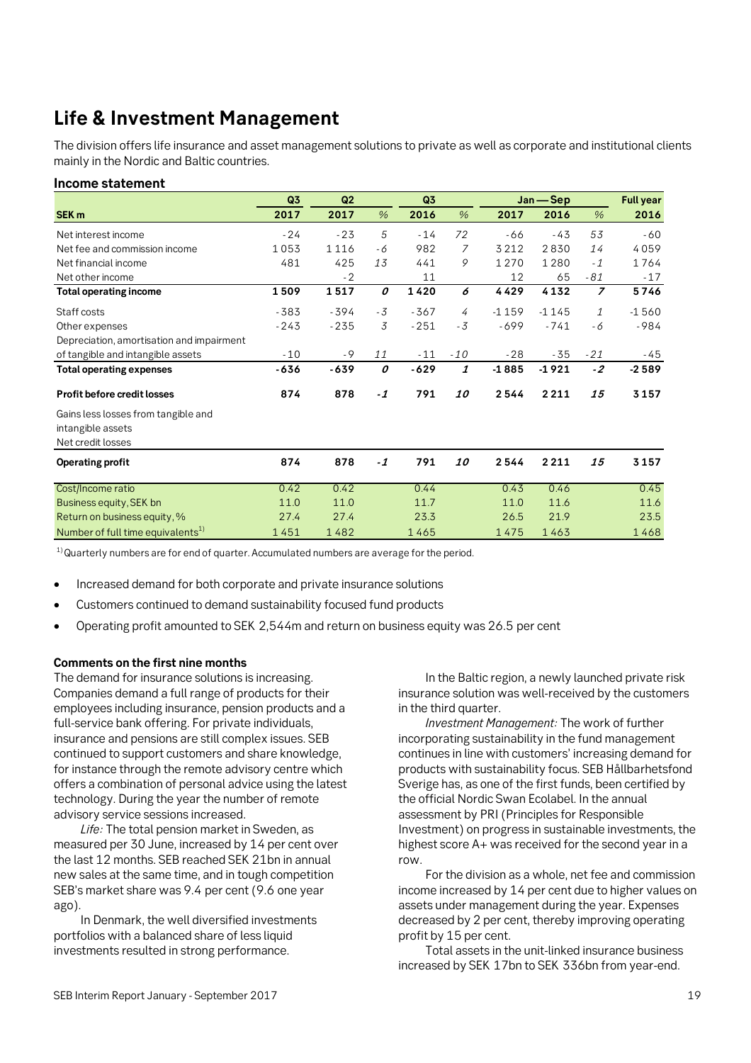# Life & Investment Management

The division offers life insurance and asset management solutions to private as well as corporate and institutional clients mainly in the Nordic and Baltic countries.

### Income statement

| | Q3 | Q2 | | Q3 | | Jan — Sep | | | Full year |
|---|---|---|---|---|---|---|---|---|---|
| **SEK m** | **2017** | **2017** | *%* | **2016** | *%* | **2017** | **2016** | *%* | **2016** |
| Net interest income | -24 | -23 | *5* | -14 | *72* | -66 | -43 | *53* | -60 |
| Net fee and commission income | 1053 | 1116 | *-6* | 982 | *7* | 3212 | 2830 | *14* | 4059 |
| Net financial income | 481 | 425 | *13* | 441 | *9* | 1270 | 1280 | *-1* | 1764 |
| Net other income | | -2 | | 11 | | 12 | 65 | *-81* | -17 |
| **Total operating income** | **1509** | **1517** | ***0*** | **1420** | ***6*** | **4429** | **4132** | ***7*** | **5746** |
| Staff costs | -383 | -394 | *-3* | -367 | *4* | -1159 | -1145 | *1* | -1560 |
| Other expenses | -243 | -235 | *3* | -251 | *-3* | -699 | -741 | *-6* | -984 |
| Depreciation, amortisation and impairment of tangible and intangible assets | -10 | -9 | *11* | -11 | *-10* | -28 | -35 | *-21* | -45 |
| **Total operating expenses** | **-636** | **-639** | ***0*** | **-629** | ***1*** | **-1885** | **-1921** | ***-2*** | **-2589** |
| **Profit before credit losses** | **874** | **878** | ***-1*** | **791** | ***10*** | **2544** | **2211** | ***15*** | **3157** |
| Gains less losses from tangible and intangible assets | | | | | | | | | |
| Net credit losses | | | | | | | | | |
| **Operating profit** | **874** | **878** | ***-1*** | **791** | ***10*** | **2544** | **2211** | ***15*** | **3157** |
| Cost/Income ratio | 0.42 | 0.42 | | 0.44 | | 0.43 | 0.46 | | 0.45 |
| Business equity, SEK bn | 11.0 | 11.0 | | 11.7 | | 11.0 | 11.6 | | 11.6 |
| Return on business equity, % | 27.4 | 27.4 | | 23.3 | | 26.5 | 21.9 | | 23.5 |
| Number of full time equivalents[1] | 1451 | 1482 | | 1465 | | 1475 | 1463 | | 1468 |

[1] Quarterly numbers are for end of quarter. Accumulated numbers are average for the period.

- Increased demand for both corporate and private insurance solutions
- Customers continued to demand sustainability focused fund products
- Operating profit amounted to SEK 2,544m and return on business equity was 26.5 per cent

**Comments on the first nine months**

The demand for insurance solutions is increasing. Companies demand a full range of products for their employees including insurance, pension products and a full-service bank offering. For private individuals, insurance and pensions are still complex issues. SEB continued to support customers and share knowledge, for instance through the remote advisory centre which offers a combination of personal advice using the latest technology. During the year the number of remote advisory service sessions increased.

*Life:* The total pension market in Sweden, as measured per 30 June, increased by 14 per cent over the last 12 months. SEB reached SEK 21bn in annual new sales at the same time, and in tough competition SEB's market share was 9.4 per cent (9.6 one year ago).

In Denmark, the well diversified investments portfolios with a balanced share of less liquid investments resulted in strong performance.

In the Baltic region, a newly launched private risk insurance solution was well-received by the customers in the third quarter.

*Investment Management:* The work of further incorporating sustainability in the fund management continues in line with customers' increasing demand for products with sustainability focus. SEB Hållbarhetsfond Sverige has, as one of the first funds, been certified by the official Nordic Swan Ecolabel. In the annual assessment by PRI (Principles for Responsible Investment) on progress in sustainable investments, the highest score A+ was received for the second year in a row.

For the division as a whole, net fee and commission income increased by 14 per cent due to higher values on assets under management during the year. Expenses decreased by 2 per cent, thereby improving operating profit by 15 per cent.

Total assets in the unit-linked insurance business increased by SEK 17bn to SEK 336bn from year-end.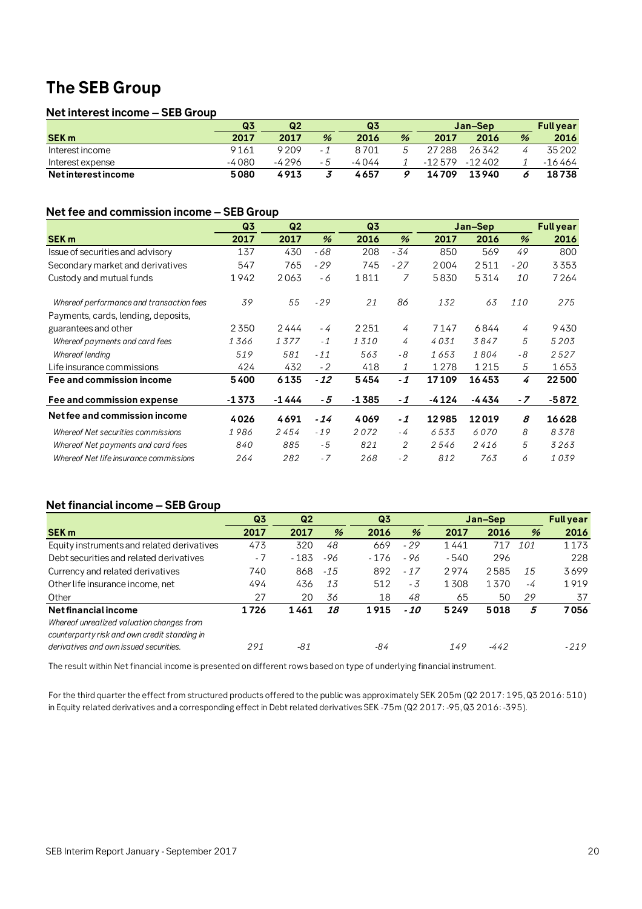# The SEB Group

## Net interest income – SEB Group

| SEK m | Q3 2017 | Q2 2017 | % | Q3 2016 | % | Jan–Sep 2017 | Jan–Sep 2016 | % | Full year 2016 |
|---|---|---|---|---|---|---|---|---|---|
| Interest income | 9 161 | 9 209 | -1 | 8 701 | 5 | 27 288 | 26 342 | 4 | 35 202 |
| Interest expense | -4 080 | -4 296 | -5 | -4 044 | 1 | -12 579 | -12 402 | 1 | -16 464 |
| **Net interest income** | **5 080** | **4 913** | ***3*** | **4 657** | ***9*** | **14 709** | **13 940** | ***6*** | **18 738** |

## Net fee and commission income – SEB Group

| SEK m | Q3 2017 | Q2 2017 | % | Q3 2016 | % | Jan–Sep 2017 | Jan–Sep 2016 | % | Full year 2016 |
|---|---|---|---|---|---|---|---|---|---|
| Issue of securities and advisory | 137 | 430 | -68 | 208 | -34 | 850 | 569 | 49 | 800 |
| Secondary market and derivatives | 547 | 765 | -29 | 745 | -27 | 2 004 | 2 511 | -20 | 3 353 |
| Custody and mutual funds | 1 942 | 2 063 | -6 | 1 811 | 7 | 5 830 | 5 314 | 10 | 7 264 |
| *Whereof performance and transaction fees* | *39* | *55* | *-29* | *21* | *86* | *132* | *63* | *110* | *275* |
| Payments, cards, lending, deposits, guarantees and other | 2 350 | 2 444 | -4 | 2 251 | 4 | 7 147 | 6 844 | 4 | 9 430 |
| *Whereof payments and card fees* | *1 366* | *1 377* | *-1* | *1 310* | *4* | *4 031* | *3 847* | *5* | *5 203* |
| *Whereof lending* | *519* | *581* | *-11* | *563* | *-8* | *1 653* | *1 804* | *-8* | *2 527* |
| Life insurance commissions | 424 | 432 | -2 | 418 | 1 | 1 278 | 1 215 | 5 | 1 653 |
| **Fee and commission income** | **5 400** | **6 135** | ***-12*** | **5 454** | ***-1*** | **17 109** | **16 453** | ***4*** | **22 500** |
| **Fee and commission expense** | **-1 373** | **-1 444** | ***-5*** | **-1 385** | ***-1*** | **-4 124** | **-4 434** | ***-7*** | **-5 872** |
| **Net fee and commission income** | **4 026** | **4 691** | ***-14*** | **4 069** | ***-1*** | **12 985** | **12 019** | ***8*** | **16 628** |
| *Whereof Net securities commissions* | *1 986* | *2 454* | *-19* | *2 072* | *-4* | *6 533* | *6 070* | *8* | *8 378* |
| *Whereof Net payments and card fees* | *840* | *885* | *-5* | *821* | *2* | *2 546* | *2 416* | *5* | *3 263* |
| *Whereof Net life insurance commissions* | *264* | *282* | *-7* | *268* | *-2* | *812* | *763* | *6* | *1 039* |

## Net financial income – SEB Group

| SEK m | Q3 2017 | Q2 2017 | % | Q3 2016 | % | Jan–Sep 2017 | Jan–Sep 2016 | % | Full year 2016 |
|---|---|---|---|---|---|---|---|---|---|
| Equity instruments and related derivatives | 473 | 320 | 48 | 669 | -29 | 1 441 | 717 | 101 | 1 173 |
| Debt securities and related derivatives | -7 | -183 | -96 | -176 | -96 | -540 | 296 | | 228 |
| Currency and related derivatives | 740 | 868 | -15 | 892 | -17 | 2 974 | 2 585 | 15 | 3 699 |
| Other life insurance income, net | 494 | 436 | 13 | 512 | -3 | 1 308 | 1 370 | -4 | 1 919 |
| Other | 27 | 20 | 36 | 18 | 48 | 65 | 50 | 29 | 37 |
| **Net financial income** | **1 726** | **1 461** | ***18*** | **1 915** | ***-10*** | **5 249** | **5 018** | ***5*** | **7 056** |
| *Whereof unrealized valuation changes from counterparty risk and own credit standing in derivatives and own issued securities.* | *291* | *-81* | | *-84* | | *149* | *-442* | | *-219* |

The result within Net financial income is presented on different rows based on type of underlying financial instrument.

For the third quarter the effect from structured products offered to the public was approximately SEK 205m (Q2 2017: 195, Q3 2016: 510) in Equity related derivatives and a corresponding effect in Debt related derivatives SEK -75m (Q2 2017: -95, Q3 2016: -395).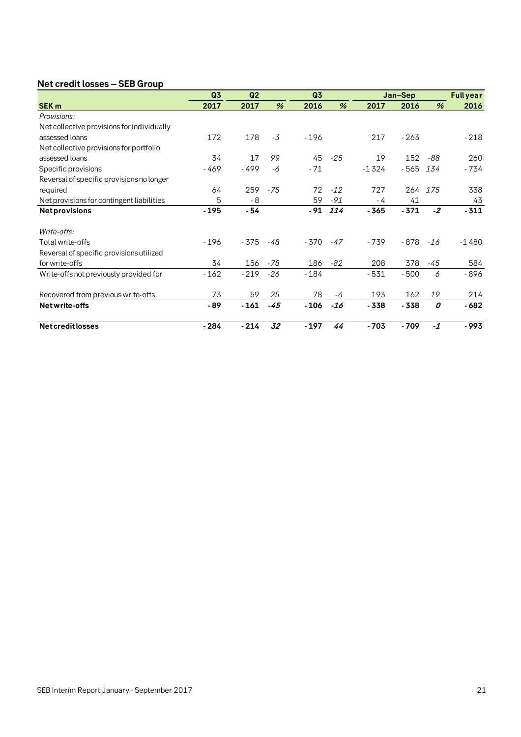## Net credit losses – SEB Group

| | Q3 | Q2 | | Q3 | | Jan–Sep | | | Full year |
|---|---|---|---|---|---|---|---|---|---|
| **SEK m** | **2017** | **2017** | **%** | **2016** | **%** | **2017** | **2016** | **%** | **2016** |
| *Provisions:* | | | | | | | | | |
| Net collective provisions for individually assessed loans | 172 | 178 | *-3* | -196 | | 217 | -263 | | -218 |
| Net collective provisions for portfolio assessed loans | 34 | 17 | *99* | 45 | *-25* | 19 | 152 | *-88* | 260 |
| Specific provisions | -469 | -499 | *-6* | -71 | | -1 324 | -565 | *134* | -734 |
| Reversal of specific provisions no longer required | 64 | 259 | *-75* | 72 | *-12* | 727 | 264 | *175* | 338 |
| Net provisions for contingent liabilities | 5 | -8 | | 59 | *-91* | -4 | 41 | | 43 |
| **Net provisions** | **-195** | **-54** | | **-91** | ***114*** | **-365** | **-371** | ***-2*** | **-311** |
| | | | | | | | | | |
| *Write-offs:* | | | | | | | | | |
| Total write-offs | -196 | -375 | *-48* | -370 | *-47* | -739 | -878 | *-16* | -1 480 |
| Reversal of specific provisions utilized for write-offs | 34 | 156 | *-78* | 186 | *-82* | 208 | 378 | *-45* | 584 |
| Write-offs not previously provided for | -162 | -219 | *-26* | -184 | | -531 | -500 | *6* | -896 |
| | | | | | | | | | |
| Recovered from previous write-offs | 73 | 59 | *25* | 78 | *-6* | 193 | 162 | *19* | 214 |
| **Net write-offs** | **-89** | **-161** | ***-45*** | **-106** | ***-16*** | **-338** | **-338** | ***0*** | **-682** |
| | | | | | | | | | |
| **Net credit losses** | **-284** | **-214** | ***32*** | **-197** | ***44*** | **-703** | **-709** | ***-1*** | **-993** |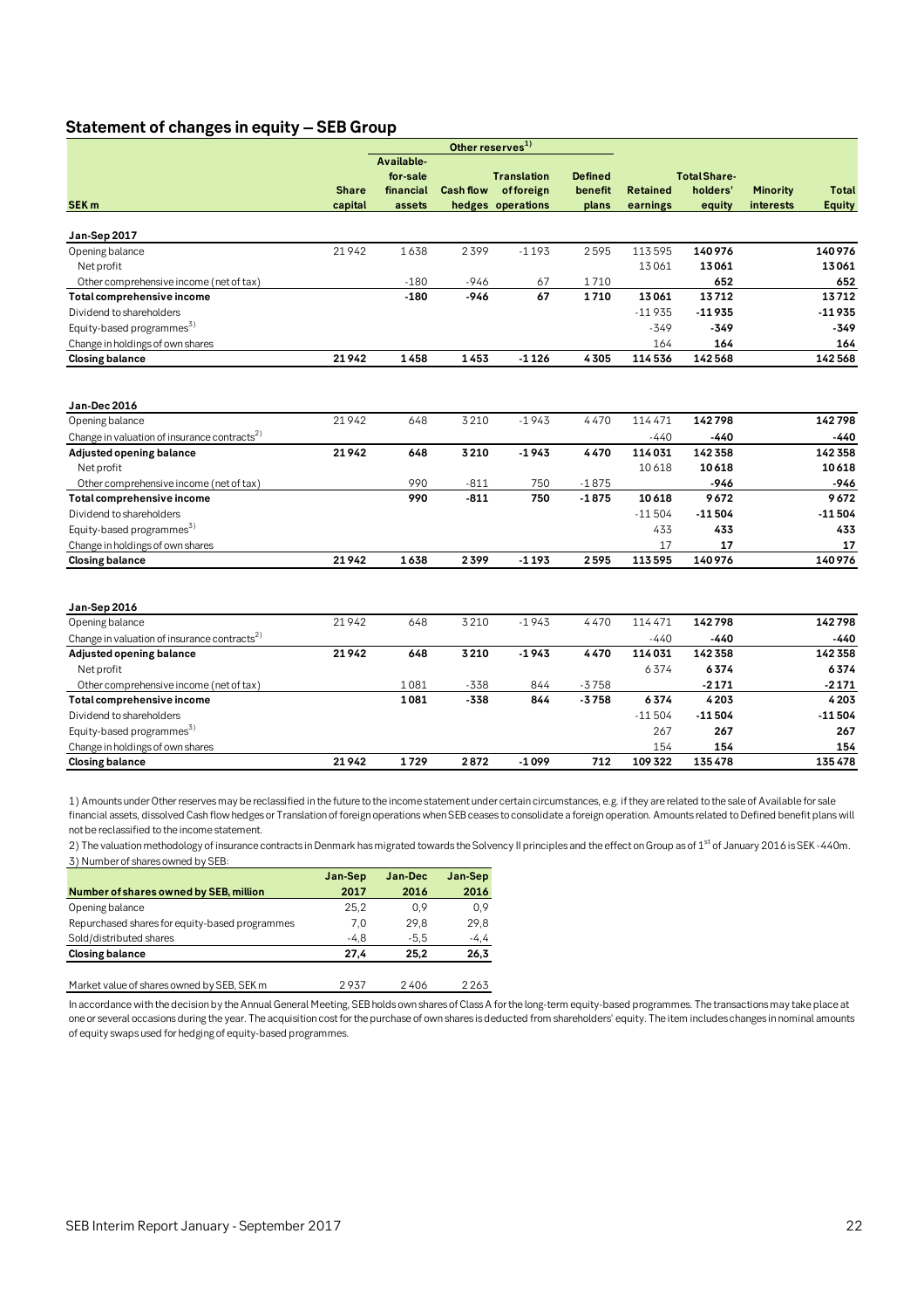## Statement of changes in equity – SEB Group

| SEK m | Share capital | Available-for-sale financial assets | Cash flow hedges | Translation of foreign operations | Defined benefit plans | Retained earnings | Total Share-holders' equity | Minority interests | Total Equity |
|---|---|---|---|---|---|---|---|---|---|
| | | Other reserves[1] | | | | | | | |
| **Jan-Sep 2017** | | | | | | | | | |
| Opening balance | 21 942 | 1 638 | 2 399 | -1 193 | 2 595 | 113 595 | **140 976** | | **140 976** |
| Net profit | | | | | | 13 061 | **13 061** | | **13 061** |
| Other comprehensive income (net of tax) | | -180 | -946 | 67 | 1 710 | | **652** | | **652** |
| **Total comprehensive income** | | **-180** | **-946** | **67** | **1 710** | **13 061** | **13 712** | | **13 712** |
| Dividend to shareholders | | | | | | -11 935 | **-11 935** | | **-11 935** |
| Equity-based programmes[3] | | | | | | -349 | **-349** | | **-349** |
| Change in holdings of own shares | | | | | | 164 | **164** | | **164** |
| **Closing balance** | **21 942** | **1 458** | **1 453** | **-1 126** | **4 305** | **114 536** | **142 568** | | **142 568** |
| | | | | | | | | | |
| **Jan-Dec 2016** | | | | | | | | | |
| Opening balance | 21 942 | 648 | 3 210 | -1 943 | 4 470 | 114 471 | **142 798** | | **142 798** |
| Change in valuation of insurance contracts[2] | | | | | | -440 | **-440** | | **-440** |
| **Adjusted opening balance** | **21 942** | **648** | **3 210** | **-1 943** | **4 470** | **114 031** | **142 358** | | **142 358** |
| Net profit | | | | | | 10 618 | **10 618** | | **10 618** |
| Other comprehensive income (net of tax) | | 990 | -811 | 750 | -1 875 | | **-946** | | **-946** |
| **Total comprehensive income** | | **990** | **-811** | **750** | **-1 875** | **10 618** | **9 672** | | **9 672** |
| Dividend to shareholders | | | | | | -11 504 | **-11 504** | | **-11 504** |
| Equity-based programmes[3] | | | | | | 433 | **433** | | **433** |
| Change in holdings of own shares | | | | | | 17 | **17** | | **17** |
| **Closing balance** | **21 942** | **1 638** | **2 399** | **-1 193** | **2 595** | **113 595** | **140 976** | | **140 976** |
| | | | | | | | | | |
| **Jan-Sep 2016** | | | | | | | | | |
| Opening balance | 21 942 | 648 | 3 210 | -1 943 | 4 470 | 114 471 | **142 798** | | **142 798** |
| Change in valuation of insurance contracts[2] | | | | | | -440 | **-440** | | **-440** |
| **Adjusted opening balance** | **21 942** | **648** | **3 210** | **-1 943** | **4 470** | **114 031** | **142 358** | | **142 358** |
| Net profit | | | | | | 6 374 | **6 374** | | **6 374** |
| Other comprehensive income (net of tax) | | 1 081 | -338 | 844 | -3 758 | | **-2 171** | | **-2 171** |
| **Total comprehensive income** | | **1 081** | **-338** | **844** | **-3 758** | **6 374** | **4 203** | | **4 203** |
| Dividend to shareholders | | | | | | -11 504 | **-11 504** | | **-11 504** |
| Equity-based programmes[3] | | | | | | 267 | **267** | | **267** |
| Change in holdings of own shares | | | | | | 154 | **154** | | **154** |
| **Closing balance** | **21 942** | **1 729** | **2 872** | **-1 099** | **712** | **109 322** | **135 478** | | **135 478** |

1) Amounts under Other reserves may be reclassified in the future to the income statement under certain circumstances, e.g. if they are related to the sale of Available for sale financial assets, dissolved Cash flow hedges or Translation of foreign operations when SEB ceases to consolidate a foreign operation. Amounts related to Defined benefit plans will not be reclassified to the income statement.

2) The valuation methodology of insurance contracts in Denmark has migrated towards the Solvency II principles and the effect on Group as of 1st of January 2016 is SEK -440m.

3) Number of shares owned by SEB:

| Number of shares owned by SEB, million | Jan-Sep 2017 | Jan-Dec 2016 | Jan-Sep 2016 |
|---|---|---|---|
| Opening balance | 25,2 | 0,9 | 0,9 |
| Repurchased shares for equity-based programmes | 7,0 | 29,8 | 29,8 |
| Sold/distributed shares | -4,8 | -5,5 | -4,4 |
| **Closing balance** | **27,4** | **25,2** | **26,3** |
| | | | |
| Market value of shares owned by SEB, SEK m | 2 937 | 2 406 | 2 263 |

In accordance with the decision by the Annual General Meeting, SEB holds own shares of Class A for the long-term equity-based programmes. The transactions may take place at one or several occasions during the year. The acquisition cost for the purchase of own shares is deducted from shareholders' equity. The item includes changes in nominal amounts of equity swaps used for hedging of equity-based programmes.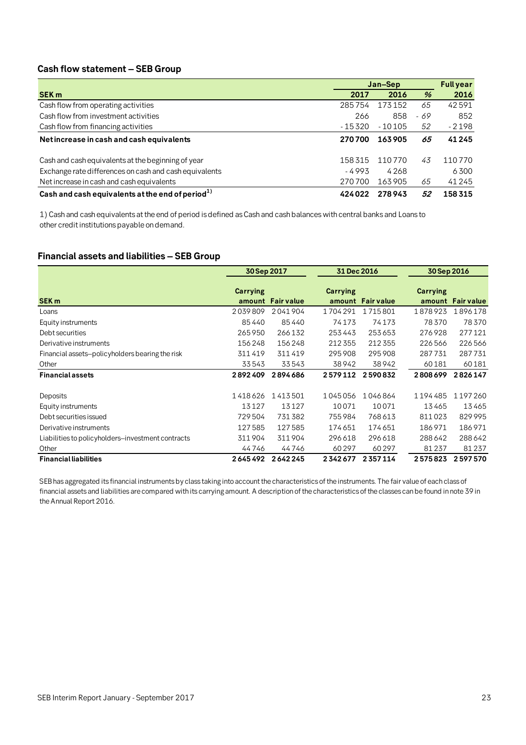## Cash flow statement – SEB Group

| SEK m | Jan–Sep 2017 | Jan–Sep 2016 | % | Full year 2016 |
|---|---|---|---|---|
| Cash flow from operating activities | 285 754 | 173 152 | 65 | 42 591 |
| Cash flow from investment activities | 266 | 858 | -69 | 852 |
| Cash flow from financing activities | -15 320 | -10 105 | 52 | -2 198 |
| **Net increase in cash and cash equivalents** | **270 700** | **163 905** | **65** | **41 245** |
| | | | | |
| Cash and cash equivalents at the beginning of year | 158 315 | 110 770 | 43 | 110 770 |
| Exchange rate differences on cash and cash equivalents | -4 993 | 4 268 | | 6 300 |
| Net increase in cash and cash equivalents | 270 700 | 163 905 | 65 | 41 245 |
| **Cash and cash equivalents at the end of period[1)]** | **424 022** | **278 943** | **52** | **158 315** |

1) Cash and cash equivalents at the end of period is defined as Cash and cash balances with central banks and Loans to other credit institutions payable on demand.

## Financial assets and liabilities – SEB Group

| | 30 Sep 2017 | | 31 Dec 2016 | | 30 Sep 2016 | |
|---|---|---|---|---|---|---|
| SEK m | Carrying amount | Fair value | Carrying amount | Fair value | Carrying amount | Fair value |
| Loans | 2 039 809 | 2 041 904 | 1 704 291 | 1 715 801 | 1 878 923 | 1 896 178 |
| Equity instruments | 85 440 | 85 440 | 74 173 | 74 173 | 78 370 | 78 370 |
| Debt securities | 265 950 | 266 132 | 253 443 | 253 653 | 276 928 | 277 121 |
| Derivative instruments | 156 248 | 156 248 | 212 355 | 212 355 | 226 566 | 226 566 |
| Financial assets–policyholders bearing the risk | 311 419 | 311 419 | 295 908 | 295 908 | 287 731 | 287 731 |
| Other | 33 543 | 33 543 | 38 942 | 38 942 | 60 181 | 60 181 |
| **Financial assets** | **2 892 409** | **2 894 686** | **2 579 112** | **2 590 832** | **2 808 699** | **2 826 147** |
| | | | | | | |
| Deposits | 1 418 626 | 1 413 501 | 1 045 056 | 1 046 864 | 1 194 485 | 1 197 260 |
| Equity instruments | 13 127 | 13 127 | 10 071 | 10 071 | 13 465 | 13 465 |
| Debt securities issued | 729 504 | 731 382 | 755 984 | 768 613 | 811 023 | 829 995 |
| Derivative instruments | 127 585 | 127 585 | 174 651 | 174 651 | 186 971 | 186 971 |
| Liabilities to policyholders–investment contracts | 311 904 | 311 904 | 296 618 | 296 618 | 288 642 | 288 642 |
| Other | 44 746 | 44 746 | 60 297 | 60 297 | 81 237 | 81 237 |
| **Financial liabilities** | **2 645 492** | **2 642 245** | **2 342 677** | **2 357 114** | **2 575 823** | **2 597 570** |

SEB has aggregated its financial instruments by class taking into account the characteristics of the instruments. The fair value of each class of financial assets and liabilities are compared with its carrying amount. A description of the characteristics of the classes can be found in note 39 in the Annual Report 2016.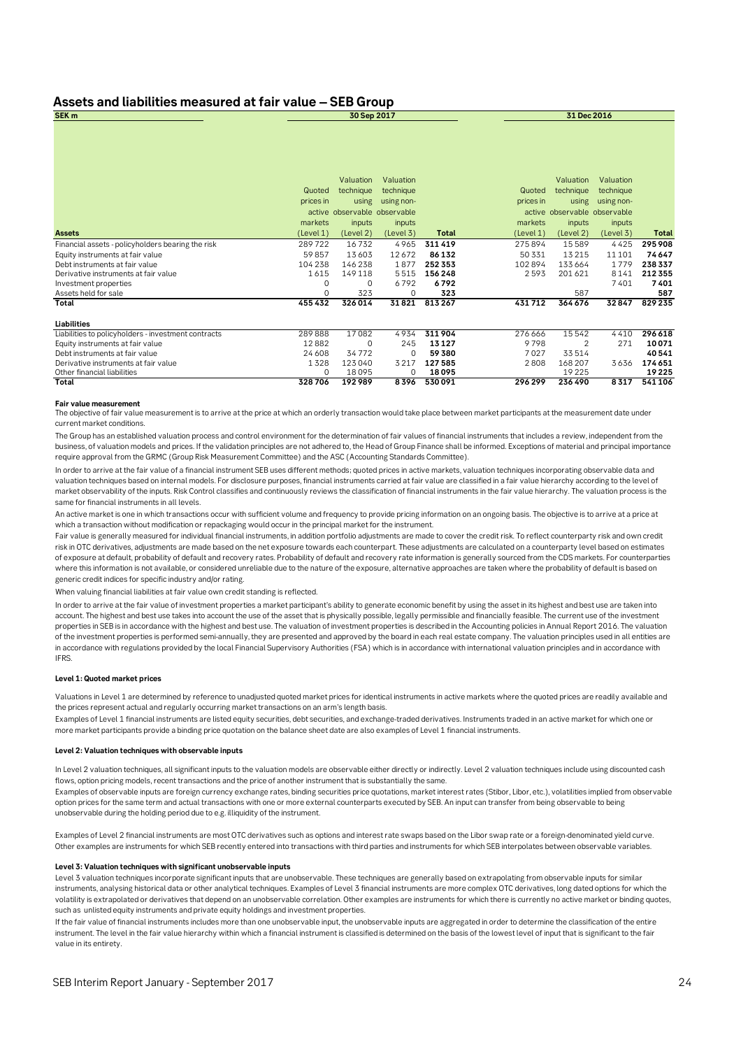## Assets and liabilities measured at fair value – SEB Group

| SEK m | 30 Sep 2017 | | | | 31 Dec 2016 | | | |
|---|---|---|---|---|---|---|---|---|
| **Assets** | Quoted prices in active markets (Level 1) | Valuation technique using observable inputs (Level 2) | Valuation technique using non-observable inputs (Level 3) | **Total** | Quoted prices in active markets (Level 1) | Valuation technique using observable inputs (Level 2) | Valuation technique using non-observable inputs (Level 3) | **Total** |
| Financial assets - policyholders bearing the risk | 289 722 | 16 732 | 4 965 | **311 419** | 275 894 | 15 589 | 4 425 | **295 908** |
| Equity instruments at fair value | 59 857 | 13 603 | 12 672 | **86 132** | 50 331 | 13 215 | 11 101 | **74 647** |
| Debt instruments at fair value | 104 238 | 146 238 | 1 877 | **252 353** | 102 894 | 133 664 | 1 779 | **238 337** |
| Derivative instruments at fair value | 1 615 | 149 118 | 5 515 | **156 248** | 2 593 | 201 621 | 8 141 | **212 355** |
| Investment properties | 0 | 0 | 6 792 | **6 792** | | | 7 401 | **7 401** |
| Assets held for sale | 0 | 323 | 0 | **323** | | 587 | | **587** |
| **Total** | **455 432** | **326 014** | **31 821** | **813 267** | **431 712** | **364 676** | **32 847** | **829 235** |
| | | | | | | | | |
| **Liabilities** | | | | | | | | |
| Liabilities to policyholders - investment contracts | 289 888 | 17 082 | 4 934 | **311 904** | 276 666 | 15 542 | 4 410 | **296 618** |
| Equity instruments at fair value | 12 882 | 0 | 245 | **13 127** | 9 798 | 2 | 271 | **10 071** |
| Debt instruments at fair value | 24 608 | 34 772 | 0 | **59 380** | 7 027 | 33 514 | | **40 541** |
| Derivative instruments at fair value | 1 328 | 123 040 | 3 217 | **127 585** | 2 808 | 168 207 | 3 636 | **174 651** |
| Other financial liabilities | 0 | 18 095 | 0 | **18 095** | | 19 225 | | **19 225** |
| **Total** | **328 706** | **192 989** | **8 396** | **530 091** | **296 299** | **236 490** | **8 317** | **541 106** |

**Fair value measurement**

The objective of fair value measurement is to arrive at the price at which an orderly transaction would take place between market participants at the measurement date under current market conditions.

The Group has an established valuation process and control environment for the determination of fair values of financial instruments that includes a review, independent from the business, of valuation models and prices. If the validation principles are not adhered to, the Head of Group Finance shall be informed. Exceptions of material and principal importance require approval from the GRMC (Group Risk Measurement Committee) and the ASC (Accounting Standards Committee).

In order to arrive at the fair value of a financial instrument SEB uses different methods; quoted prices in active markets, valuation techniques incorporating observable data and valuation techniques based on internal models. For disclosure purposes, financial instruments carried at fair value are classified in a fair value hierarchy according to the level of market observability of the inputs. Risk Control classifies and continuously reviews the classification of financial instruments in the fair value hierarchy. The valuation process is the same for financial instruments in all levels.

An active market is one in which transactions occur with sufficient volume and frequency to provide pricing information on an ongoing basis. The objective is to arrive at a price at which a transaction without modification or repackaging would occur in the principal market for the instrument.

Fair value is generally measured for individual financial instruments, in addition portfolio adjustments are made to cover the credit risk. To reflect counterparty risk and own credit risk in OTC derivatives, adjustments are made based on the net exposure towards each counterpart. These adjustments are calculated on a counterparty level based on estimates of exposure at default, probability of default and recovery rates. Probability of default and recovery rate information is generally sourced from the CDS markets. For counterparties where this information is not available, or considered unreliable due to the nature of the exposure, alternative approaches are taken where the probability of default is based on generic credit indices for specific industry and/or rating.

When valuing financial liabilities at fair value own credit standing is reflected.

In order to arrive at the fair value of investment properties a market participant's ability to generate economic benefit by using the asset in its highest and best use are taken into account. The highest and best use takes into account the use of the asset that is physically possible, legally permissible and financially feasible. The current use of the investment properties in SEB is in accordance with the highest and best use. The valuation of investment properties is described in the Accounting policies in Annual Report 2016. The valuation of the investment properties is performed semi-annually, they are presented and approved by the board in each real estate company. The valuation principles used in all entities are in accordance with regulations provided by the local Financial Supervisory Authorities (FSA) which is in accordance with international valuation principles and in accordance with IFRS.

**Level 1: Quoted market prices**

Valuations in Level 1 are determined by reference to unadjusted quoted market prices for identical instruments in active markets where the quoted prices are readily available and the prices represent actual and regularly occurring market transactions on an arm's length basis.

Examples of Level 1 financial instruments are listed equity securities, debt securities, and exchange-traded derivatives. Instruments traded in an active market for which one or more market participants provide a binding price quotation on the balance sheet date are also examples of Level 1 financial instruments.

**Level 2: Valuation techniques with observable inputs**

In Level 2 valuation techniques, all significant inputs to the valuation models are observable either directly or indirectly. Level 2 valuation techniques include using discounted cash flows, option pricing models, recent transactions and the price of another instrument that is substantially the same.

Examples of observable inputs are foreign currency exchange rates, binding securities price quotations, market interest rates (Stibor, Libor, etc.), volatilities implied from observable option prices for the same term and actual transactions with one or more external counterparts executed by SEB. An input can transfer from being observable to being unobservable during the holding period due to e.g. illiquidity of the instrument.

Examples of Level 2 financial instruments are most OTC derivatives such as options and interest rate swaps based on the Libor swap rate or a foreign-denominated yield curve. Other examples are instruments for which SEB recently entered into transactions with third parties and instruments for which SEB interpolates between observable variables.

**Level 3: Valuation techniques with significant unobservable inputs**

Level 3 valuation techniques incorporate significant inputs that are unobservable. These techniques are generally based on extrapolating from observable inputs for similar instruments, analysing historical data or other analytical techniques. Examples of Level 3 financial instruments are more complex OTC derivatives, long dated options for which the volatility is extrapolated or derivatives that depend on an unobservable correlation. Other examples are instruments for which there is currently no active market or binding quotes, such as unlisted equity instruments and private equity holdings and investment properties.

If the fair value of financial instruments includes more than one unobservable input, the unobservable inputs are aggregated in order to determine the classification of the entire instrument. The level in the fair value hierarchy within which a financial instrument is classified is determined on the basis of the lowest level of input that is significant to the fair value in its entirety.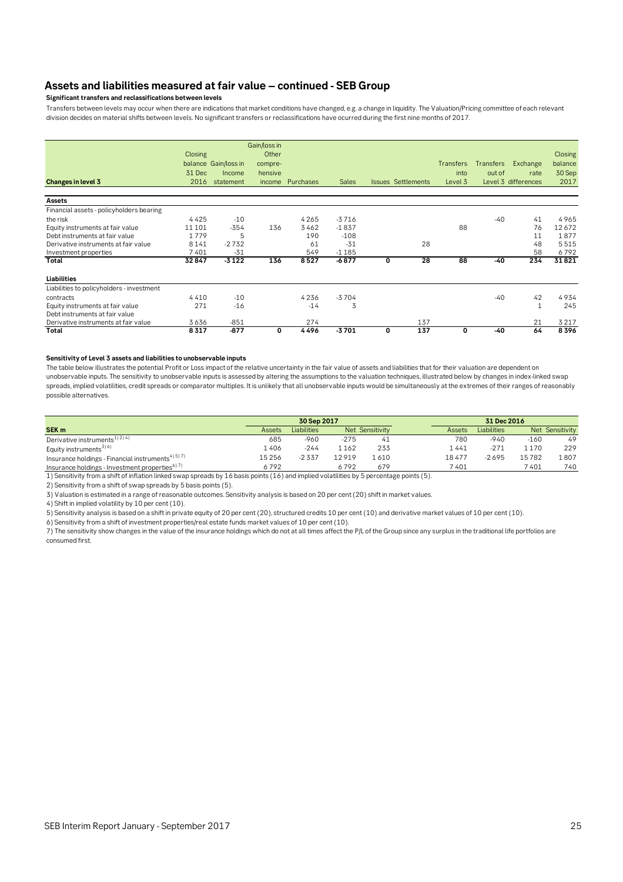## Assets and liabilities measured at fair value – continued - SEB Group

**Significant transfers and reclassifications between levels**

Transfers between levels may occur when there are indications that market conditions have changed, e.g. a change in liquidity. The Valuation/Pricing committee of each relevant division decides on material shifts between levels. No significant transfers or reclassifications have ocurred during the first nine months of 2017.

| Changes in level 3 | Closing balance 31 Dec 2016 | Gain/loss in Income statement | Gain/loss in Other compre-hensive income | Purchases | Sales | Issues | Settlements | Transfers into Level 3 | Transfers out of Level 3 | Exchange rate differences | Closing balance 30 Sep 2017 |
|---|---|---|---|---|---|---|---|---|---|---|---|
| **Assets** | | | | | | | | | | | |
| Financial assets - policyholders bearing the risk | 4 425 | -10 | | 4 265 | -3 716 | | | | -40 | 41 | 4 965 |
| Equity instruments at fair value | 11 101 | -354 | 136 | 3 462 | -1 837 | | | 88 | | 76 | 12 672 |
| Debt instruments at fair value | 1 779 | 5 | | 190 | -108 | | | | | 11 | 1 877 |
| Derivative instruments at fair value | 8 141 | -2 732 | | 61 | -31 | | 28 | | | 48 | 5 515 |
| Investment properties | 7 401 | -31 | | 549 | -1 185 | | | | | 58 | 6 792 |
| **Total** | **32 847** | **-3 122** | **136** | **8 527** | **-6 877** | **0** | **28** | **88** | **-40** | **234** | **31 821** |
| **Liabilities** | | | | | | | | | | | |
| Liabilities to policyholders - investment contracts | 4 410 | -10 | | 4 236 | -3 704 | | | | -40 | 42 | 4 934 |
| Equity instruments at fair value | 271 | -16 | | -14 | 3 | | | | | 1 | 245 |
| Debt instruments at fair value | | | | | | | | | | | |
| Derivative instruments at fair value | 3 636 | -851 | | 274 | | | 137 | | | 21 | 3 217 |
| **Total** | **8 317** | **-877** | **0** | **4 496** | **-3 701** | **0** | **137** | **0** | **-40** | **64** | **8 396** |

**Sensitivity of Level 3 assets and liabilities to unobservable inputs**

The table below illustrates the potential Profit or Loss impact of the relative uncertainty in the fair value of assets and liabilities that for their valuation are dependent on unobservable inputs. The sensitivity to unobservable inputs is assessed by altering the assumptions to the valuation techniques, illustrated below by changes in index-linked swap spreads, implied volatilities, credit spreads or comparator multiples. It is unlikely that all unobservable inputs would be simultaneously at the extremes of their ranges of reasonably possible alternatives.

| | 30 Sep 2017 | | | | 31 Dec 2016 | | | |
|---|---|---|---|---|---|---|---|---|
| **SEK m** | Assets | Liabilities | Net | Sensitivity | Assets | Liabilities | Net | Sensitivity |
| Derivative instruments[1) 2) 4)] | 685 | -960 | -275 | 41 | 780 | -940 | -160 | 49 |
| Equity instruments[3) 6)] | 1 406 | -244 | 1 162 | 233 | 1 441 | -271 | 1 170 | 229 |
| Insurance holdings - Financial instruments[4) 5) 7)] | 15 256 | -2 337 | 12 919 | 1 610 | 18 477 | -2 695 | 15 782 | 1 807 |
| Insurance holdings - Investment properties[6) 7)] | 6 792 | | 6 792 | 679 | 7 401 | | 7 401 | 740 |

1) Sensitivity from a shift of inflation linked swap spreads by 16 basis points (16) and implied volatilities by 5 percentage points (5).

2) Sensitivity from a shift of swap spreads by 5 basis points (5).

3) Valuation is estimated in a range of reasonable outcomes. Sensitivity analysis is based on 20 per cent (20) shift in market values.

4) Shift in implied volatility by 10 per cent (10).

5) Sensitivity analysis is based on a shift in private equity of 20 per cent (20), structured credits 10 per cent (10) and derivative market values of 10 per cent (10).

6) Sensitivity from a shift of investment properties/real estate funds market values of 10 per cent (10).

7) The sensitivity show changes in the value of the insurance holdings which do not at all times affect the P/L of the Group since any surplus in the traditional life portfolios are consumed first.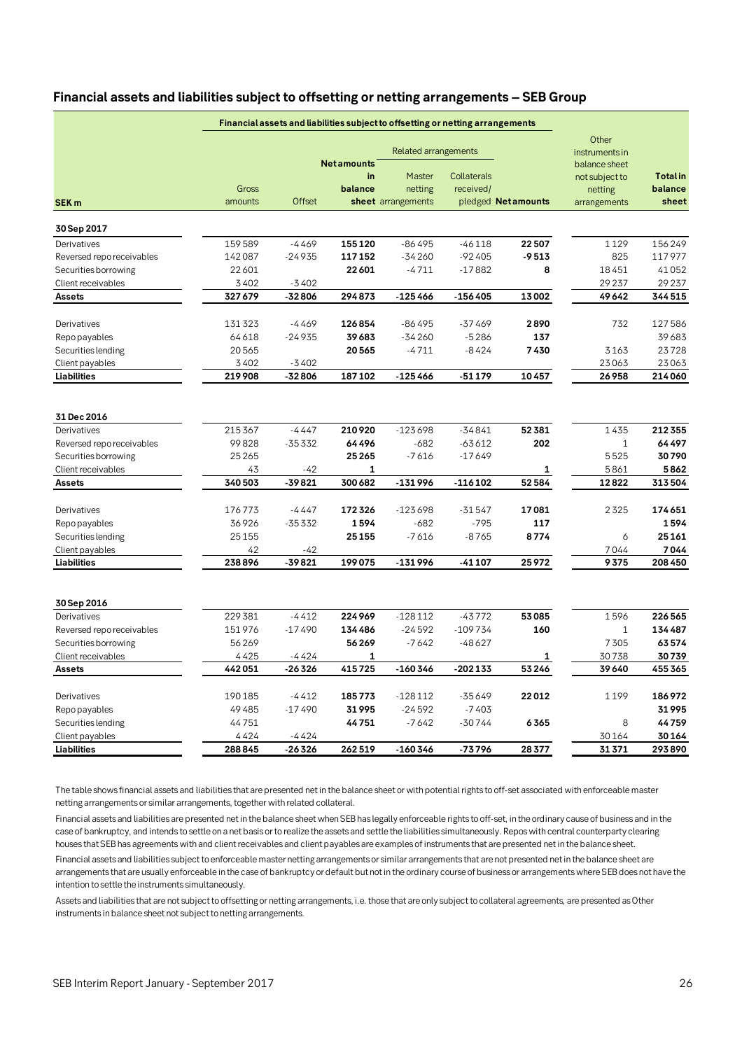## Financial assets and liabilities subject to offsetting or netting arrangements – SEB Group

| SEK m | Financial assets and liabilities subject to offsetting or netting arrangements | | | | | | Other instruments in balance sheet not subject to netting arrangements | Total in balance sheet |
|---|---|---|---|---|---|---|---|---|
| | | | | Related arrangements | | | | |
| | Gross amounts | Offset | Net amounts in balance sheet | Master netting arrangements | Collaterals received/ pledged | Net amounts | | |
| **30 Sep 2017** | | | | | | | | |
| Derivatives | 159 589 | -4 469 | **155 120** | -86 495 | -46 118 | **22 507** | 1 129 | 156 249 |
| Reversed repo receivables | 142 087 | -24 935 | **117 152** | -34 260 | -92 405 | **-9 513** | 825 | 117 977 |
| Securities borrowing | 22 601 | | **22 601** | -4 711 | -17 882 | **8** | 18 451 | 41 052 |
| Client receivables | 3 402 | -3 402 | | | | | 29 237 | 29 237 |
| **Assets** | **327 679** | **-32 806** | **294 873** | **-125 466** | **-156 405** | **13 002** | **49 642** | **344 515** |
| Derivatives | 131 323 | -4 469 | **126 854** | -86 495 | -37 469 | **2 890** | 732 | 127 586 |
| Repo payables | 64 618 | -24 935 | **39 683** | -34 260 | -5 286 | **137** | | 39 683 |
| Securities lending | 20 565 | | **20 565** | -4 711 | -8 424 | **7 430** | 3 163 | 23 728 |
| Client payables | 3 402 | -3 402 | | | | | 23 063 | 23 063 |
| **Liabilities** | **219 908** | **-32 806** | **187 102** | **-125 466** | **-51 179** | **10 457** | **26 958** | **214 060** |
| **31 Dec 2016** | | | | | | | | |
| Derivatives | 215 367 | -4 447 | **210 920** | -123 698 | -34 841 | **52 381** | 1 435 | **212 355** |
| Reversed repo receivables | 99 828 | -35 332 | **64 496** | -682 | -63 612 | **202** | 1 | **64 497** |
| Securities borrowing | 25 265 | | **25 265** | -7 616 | -17 649 | | 5 525 | **30 790** |
| Client receivables | 43 | -42 | **1** | | | **1** | 5 861 | **5 862** |
| **Assets** | **340 503** | **-39 821** | **300 682** | **-131 996** | **-116 102** | **52 584** | **12 822** | **313 504** |
| Derivatives | 176 773 | -4 447 | **172 326** | -123 698 | -31 547 | **17 081** | 2 325 | **174 651** |
| Repo payables | 36 926 | -35 332 | **1 594** | -682 | -795 | **117** | | **1 594** |
| Securities lending | 25 155 | | **25 155** | -7 616 | -8 765 | **8 774** | 6 | **25 161** |
| Client payables | 42 | -42 | | | | | 7 044 | **7 044** |
| **Liabilities** | **238 896** | **-39 821** | **199 075** | **-131 996** | **-41 107** | **25 972** | **9 375** | **208 450** |
| **30 Sep 2016** | | | | | | | | |
| Derivatives | 229 381 | -4 412 | **224 969** | -128 112 | -43 772 | **53 085** | 1 596 | **226 565** |
| Reversed repo receivables | 151 976 | -17 490 | **134 486** | -24 592 | -109 734 | **160** | 1 | **134 487** |
| Securities borrowing | 56 269 | | **56 269** | -7 642 | -48 627 | | 7 305 | **63 574** |
| Client receivables | 4 425 | -4 424 | **1** | | | **1** | 30 738 | **30 739** |
| **Assets** | **442 051** | **-26 326** | **415 725** | **-160 346** | **-202 133** | **53 246** | **39 640** | **455 365** |
| Derivatives | 190 185 | -4 412 | **185 773** | -128 112 | -35 649 | **22 012** | 1 199 | **186 972** |
| Repo payables | 49 485 | -17 490 | **31 995** | -24 592 | -7 403 | | | **31 995** |
| Securities lending | 44 751 | | **44 751** | -7 642 | -30 744 | **6 365** | 8 | **44 759** |
| Client payables | 4 424 | -4 424 | | | | | 30 164 | **30 164** |
| **Liabilities** | **288 845** | **-26 326** | **262 519** | **-160 346** | **-73 796** | **28 377** | **31 371** | **293 890** |

The table shows financial assets and liabilities that are presented net in the balance sheet or with potential rights to off-set associated with enforceable master netting arrangements or similar arrangements, together with related collateral.

Financial assets and liabilities are presented net in the balance sheet when SEB has legally enforceable rights to off-set, in the ordinary cause of business and in the case of bankruptcy, and intends to settle on a net basis or to realize the assets and settle the liabilities simultaneously. Repos with central counterparty clearing houses that SEB has agreements with and client receivables and client payables are examples of instruments that are presented net in the balance sheet.

Financial assets and liabilities subject to enforceable master netting arrangements or similar arrangements that are not presented net in the balance sheet are arrangements that are usually enforceable in the case of bankruptcy or default but not in the ordinary course of business or arrangements where SEB does not have the intention to settle the instruments simultaneously.

Assets and liabilities that are not subject to offsetting or netting arrangements, i.e. those that are only subject to collateral agreements, are presented as Other instruments in balance sheet not subject to netting arrangements.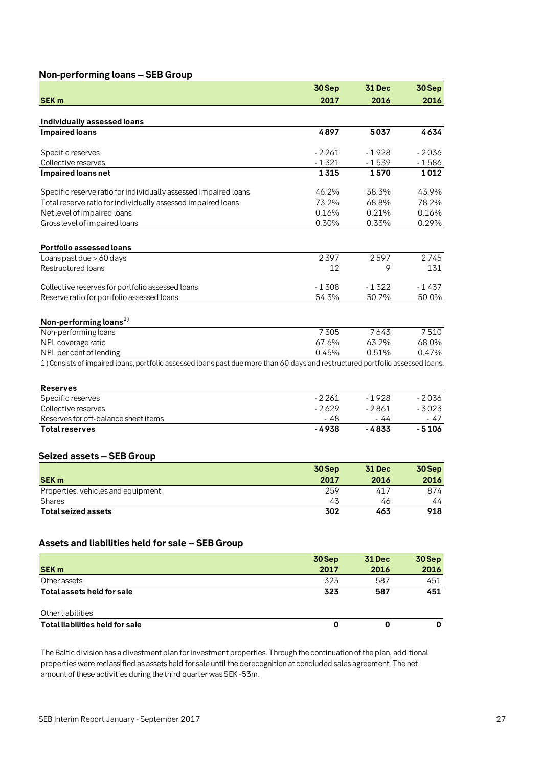## Non-performing loans – SEB Group

| SEK m | 30 Sep 2017 | 31 Dec 2016 | 30 Sep 2016 |
|---|---|---|---|
| **Individually assessed loans** | | | |
| **Impaired loans** | **4 897** | **5 037** | **4 634** |
| Specific reserves | -2 261 | -1 928 | -2 036 |
| Collective reserves | -1 321 | -1 539 | -1 586 |
| **Impaired loans net** | **1 315** | **1 570** | **1 012** |
| Specific reserve ratio for individually assessed impaired loans | 46.2% | 38.3% | 43.9% |
| Total reserve ratio for individually assessed impaired loans | 73.2% | 68.8% | 78.2% |
| Net level of impaired loans | 0.16% | 0.21% | 0.16% |
| Gross level of impaired loans | 0.30% | 0.33% | 0.29% |
| **Portfolio assessed loans** | | | |
| Loans past due > 60 days | 2 397 | 2 597 | 2 745 |
| Restructured loans | 12 | 9 | 131 |
| Collective reserves for portfolio assessed loans | -1 308 | -1 322 | -1 437 |
| Reserve ratio for portfolio assessed loans | 54.3% | 50.7% | 50.0% |
| **Non-performing loans**[1] | | | |
| Non-performing loans | 7 305 | 7 643 | 7 510 |
| NPL coverage ratio | 67.6% | 63.2% | 68.0% |
| NPL per cent of lending | 0.45% | 0.51% | 0.47% |

1) Consists of impaired loans, portfolio assessed loans past due more than 60 days and restructured portfolio assessed loans.

| **Reserves** | 30 Sep 2017 | 31 Dec 2016 | 30 Sep 2016 |
|---|---|---|---|
| Specific reserves | -2 261 | -1 928 | -2 036 |
| Collective reserves | -2 629 | -2 861 | -3 023 |
| Reserves for off-balance sheet items | -48 | -44 | -47 |
| **Total reserves** | **-4 938** | **-4 833** | **-5 106** |

## Seized assets – SEB Group

| SEK m | 30 Sep 2017 | 31 Dec 2016 | 30 Sep 2016 |
|---|---|---|---|
| Properties, vehicles and equipment | 259 | 417 | 874 |
| Shares | 43 | 46 | 44 |
| **Total seized assets** | **302** | **463** | **918** |

## Assets and liabilities held for sale – SEB Group

| SEK m | 30 Sep 2017 | 31 Dec 2016 | 30 Sep 2016 |
|---|---|---|---|
| Other assets | 323 | 587 | 451 |
| **Total assets held for sale** | **323** | **587** | **451** |
| Other liabilities | | | |
| **Total liabilities held for sale** | **0** | **0** | **0** |

The Baltic division has a divestment plan for investment properties. Through the continuation of the plan, additional properties were reclassified as assets held for sale until the derecognition at concluded sales agreement. The net amount of these activities during the third quarter was SEK -53m.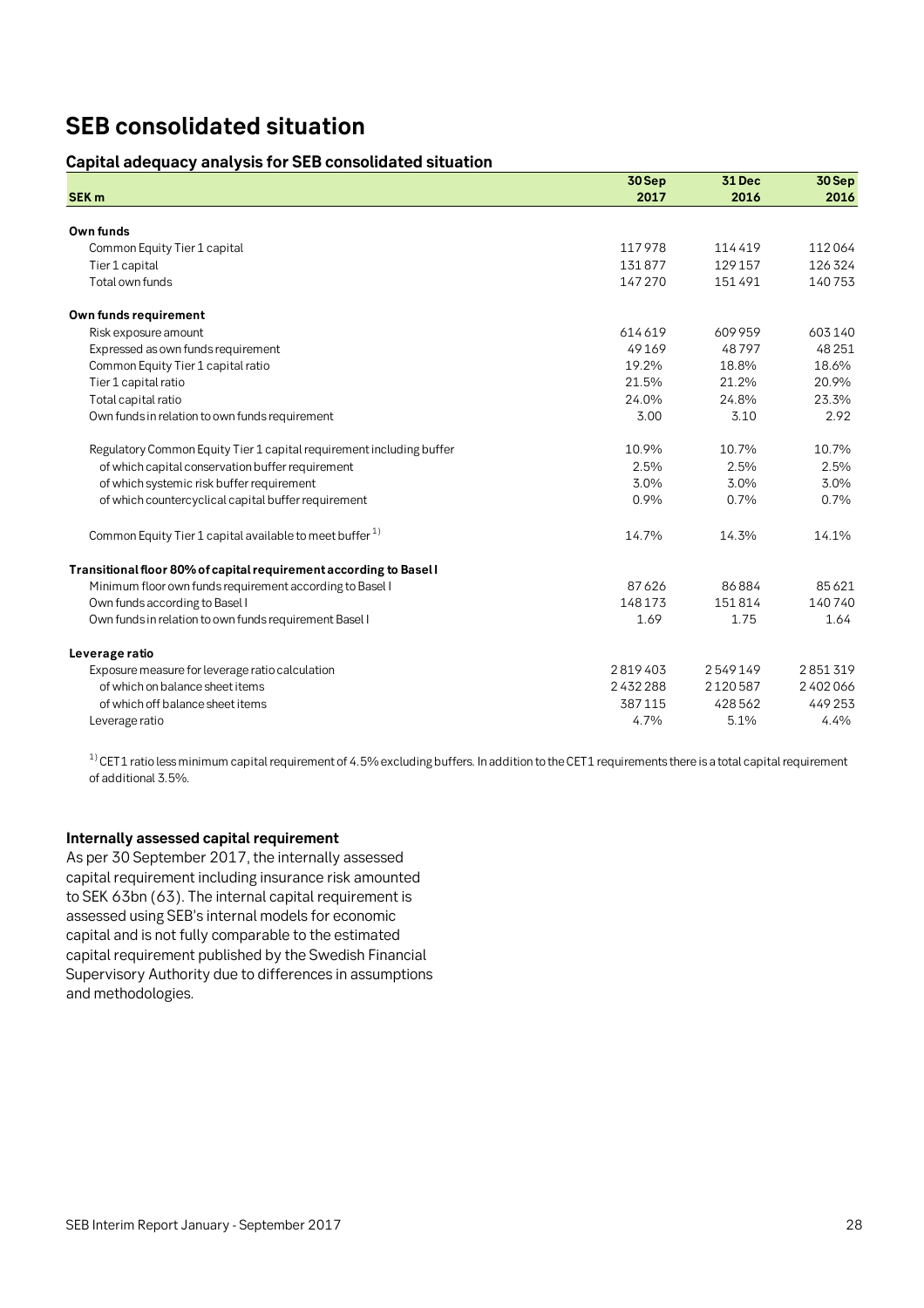# SEB consolidated situation

## Capital adequacy analysis for SEB consolidated situation

| SEK m | 30 Sep 2017 | 31 Dec 2016 | 30 Sep 2016 |
|---|---|---|---|
| **Own funds** | | | |
| Common Equity Tier 1 capital | 117978 | 114419 | 112064 |
| Tier 1 capital | 131877 | 129157 | 126324 |
| Total own funds | 147270 | 151491 | 140753 |
| **Own funds requirement** | | | |
| Risk exposure amount | 614619 | 609959 | 603140 |
| Expressed as own funds requirement | 49169 | 48797 | 48251 |
| Common Equity Tier 1 capital ratio | 19.2% | 18.8% | 18.6% |
| Tier 1 capital ratio | 21.5% | 21.2% | 20.9% |
| Total capital ratio | 24.0% | 24.8% | 23.3% |
| Own funds in relation to own funds requirement | 3.00 | 3.10 | 2.92 |
| Regulatory Common Equity Tier 1 capital requirement including buffer | 10.9% | 10.7% | 10.7% |
| of which capital conservation buffer requirement | 2.5% | 2.5% | 2.5% |
| of which systemic risk buffer requirement | 3.0% | 3.0% | 3.0% |
| of which countercyclical capital buffer requirement | 0.9% | 0.7% | 0.7% |
| Common Equity Tier 1 capital available to meet buffer [1] | 14.7% | 14.3% | 14.1% |
| **Transitional floor 80% of capital requirement according to Basel I** | | | |
| Minimum floor own funds requirement according to Basel I | 87626 | 86884 | 85621 |
| Own funds according to Basel I | 148173 | 151814 | 140740 |
| Own funds in relation to own funds requirement Basel I | 1.69 | 1.75 | 1.64 |
| **Leverage ratio** | | | |
| Exposure measure for leverage ratio calculation | 2819403 | 2549149 | 2851319 |
| of which on balance sheet items | 2432288 | 2120587 | 2402066 |
| of which off balance sheet items | 387115 | 428562 | 449253 |
| Leverage ratio | 4.7% | 5.1% | 4.4% |

[1] CET1 ratio less minimum capital requirement of 4.5% excluding buffers. In addition to the CET1 requirements there is a total capital requirement of additional 3.5%.

### Internally assessed capital requirement

As per 30 September 2017, the internally assessed capital requirement including insurance risk amounted to SEK 63bn (63). The internal capital requirement is assessed using SEB's internal models for economic capital and is not fully comparable to the estimated capital requirement published by the Swedish Financial Supervisory Authority due to differences in assumptions and methodologies.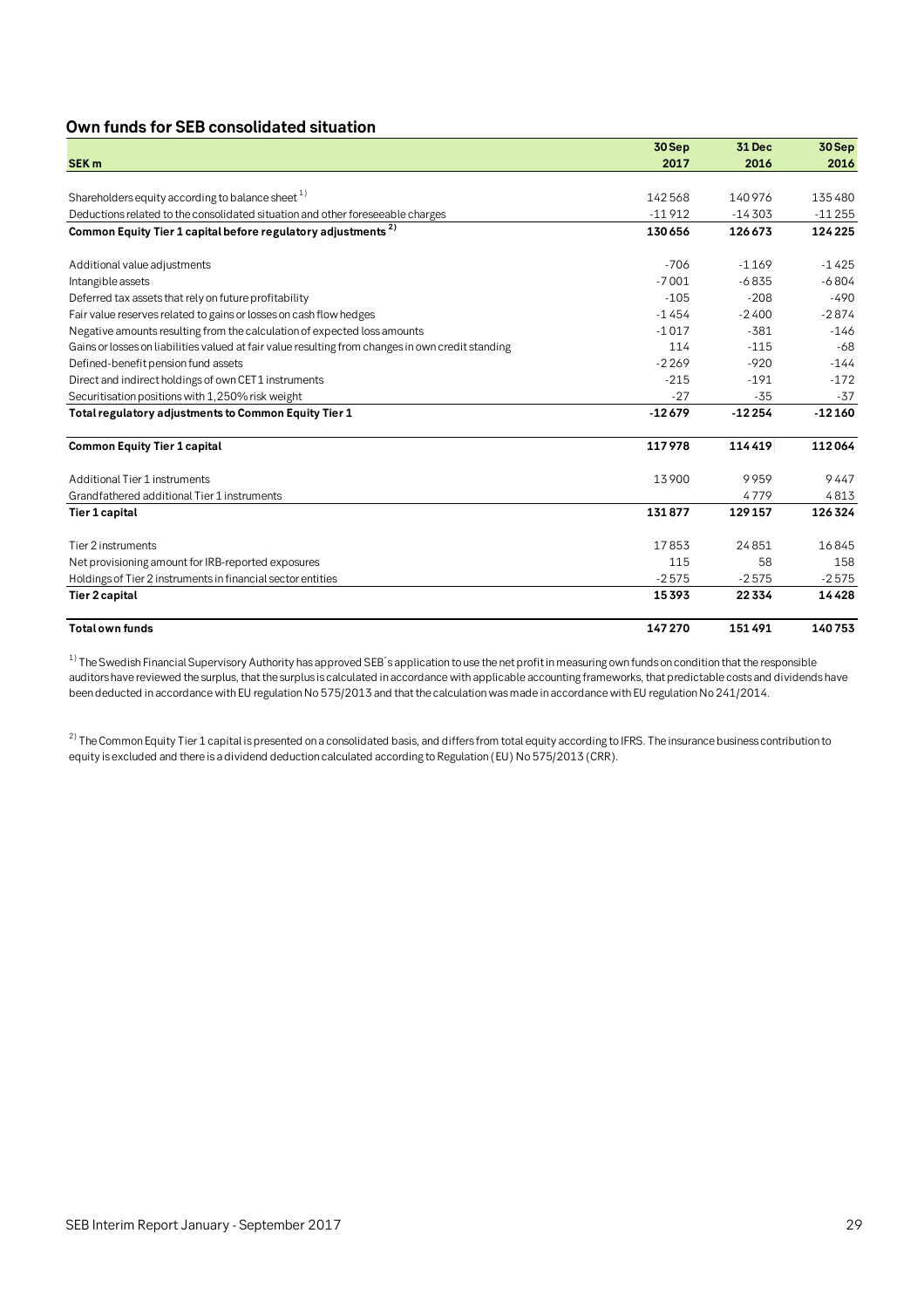## Own funds for SEB consolidated situation

| SEK m | 30 Sep 2017 | 31 Dec 2016 | 30 Sep 2016 |
|---|---|---|---|
| Shareholders equity according to balance sheet [1] | 142 568 | 140 976 | 135 480 |
| Deductions related to the consolidated situation and other foreseeable charges | -11 912 | -14 303 | -11 255 |
| **Common Equity Tier 1 capital before regulatory adjustments [2]** | **130 656** | **126 673** | **124 225** |
| Additional value adjustments | -706 | -1 169 | -1 425 |
| Intangible assets | -7 001 | -6 835 | -6 804 |
| Deferred tax assets that rely on future profitability | -105 | -208 | -490 |
| Fair value reserves related to gains or losses on cash flow hedges | -1 454 | -2 400 | -2 874 |
| Negative amounts resulting from the calculation of expected loss amounts | -1 017 | -381 | -146 |
| Gains or losses on liabilities valued at fair value resulting from changes in own credit standing | 114 | -115 | -68 |
| Defined-benefit pension fund assets | -2 269 | -920 | -144 |
| Direct and indirect holdings of own CET1 instruments | -215 | -191 | -172 |
| Securitisation positions with 1,250% risk weight | -27 | -35 | -37 |
| **Total regulatory adjustments to Common Equity Tier 1** | **-12 679** | **-12 254** | **-12 160** |
| **Common Equity Tier 1 capital** | **117 978** | **114 419** | **112 064** |
| Additional Tier 1 instruments | 13 900 | 9 959 | 9 447 |
| Grandfathered additional Tier 1 instruments | | 4 779 | 4 813 |
| **Tier 1 capital** | **131 877** | **129 157** | **126 324** |
| Tier 2 instruments | 17 853 | 24 851 | 16 845 |
| Net provisioning amount for IRB-reported exposures | 115 | 58 | 158 |
| Holdings of Tier 2 instruments in financial sector entities | -2 575 | -2 575 | -2 575 |
| **Tier 2 capital** | **15 393** | **22 334** | **14 428** |
| **Total own funds** | **147 270** | **151 491** | **140 753** |

[1] The Swedish Financial Supervisory Authority has approved SEB´s application to use the net profit in measuring own funds on condition that the responsible auditors have reviewed the surplus, that the surplus is calculated in accordance with applicable accounting frameworks, that predictable costs and dividends have been deducted in accordance with EU regulation No 575/2013 and that the calculation was made in accordance with EU regulation No 241/2014.

[2] The Common Equity Tier 1 capital is presented on a consolidated basis, and differs from total equity according to IFRS. The insurance business contribution to equity is excluded and there is a dividend deduction calculated according to Regulation (EU) No 575/2013 (CRR).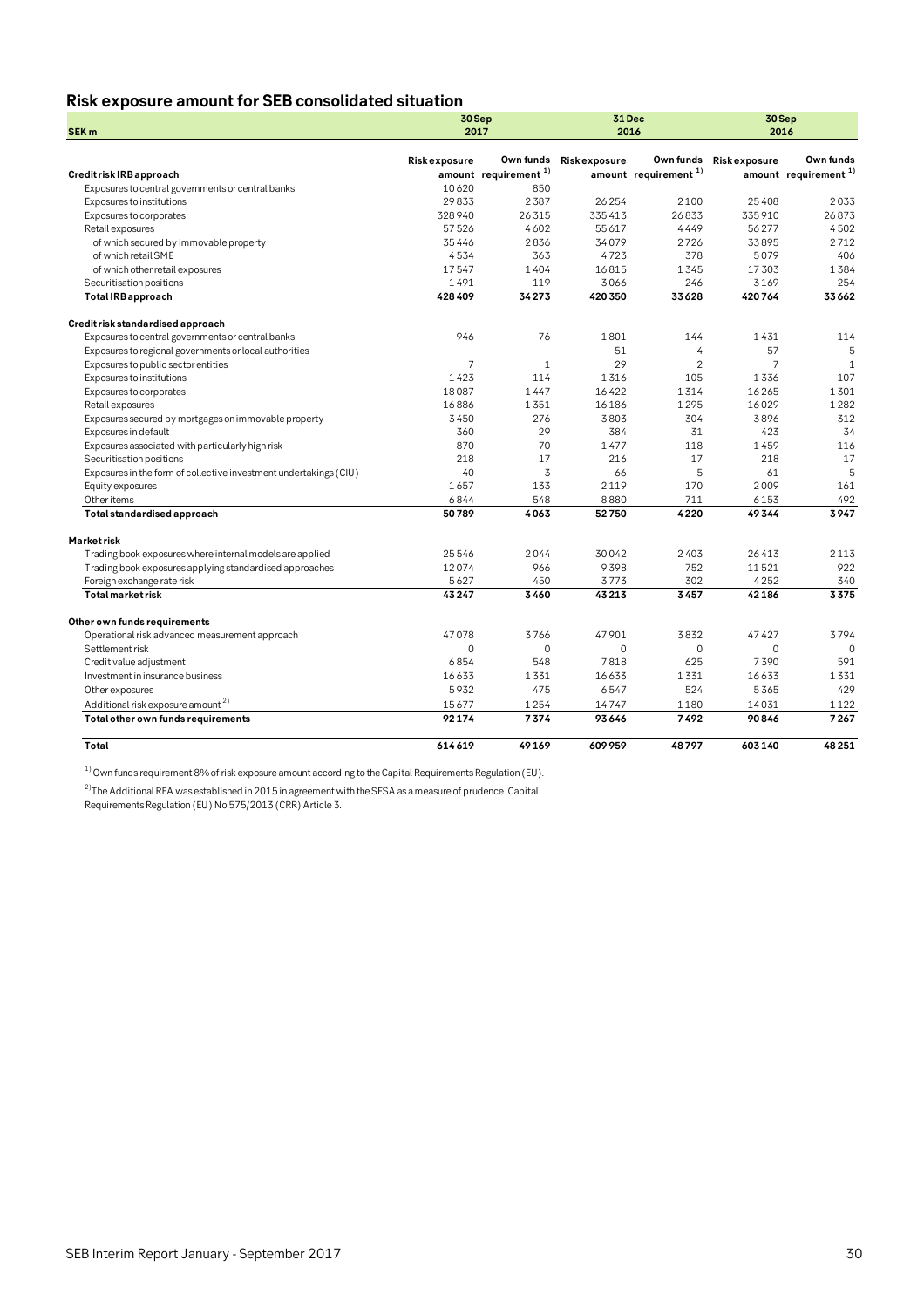## Risk exposure amount for SEB consolidated situation

| SEK m | 30 Sep 2017 | | 31 Dec 2016 | | 30 Sep 2016 | |
|---|---|---|---|---|---|---|
| **Credit risk IRB approach** | Risk exposure amount | Own funds requirement [1] | Risk exposure amount | Own funds requirement [1] | Risk exposure amount | Own funds requirement [1] |
| Exposures to central governments or central banks | 10 620 | 850 | | | | |
| Exposures to institutions | 29 833 | 2 387 | 26 254 | 2 100 | 25 408 | 2 033 |
| Exposures to corporates | 328 940 | 26 315 | 335 413 | 26 833 | 335 910 | 26 873 |
| Retail exposures | 57 526 | 4 602 | 55 617 | 4 449 | 56 277 | 4 502 |
| of which secured by immovable property | 35 446 | 2 836 | 34 079 | 2 726 | 33 895 | 2 712 |
| of which retail SME | 4 534 | 363 | 4 723 | 378 | 5 079 | 406 |
| of which other retail exposures | 17 547 | 1 404 | 16 815 | 1 345 | 17 303 | 1 384 |
| Securitisation positions | 1 491 | 119 | 3 066 | 246 | 3 169 | 254 |
| **Total IRB approach** | **428 409** | **34 273** | **420 350** | **33 628** | **420 764** | **33 662** |
| | | | | | | |
| **Credit risk standardised approach** | | | | | | |
| Exposures to central governments or central banks | 946 | 76 | 1 801 | 144 | 1 431 | 114 |
| Exposures to regional governments or local authorities | | | 51 | 4 | 57 | 5 |
| Exposures to public sector entities | 7 | 1 | 29 | 2 | 7 | 1 |
| Exposures to institutions | 1 423 | 114 | 1 316 | 105 | 1 336 | 107 |
| Exposures to corporates | 18 087 | 1 447 | 16 422 | 1 314 | 16 265 | 1 301 |
| Retail exposures | 16 886 | 1 351 | 16 186 | 1 295 | 16 029 | 1 282 |
| Exposures secured by mortgages on immovable property | 3 450 | 276 | 3 803 | 304 | 3 896 | 312 |
| Exposures in default | 360 | 29 | 384 | 31 | 423 | 34 |
| Exposures associated with particularly high risk | 870 | 70 | 1 477 | 118 | 1 459 | 116 |
| Securitisation positions | 218 | 17 | 216 | 17 | 218 | 17 |
| Exposures in the form of collective investment undertakings (CIU) | 40 | 3 | 66 | 5 | 61 | 5 |
| Equity exposures | 1 657 | 133 | 2 119 | 170 | 2 009 | 161 |
| Other items | 6 844 | 548 | 8 880 | 711 | 6 153 | 492 |
| **Total standardised approach** | **50 789** | **4 063** | **52 750** | **4 220** | **49 344** | **3 947** |
| | | | | | | |
| **Market risk** | | | | | | |
| Trading book exposures where internal models are applied | 25 546 | 2 044 | 30 042 | 2 403 | 26 413 | 2 113 |
| Trading book exposures applying standardised approaches | 12 074 | 966 | 9 398 | 752 | 11 521 | 922 |
| Foreign exchange rate risk | 5 627 | 450 | 3 773 | 302 | 4 252 | 340 |
| **Total market risk** | **43 247** | **3 460** | **43 213** | **3 457** | **42 186** | **3 375** |
| | | | | | | |
| **Other own funds requirements** | | | | | | |
| Operational risk advanced measurement approach | 47 078 | 3 766 | 47 901 | 3 832 | 47 427 | 3 794 |
| Settlement risk | 0 | 0 | 0 | 0 | 0 | 0 |
| Credit value adjustment | 6 854 | 548 | 7 818 | 625 | 7 390 | 591 |
| Investment in insurance business | 16 633 | 1 331 | 16 633 | 1 331 | 16 633 | 1 331 |
| Other exposures | 5 932 | 475 | 6 547 | 524 | 5 365 | 429 |
| Additional risk exposure amount [2] | 15 677 | 1 254 | 14 747 | 1 180 | 14 031 | 1 122 |
| **Total other own funds requirements** | **92 174** | **7 374** | **93 646** | **7 492** | **90 846** | **7 267** |
| | | | | | | |
| **Total** | **614 619** | **49 169** | **609 959** | **48 797** | **603 140** | **48 251** |

[1] Own funds requirement 8% of risk exposure amount according to the Capital Requirements Regulation (EU).

[2] The Additional REA was established in 2015 in agreement with the SFSA as a measure of prudence. Capital Requirements Regulation (EU) No 575/2013 (CRR) Article 3.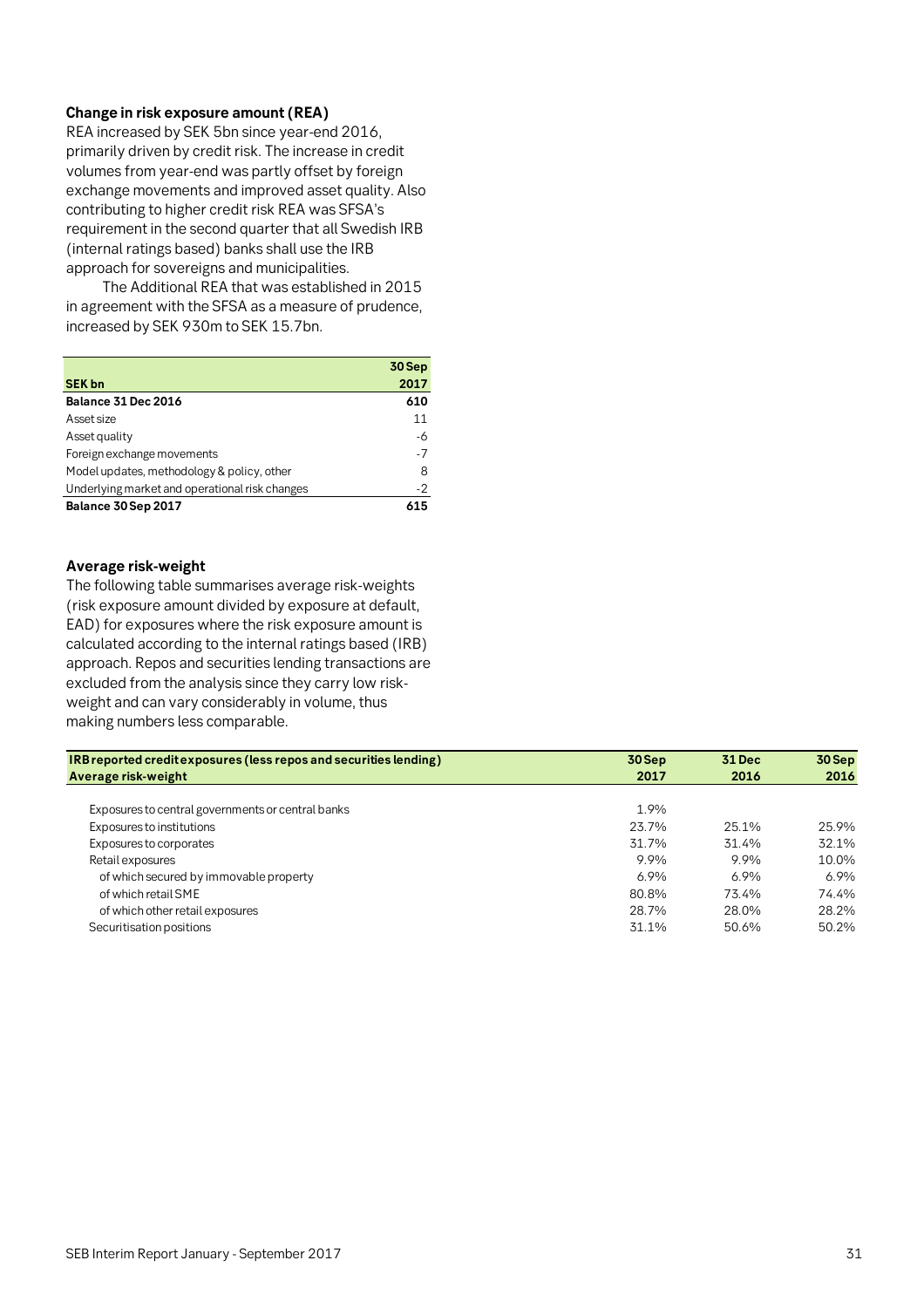## Change in risk exposure amount (REA)

REA increased by SEK 5bn since year-end 2016, primarily driven by credit risk. The increase in credit volumes from year-end was partly offset by foreign exchange movements and improved asset quality. Also contributing to higher credit risk REA was SFSA's requirement in the second quarter that all Swedish IRB (internal ratings based) banks shall use the IRB approach for sovereigns and municipalities.

The Additional REA that was established in 2015 in agreement with the SFSA as a measure of prudence, increased by SEK 930m to SEK 15.7bn.

| SEK bn | 30 Sep 2017 |
|---|---|
| **Balance 31 Dec 2016** | **610** |
| Asset size | 11 |
| Asset quality | -6 |
| Foreign exchange movements | -7 |
| Model updates, methodology & policy, other | 8 |
| Underlying market and operational risk changes | -2 |
| **Balance 30 Sep 2017** | **615** |

## Average risk-weight

The following table summarises average risk-weights (risk exposure amount divided by exposure at default, EAD) for exposures where the risk exposure amount is calculated according to the internal ratings based (IRB) approach. Repos and securities lending transactions are excluded from the analysis since they carry low risk-weight and can vary considerably in volume, thus making numbers less comparable.

| IRB reported credit exposures (less repos and securities lending)<br>Average risk-weight | 30 Sep 2017 | 31 Dec 2016 | 30 Sep 2016 |
|---|---|---|---|
| Exposures to central governments or central banks | 1.9% | | |
| Exposures to institutions | 23.7% | 25.1% | 25.9% |
| Exposures to corporates | 31.7% | 31.4% | 32.1% |
| Retail exposures | 9.9% | 9.9% | 10.0% |
| of which secured by immovable property | 6.9% | 6.9% | 6.9% |
| of which retail SME | 80.8% | 73.4% | 74.4% |
| of which other retail exposures | 28.7% | 28.0% | 28.2% |
| Securitisation positions | 31.1% | 50.6% | 50.2% |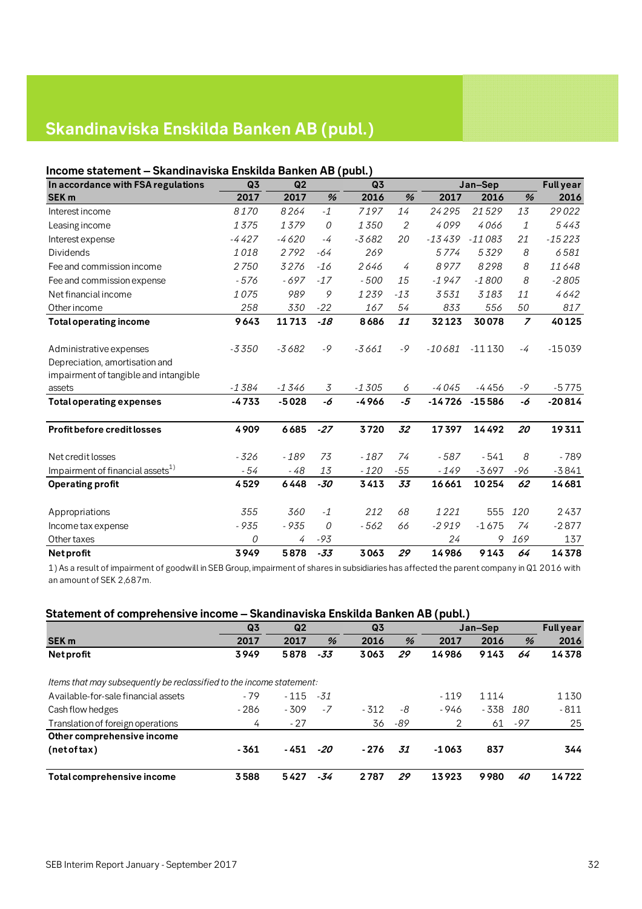# Skandinaviska Enskilda Banken AB (publ.)

## Income statement – Skandinaviska Enskilda Banken AB (publ.)

| In accordance with FSA regulations | Q3 | Q2 | | Q3 | | Jan–Sep | | | Full year |
|---|---|---|---|---|---|---|---|---|---|
| SEK m | 2017 | 2017 | % | 2016 | % | 2017 | 2016 | % | 2016 |
| Interest income | 8 170 | 8 264 | -1 | 7 197 | 14 | 24 295 | 21 529 | 13 | 29 022 |
| Leasing income | 1 375 | 1 379 | 0 | 1 350 | 2 | 4 099 | 4 066 | 1 | 5 443 |
| Interest expense | -4 427 | -4 620 | -4 | -3 682 | 20 | -13 439 | -11 083 | 21 | -15 223 |
| Dividends | 1 018 | 2 792 | -64 | 269 | | 5 774 | 5 329 | 8 | 6 581 |
| Fee and commission income | 2 750 | 3 276 | -16 | 2 646 | 4 | 8 977 | 8 298 | 8 | 11 648 |
| Fee and commission expense | - 576 | - 697 | -17 | - 500 | 15 | -1 947 | -1 800 | 8 | -2 805 |
| Net financial income | 1 075 | 989 | 9 | 1 239 | -13 | 3 531 | 3 183 | 11 | 4 642 |
| Other income | 258 | 330 | -22 | 167 | 54 | 833 | 556 | 50 | 817 |
| **Total operating income** | **9 643** | **11 713** | ***-18*** | **8 686** | ***11*** | **32 123** | **30 078** | ***7*** | **40 125** |
| | | | | | | | | | |
| Administrative expenses | -3 350 | -3 682 | -9 | -3 661 | -9 | -10 681 | -11 130 | -4 | -15 039 |
| Depreciation, amortisation and impairment of tangible and intangible assets | -1 384 | -1 346 | 3 | -1 305 | 6 | -4 045 | -4 456 | -9 | -5 775 |
| **Total operating expenses** | **-4 733** | **-5 028** | ***-6*** | **-4 966** | ***-5*** | **-14 726** | **-15 586** | ***-6*** | **-20 814** |
| | | | | | | | | | |
| **Profit before credit losses** | **4 909** | **6 685** | ***-27*** | **3 720** | ***32*** | **17 397** | **14 492** | ***20*** | **19 311** |
| | | | | | | | | | |
| Net credit losses | - 326 | - 189 | 73 | - 187 | 74 | - 587 | - 541 | 8 | - 789 |
| Impairment of financial assets[1] | - 54 | - 48 | 13 | - 120 | -55 | - 149 | -3 697 | -96 | -3 841 |
| **Operating profit** | **4 529** | **6 448** | ***-30*** | **3 413** | ***33*** | **16 661** | **10 254** | ***62*** | **14 681** |
| | | | | | | | | | |
| Appropriations | 355 | 360 | -1 | 212 | 68 | 1 221 | 555 | 120 | 2 437 |
| Income tax expense | - 935 | - 935 | 0 | - 562 | 66 | -2 919 | -1 675 | 74 | -2 877 |
| Other taxes | 0 | 4 | -93 | | | 24 | 9 | 169 | 137 |
| **Net profit** | **3 949** | **5 878** | ***-33*** | **3 063** | ***29*** | **14 986** | **9 143** | ***64*** | **14 378** |

1) As a result of impairment of goodwill in SEB Group, impairment of shares in subsidiaries has affected the parent company in Q1 2016 with an amount of SEK 2,687m.

## Statement of comprehensive income – Skandinaviska Enskilda Banken AB (publ.)

| | Q3 | Q2 | | Q3 | | Jan–Sep | | | Full year |
|---|---|---|---|---|---|---|---|---|---|
| SEK m | 2017 | 2017 | % | 2016 | % | 2017 | 2016 | % | 2016 |
| **Net profit** | **3 949** | **5 878** | ***-33*** | **3 063** | ***29*** | **14 986** | **9 143** | ***64*** | **14 378** |
| | | | | | | | | | |
| *Items that may subsequently be reclassified to the income statement:* | | | | | | | | | |
| Available-for-sale financial assets | - 79 | - 115 | -31 | | | - 119 | 1 114 | | 1 130 |
| Cash flow hedges | - 286 | - 309 | -7 | - 312 | -8 | - 946 | - 338 | 180 | - 811 |
| Translation of foreign operations | 4 | - 27 | | 36 | -89 | 2 | 61 | -97 | 25 |
| **Other comprehensive income (net of tax)** | **- 361** | **- 451** | ***-20*** | **- 276** | ***31*** | **-1 063** | **837** | | **344** |
| | | | | | | | | | |
| **Total comprehensive income** | **3 588** | **5 427** | ***-34*** | **2 787** | ***29*** | **13 923** | **9 980** | ***40*** | **14 722** |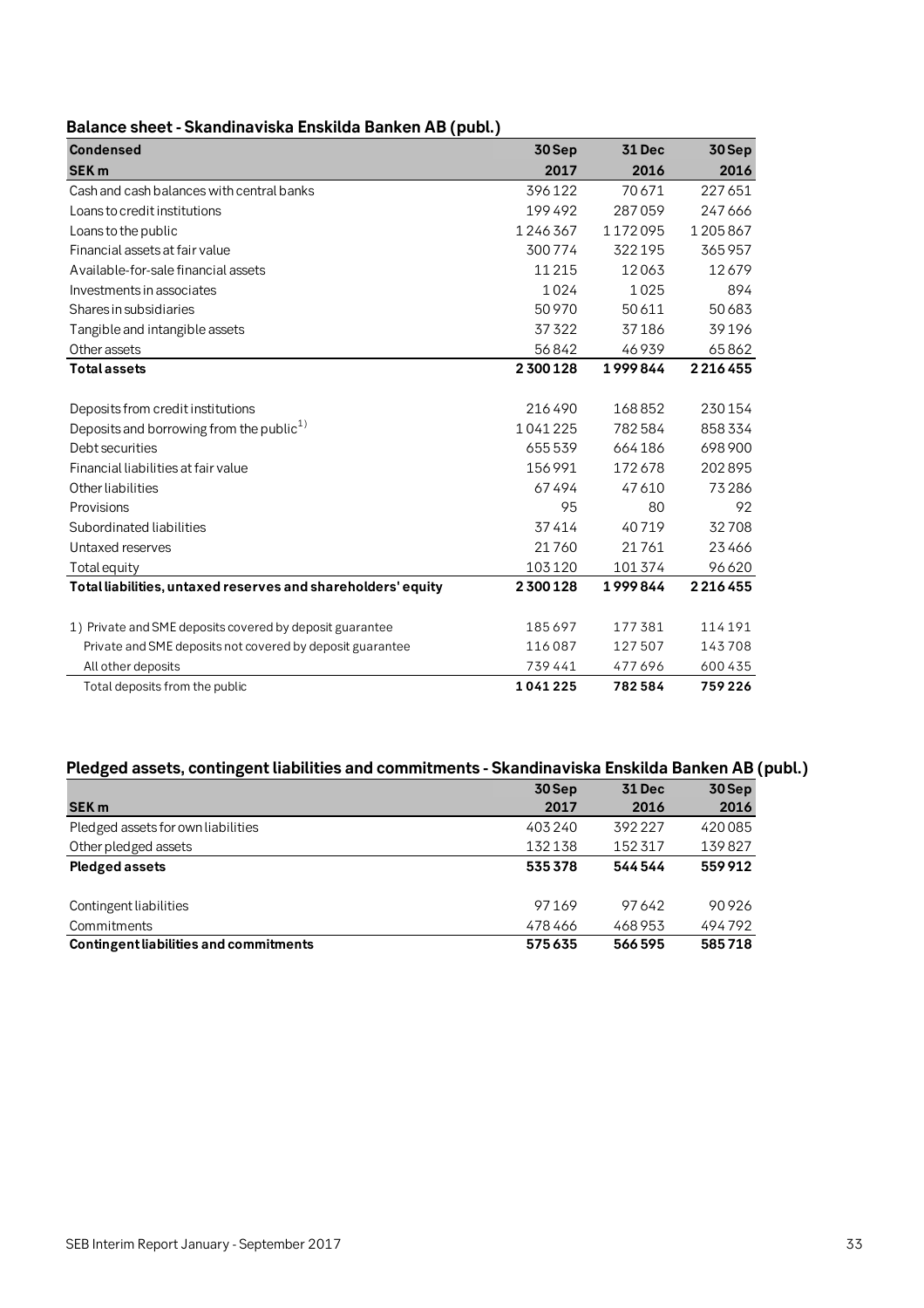## Balance sheet - Skandinaviska Enskilda Banken AB (publ.)

| Condensed<br>SEK m | 30 Sep<br>2017 | 31 Dec<br>2016 | 30 Sep<br>2016 |
|---|---|---|---|
| Cash and cash balances with central banks | 396 122 | 70 671 | 227 651 |
| Loans to credit institutions | 199 492 | 287 059 | 247 666 |
| Loans to the public | 1 246 367 | 1 172 095 | 1 205 867 |
| Financial assets at fair value | 300 774 | 322 195 | 365 957 |
| Available-for-sale financial assets | 11 215 | 12 063 | 12 679 |
| Investments in associates | 1 024 | 1 025 | 894 |
| Shares in subsidiaries | 50 970 | 50 611 | 50 683 |
| Tangible and intangible assets | 37 322 | 37 186 | 39 196 |
| Other assets | 56 842 | 46 939 | 65 862 |
| **Total assets** | **2 300 128** | **1 999 844** | **2 216 455** |
| | | | |
| Deposits from credit institutions | 216 490 | 168 852 | 230 154 |
| Deposits and borrowing from the public[1] | 1 041 225 | 782 584 | 858 334 |
| Debt securities | 655 539 | 664 186 | 698 900 |
| Financial liabilities at fair value | 156 991 | 172 678 | 202 895 |
| Other liabilities | 67 494 | 47 610 | 73 286 |
| Provisions | 95 | 80 | 92 |
| Subordinated liabilities | 37 414 | 40 719 | 32 708 |
| Untaxed reserves | 21 760 | 21 761 | 23 466 |
| Total equity | 103 120 | 101 374 | 96 620 |
| **Total liabilities, untaxed reserves and shareholders' equity** | **2 300 128** | **1 999 844** | **2 216 455** |
| | | | |
| 1) Private and SME deposits covered by deposit guarantee | 185 697 | 177 381 | 114 191 |
| Private and SME deposits not covered by deposit guarantee | 116 087 | 127 507 | 143 708 |
| All other deposits | 739 441 | 477 696 | 600 435 |
| Total deposits from the public | **1 041 225** | **782 584** | **759 226** |

## Pledged assets, contingent liabilities and commitments - Skandinaviska Enskilda Banken AB (publ.)

| SEK m | 30 Sep<br>2017 | 31 Dec<br>2016 | 30 Sep<br>2016 |
|---|---|---|---|
| Pledged assets for own liabilities | 403 240 | 392 227 | 420 085 |
| Other pledged assets | 132 138 | 152 317 | 139 827 |
| **Pledged assets** | **535 378** | **544 544** | **559 912** |
| | | | |
| Contingent liabilities | 97 169 | 97 642 | 90 926 |
| Commitments | 478 466 | 468 953 | 494 792 |
| **Contingent liabilities and commitments** | **575 635** | **566 595** | **585 718** |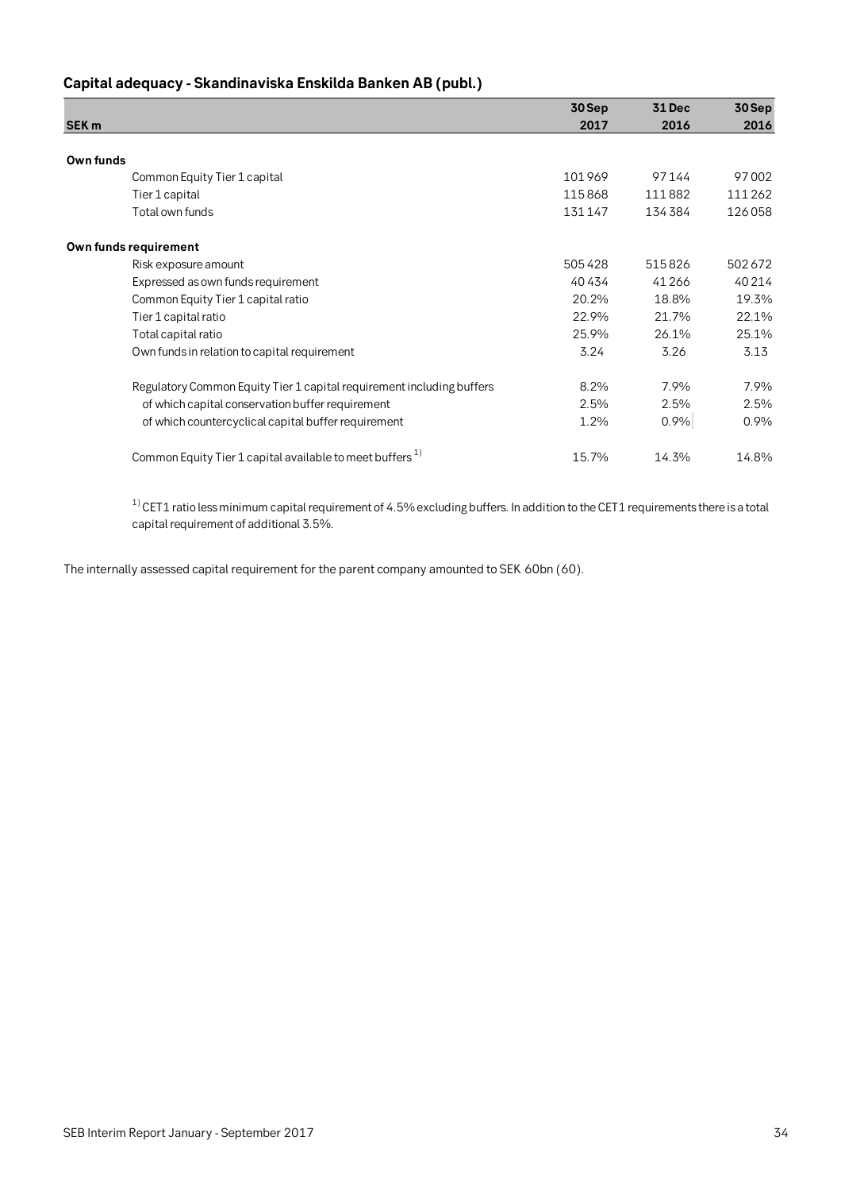## Capital adequacy - Skandinaviska Enskilda Banken AB (publ.)

| SEK m | 30 Sep 2017 | 31 Dec 2016 | 30 Sep 2016 |
|---|---|---|---|
| **Own funds** | | | |
| Common Equity Tier 1 capital | 101 969 | 97 144 | 97 002 |
| Tier 1 capital | 115 868 | 111 882 | 111 262 |
| Total own funds | 131 147 | 134 384 | 126 058 |
| **Own funds requirement** | | | |
| Risk exposure amount | 505 428 | 515 826 | 502 672 |
| Expressed as own funds requirement | 40 434 | 41 266 | 40 214 |
| Common Equity Tier 1 capital ratio | 20.2% | 18.8% | 19.3% |
| Tier 1 capital ratio | 22.9% | 21.7% | 22.1% |
| Total capital ratio | 25.9% | 26.1% | 25.1% |
| Own funds in relation to capital requirement | 3.24 | 3.26 | 3.13 |
| Regulatory Common Equity Tier 1 capital requirement including buffers | 8.2% | 7.9% | 7.9% |
| of which capital conservation buffer requirement | 2.5% | 2.5% | 2.5% |
| of which countercyclical capital buffer requirement | 1.2% | 0.9% | 0.9% |
| Common Equity Tier 1 capital available to meet buffers [1] | 15.7% | 14.3% | 14.8% |

[1] CET1 ratio less minimum capital requirement of 4.5% excluding buffers. In addition to the CET1 requirements there is a total capital requirement of additional 3.5%.

The internally assessed capital requirement for the parent company amounted to SEK 60bn (60).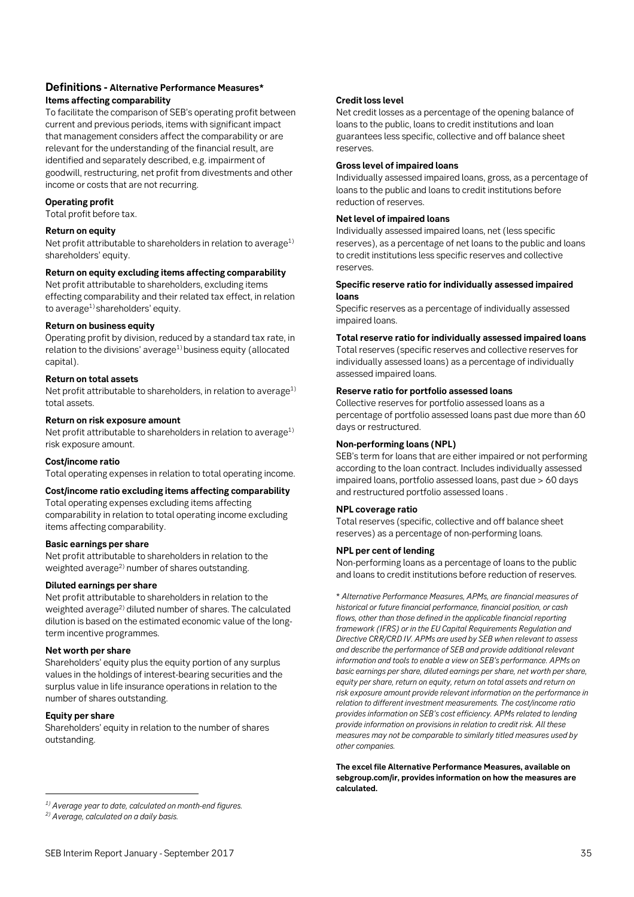## Definitions - Alternative Performance Measures*

**Items affecting comparability**

To facilitate the comparison of SEB's operating profit between current and previous periods, items with significant impact that management considers affect the comparability or are relevant for the understanding of the financial result, are identified and separately described, e.g. impairment of goodwill, restructuring, net profit from divestments and other income or costs that are not recurring.

**Operating profit**

Total profit before tax.

**Return on equity**

Net profit attributable to shareholders in relation to average[1] shareholders' equity.

**Return on equity excluding items affecting comparability**

Net profit attributable to shareholders, excluding items effecting comparability and their related tax effect, in relation to average[1] shareholders' equity.

**Return on business equity**

Operating profit by division, reduced by a standard tax rate, in relation to the divisions' average[1] business equity (allocated capital).

**Return on total assets**

Net profit attributable to shareholders, in relation to average[1] total assets.

**Return on risk exposure amount**

Net profit attributable to shareholders in relation to average[1] risk exposure amount.

**Cost/income ratio**

Total operating expenses in relation to total operating income.

**Cost/income ratio excluding items affecting comparability**

Total operating expenses excluding items affecting comparability in relation to total operating income excluding items affecting comparability.

**Basic earnings per share**

Net profit attributable to shareholders in relation to the weighted average[2] number of shares outstanding.

**Diluted earnings per share**

Net profit attributable to shareholders in relation to the weighted average[2] diluted number of shares. The calculated dilution is based on the estimated economic value of the long-term incentive programmes.

**Net worth per share**

Shareholders' equity plus the equity portion of any surplus values in the holdings of interest-bearing securities and the surplus value in life insurance operations in relation to the number of shares outstanding.

**Equity per share**

Shareholders' equity in relation to the number of shares outstanding.

**Credit loss level**

Net credit losses as a percentage of the opening balance of loans to the public, loans to credit institutions and loan guarantees less specific, collective and off balance sheet reserves.

**Gross level of impaired loans**

Individually assessed impaired loans, gross, as a percentage of loans to the public and loans to credit institutions before reduction of reserves.

**Net level of impaired loans**

Individually assessed impaired loans, net (less specific reserves), as a percentage of net loans to the public and loans to credit institutions less specific reserves and collective reserves.

**Specific reserve ratio for individually assessed impaired loans**

Specific reserves as a percentage of individually assessed impaired loans.

**Total reserve ratio for individually assessed impaired loans**

Total reserves (specific reserves and collective reserves for individually assessed loans) as a percentage of individually assessed impaired loans.

**Reserve ratio for portfolio assessed loans**

Collective reserves for portfolio assessed loans as a percentage of portfolio assessed loans past due more than 60 days or restructured.

**Non-performing loans (NPL)**

SEB's term for loans that are either impaired or not performing according to the loan contract. Includes individually assessed impaired loans, portfolio assessed loans, past due > 60 days and restructured portfolio assessed loans .

**NPL coverage ratio**

Total reserves (specific, collective and off balance sheet reserves) as a percentage of non-performing loans.

**NPL per cent of lending**

Non-performing loans as a percentage of loans to the public and loans to credit institutions before reduction of reserves.

*\* Alternative Performance Measures, APMs, are financial measures of historical or future financial performance, financial position, or cash flows, other than those defined in the applicable financial reporting framework (IFRS) or in the EU Capital Requirements Regulation and Directive CRR/CRD IV. APMs are used by SEB when relevant to assess and describe the performance of SEB and provide additional relevant information and tools to enable a view on SEB's performance. APMs on basic earnings per share, diluted earnings per share, net worth per share, equity per share, return on equity, return on total assets and return on risk exposure amount provide relevant information on the performance in relation to different investment measurements. The cost/income ratio provides information on SEB's cost efficiency. APMs related to lending provide information on provisions in relation to credit risk. All these measures may not be comparable to similarly titled measures used by other companies.*

**The excel file Alternative Performance Measures, available on sebgroup.com/ir, provides information on how the measures are calculated.**

---

*[1] Average year to date, calculated on month-end figures.*

*[2] Average, calculated on a daily basis.*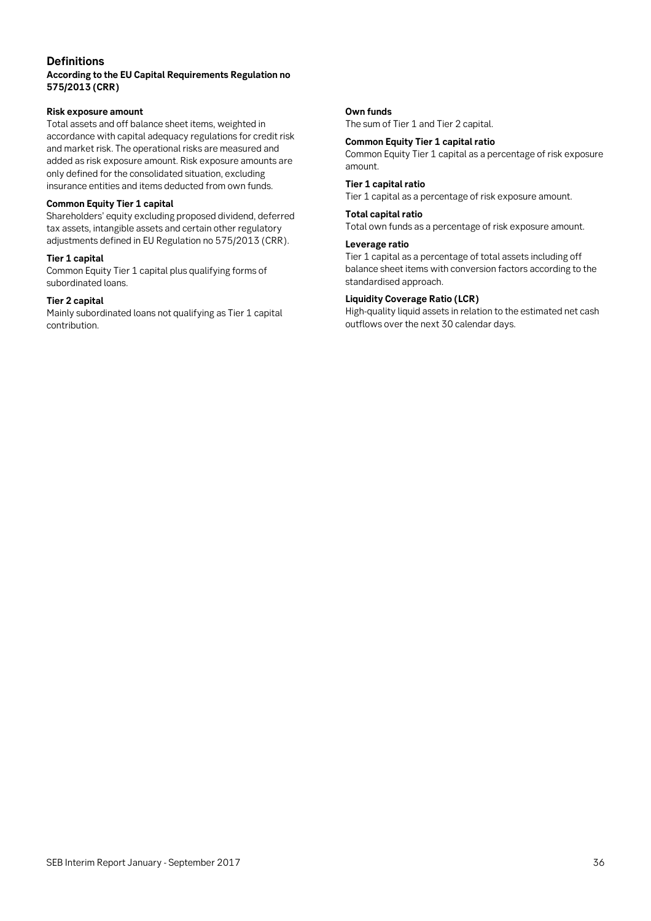## Definitions

**According to the EU Capital Requirements Regulation no 575/2013 (CRR)**

**Risk exposure amount**

Total assets and off balance sheet items, weighted in accordance with capital adequacy regulations for credit risk and market risk. The operational risks are measured and added as risk exposure amount. Risk exposure amounts are only defined for the consolidated situation, excluding insurance entities and items deducted from own funds.

**Common Equity Tier 1 capital**

Shareholders' equity excluding proposed dividend, deferred tax assets, intangible assets and certain other regulatory adjustments defined in EU Regulation no 575/2013 (CRR).

**Tier 1 capital**

Common Equity Tier 1 capital plus qualifying forms of subordinated loans.

**Tier 2 capital**

Mainly subordinated loans not qualifying as Tier 1 capital contribution.

**Own funds**

The sum of Tier 1 and Tier 2 capital.

**Common Equity Tier 1 capital ratio**

Common Equity Tier 1 capital as a percentage of risk exposure amount.

**Tier 1 capital ratio**

Tier 1 capital as a percentage of risk exposure amount.

**Total capital ratio**

Total own funds as a percentage of risk exposure amount.

**Leverage ratio**

Tier 1 capital as a percentage of total assets including off balance sheet items with conversion factors according to the standardised approach.

**Liquidity Coverage Ratio (LCR)**

High-quality liquid assets in relation to the estimated net cash outflows over the next 30 calendar days.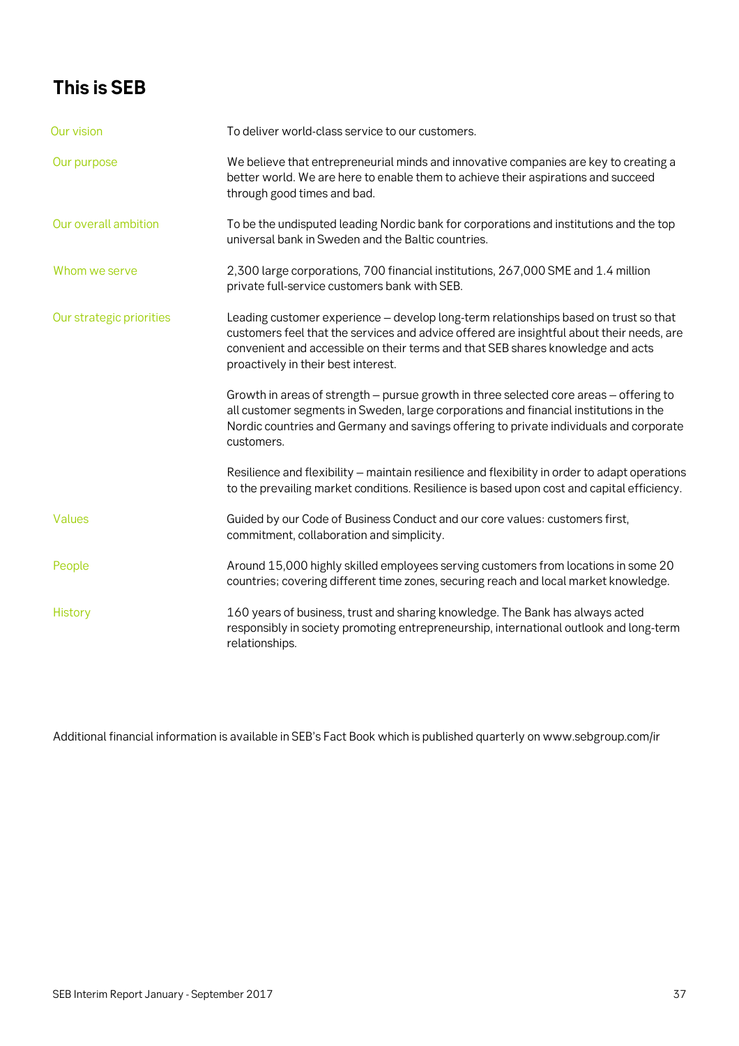# This is SEB

| | |
|---|---|
| Our vision | To deliver world-class service to our customers. |
| Our purpose | We believe that entrepreneurial minds and innovative companies are key to creating a better world. We are here to enable them to achieve their aspirations and succeed through good times and bad. |
| Our overall ambition | To be the undisputed leading Nordic bank for corporations and institutions and the top universal bank in Sweden and the Baltic countries. |
| Whom we serve | 2,300 large corporations, 700 financial institutions, 267,000 SME and 1.4 million private full-service customers bank with SEB. |
| Our strategic priorities | Leading customer experience – develop long-term relationships based on trust so that customers feel that the services and advice offered are insightful about their needs, are convenient and accessible on their terms and that SEB shares knowledge and acts proactively in their best interest.<br><br>Growth in areas of strength – pursue growth in three selected core areas – offering to all customer segments in Sweden, large corporations and financial institutions in the Nordic countries and Germany and savings offering to private individuals and corporate customers.<br><br>Resilience and flexibility – maintain resilience and flexibility in order to adapt operations to the prevailing market conditions. Resilience is based upon cost and capital efficiency. |
| Values | Guided by our Code of Business Conduct and our core values: customers first, commitment, collaboration and simplicity. |
| People | Around 15,000 highly skilled employees serving customers from locations in some 20 countries; covering different time zones, securing reach and local market knowledge. |
| History | 160 years of business, trust and sharing knowledge. The Bank has always acted responsibly in society promoting entrepreneurship, international outlook and long-term relationships. |

Additional financial information is available in SEB's Fact Book which is published quarterly on www.sebgroup.com/ir